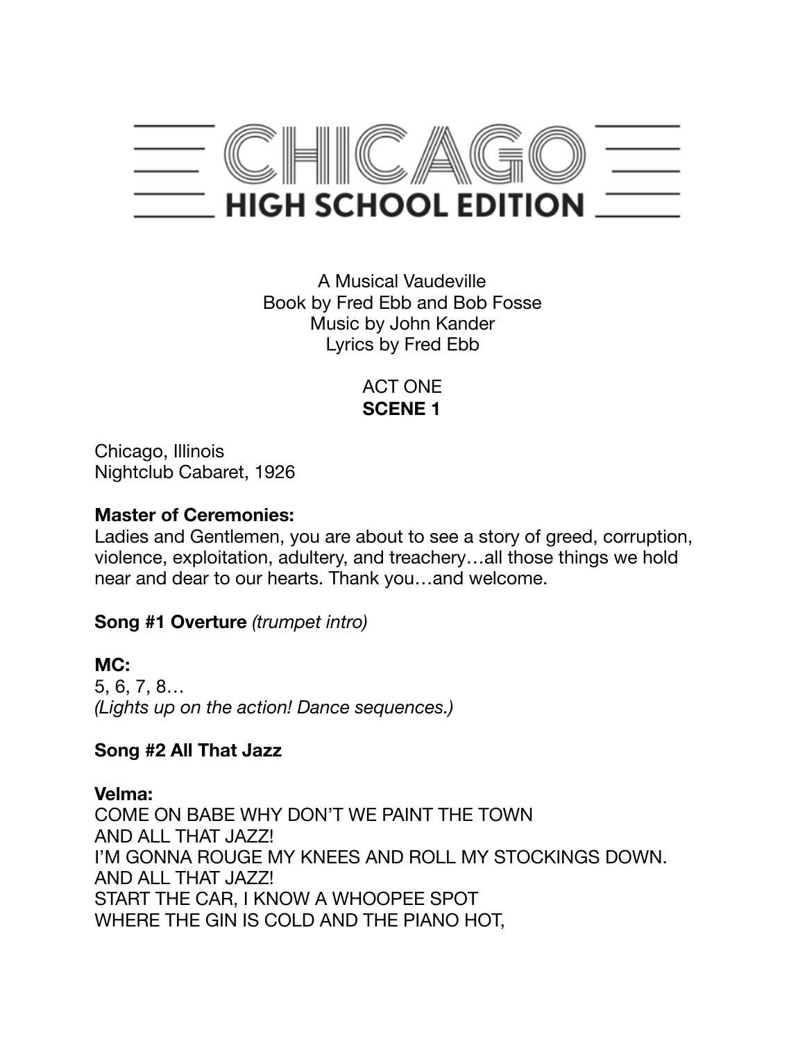# CHICAGO
## HIGH SCHOOL EDITION

A Musical Vaudeville
Book by Fred Ebb and Bob Fosse
Music by John Kander
Lyrics by Fred Ebb

ACT ONE
**SCENE 1**

Chicago, Illinois
Nightclub Cabaret, 1926

**Master of Ceremonies:**
Ladies and Gentlemen, you are about to see a story of greed, corruption, violence, exploitation, adultery, and treachery…all those things we hold near and dear to our hearts. Thank you…and welcome.

**Song #1 Overture** *(trumpet intro)*

**MC:**
5, 6, 7, 8…
*(Lights up on the action! Dance sequences.)*

**Song #2 All That Jazz**

**Velma:**
COME ON BABE WHY DON'T WE PAINT THE TOWN
AND ALL THAT JAZZ!
I'M GONNA ROUGE MY KNEES AND ROLL MY STOCKINGS DOWN.
AND ALL THAT JAZZ!
START THE CAR, I KNOW A WHOOPEE SPOT
WHERE THE GIN IS COLD AND THE PIANO HOT,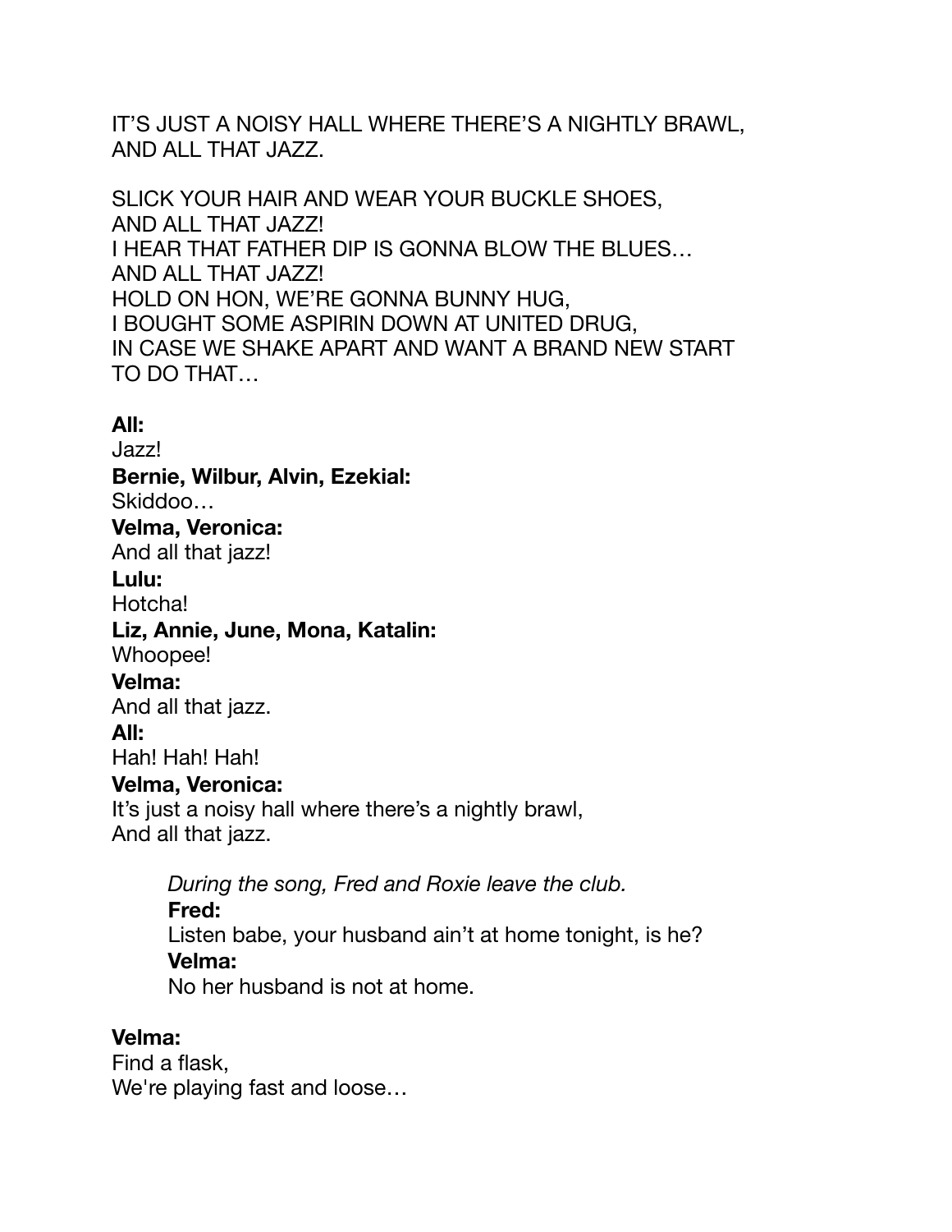IT'S JUST A NOISY HALL WHERE THERE'S A NIGHTLY BRAWL,
AND ALL THAT JAZZ.

SLICK YOUR HAIR AND WEAR YOUR BUCKLE SHOES,
AND ALL THAT JAZZ!
I HEAR THAT FATHER DIP IS GONNA BLOW THE BLUES…
AND ALL THAT JAZZ!
HOLD ON HON, WE'RE GONNA BUNNY HUG,
I BOUGHT SOME ASPIRIN DOWN AT UNITED DRUG,
IN CASE WE SHAKE APART AND WANT A BRAND NEW START
TO DO THAT…

**All:**
Jazz!
**Bernie, Wilbur, Alvin, Ezekial:**
Skiddoo…
**Velma, Veronica:**
And all that jazz!
**Lulu:**
Hotcha!
**Liz, Annie, June, Mona, Katalin:**
Whoopee!
**Velma:**
And all that jazz.
**All:**
Hah! Hah! Hah!
**Velma, Veronica:**
It's just a noisy hall where there's a nightly brawl,
And all that jazz.

> *During the song, Fred and Roxie leave the club.*
> **Fred:**
> Listen babe, your husband ain't at home tonight, is he?
> **Velma:**
> No her husband is not at home.

**Velma:**
Find a flask,
We're playing fast and loose…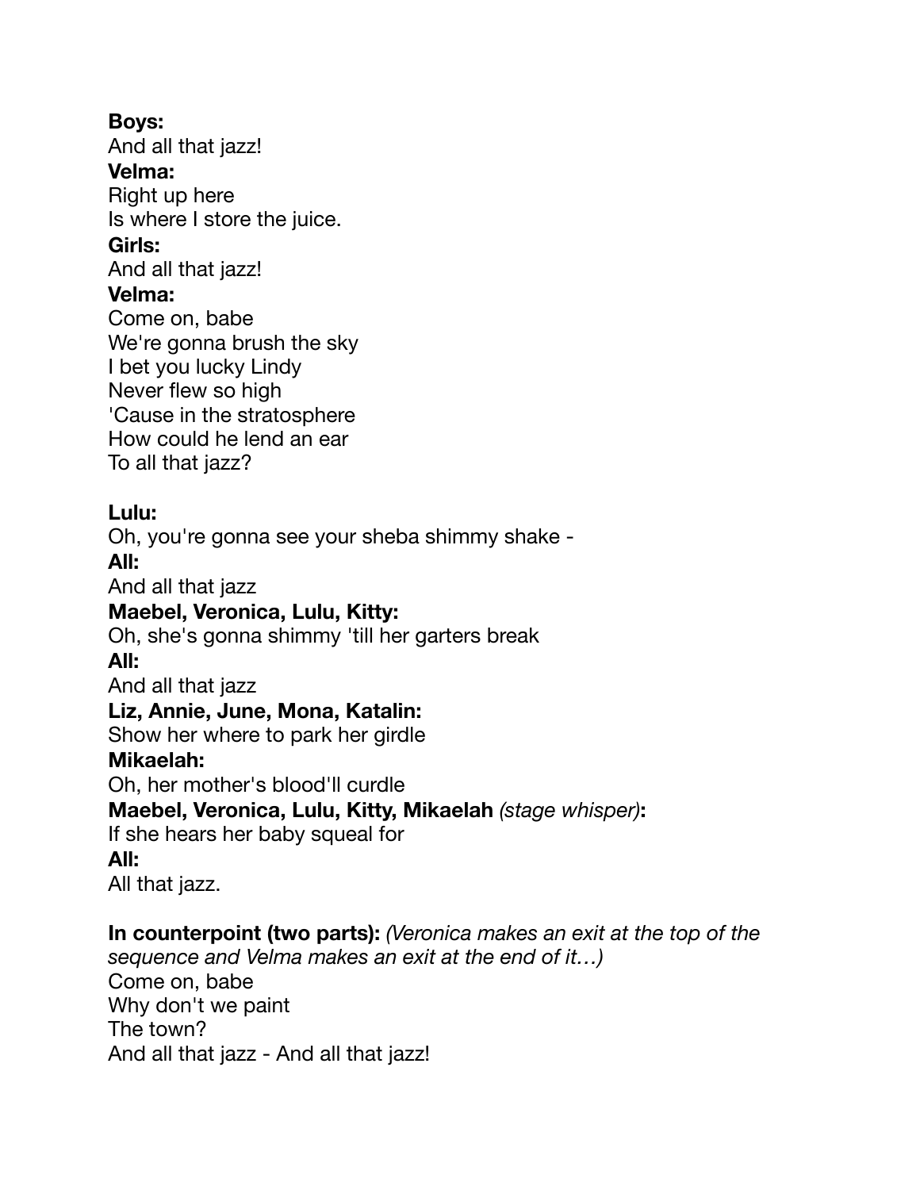**Boys:**
And all that jazz!
**Velma:**
Right up here
Is where I store the juice.
**Girls:**
And all that jazz!
**Velma:**
Come on, babe
We're gonna brush the sky
I bet you lucky Lindy
Never flew so high
'Cause in the stratosphere
How could he lend an ear
To all that jazz?

**Lulu:**
Oh, you're gonna see your sheba shimmy shake -
**All:**
And all that jazz
**Maebel, Veronica, Lulu, Kitty:**
Oh, she's gonna shimmy 'till her garters break
**All:**
And all that jazz
**Liz, Annie, June, Mona, Katalin:**
Show her where to park her girdle
**Mikaelah:**
Oh, her mother's blood'll curdle
**Maebel, Veronica, Lulu, Kitty, Mikaelah** *(stage whisper)***:**
If she hears her baby squeal for
**All:**
All that jazz.

**In counterpoint (two parts):** *(Veronica makes an exit at the top of the sequence and Velma makes an exit at the end of it…)*
Come on, babe
Why don't we paint
The town?
And all that jazz - And all that jazz!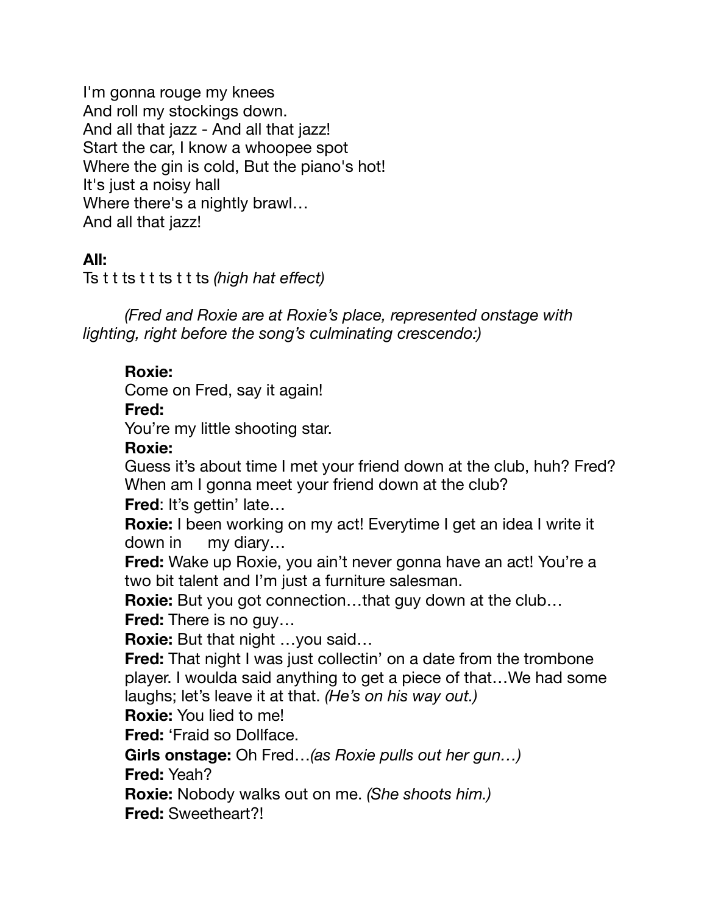I'm gonna rouge my knees  
And roll my stockings down.  
And all that jazz - And all that jazz!  
Start the car, I know a whoopee spot  
Where the gin is cold, But the piano's hot!  
It's just a noisy hall  
Where there's a nightly brawl…  
And all that jazz!

**All:**  
Ts t t ts t t ts t t ts *(high hat effect)*

*(Fred and Roxie are at Roxie's place, represented onstage with lighting, right before the song's culminating crescendo:)*

**Roxie:**  
Come on Fred, say it again!  
**Fred:**  
You're my little shooting star.  
**Roxie:**  
Guess it's about time I met your friend down at the club, huh? Fred? When am I gonna meet your friend down at the club?  
**Fred**: It's gettin' late…  
**Roxie:** I been working on my act! Everytime I get an idea I write it down in my diary…  
**Fred:** Wake up Roxie, you ain't never gonna have an act! You're a two bit talent and I'm just a furniture salesman.  
**Roxie:** But you got connection…that guy down at the club…  
**Fred:** There is no guy…  
**Roxie:** But that night …you said…  
**Fred:** That night I was just collectin' on a date from the trombone player. I woulda said anything to get a piece of that…We had some laughs; let's leave it at that. *(He's on his way out.)*  
**Roxie:** You lied to me!  
**Fred:** 'Fraid so Dollface.  
**Girls onstage:** Oh Fred…*(as Roxie pulls out her gun…)*  
**Fred:** Yeah?  
**Roxie:** Nobody walks out on me. *(She shoots him.)*  
**Fred:** Sweetheart?!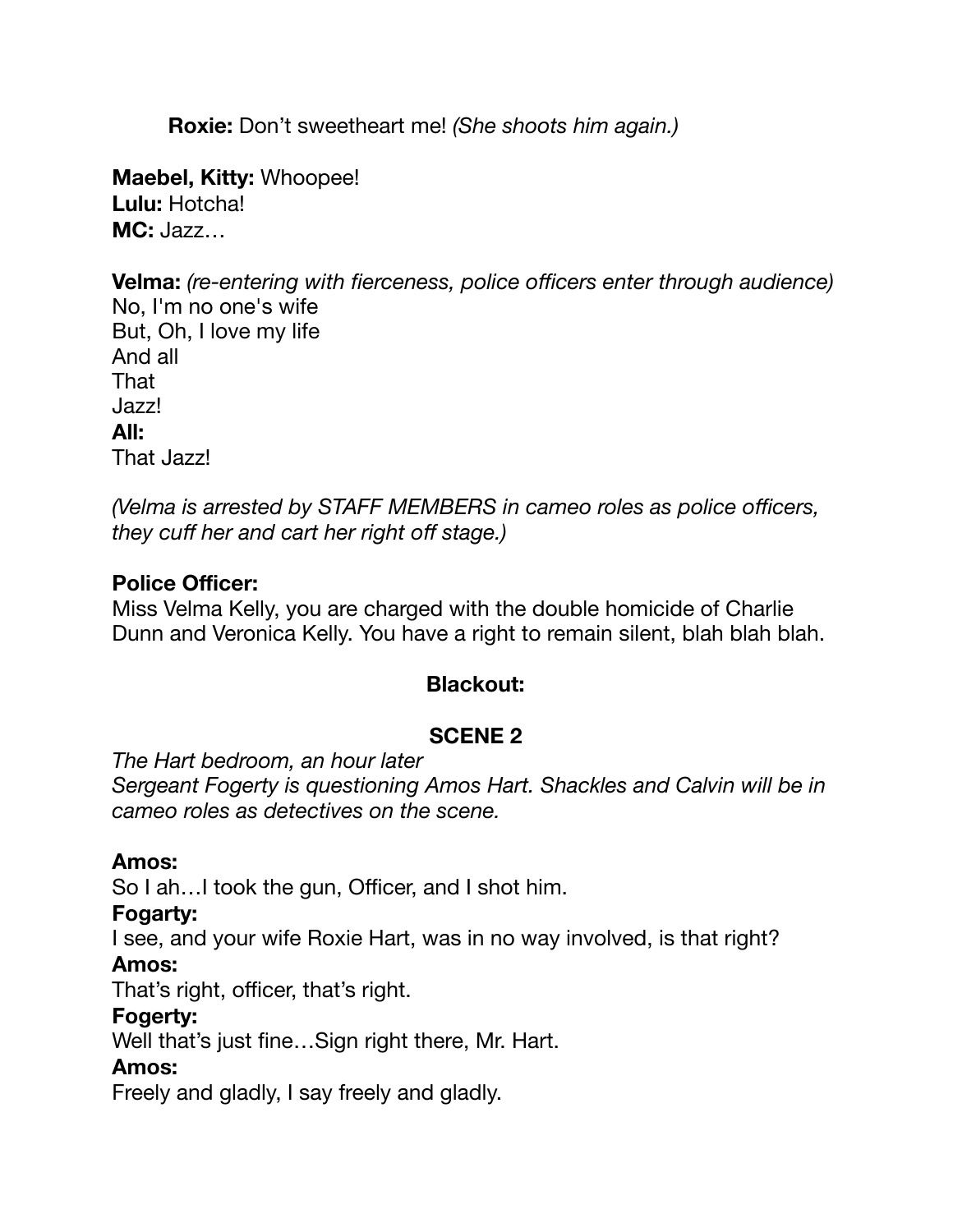**Roxie:** Don't sweetheart me! *(She shoots him again.)*

**Maebel, Kitty:** Whoopee!
**Lulu:** Hotcha!
**MC:** Jazz…

**Velma:** *(re-entering with fierceness, police officers enter through audience)*
No, I'm no one's wife
But, Oh, I love my life
And all
That
Jazz!
**All:**
That Jazz!

*(Velma is arrested by STAFF MEMBERS in cameo roles as police officers, they cuff her and cart her right off stage.)*

**Police Officer:**
Miss Velma Kelly, you are charged with the double homicide of Charlie Dunn and Veronica Kelly. You have a right to remain silent, blah blah blah.

**Blackout:**

**SCENE 2**

*The Hart bedroom, an hour later*
*Sergeant Fogerty is questioning Amos Hart. Shackles and Calvin will be in cameo roles as detectives on the scene.*

**Amos:**
So I ah…I took the gun, Officer, and I shot him.
**Fogarty:**
I see, and your wife Roxie Hart, was in no way involved, is that right?
**Amos:**
That's right, officer, that's right.
**Fogerty:**
Well that's just fine…Sign right there, Mr. Hart.
**Amos:**
Freely and gladly, I say freely and gladly.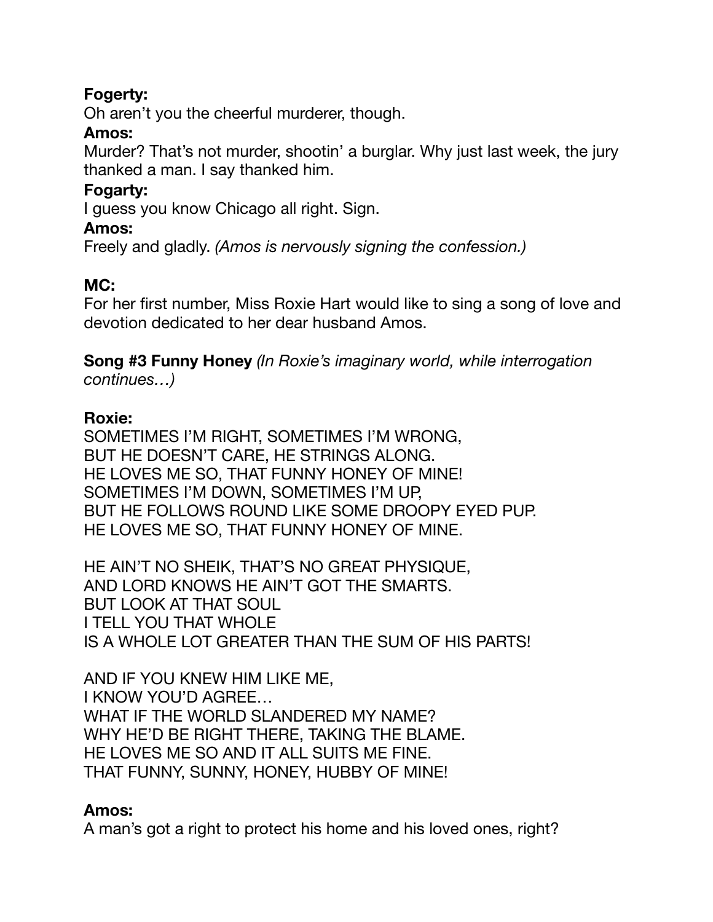**Fogerty:**
Oh aren't you the cheerful murderer, though.

**Amos:**
Murder? That's not murder, shootin' a burglar. Why just last week, the jury thanked a man. I say thanked him.

**Fogarty:**
I guess you know Chicago all right. Sign.

**Amos:**
Freely and gladly. *(Amos is nervously signing the confession.)*

**MC:**
For her first number, Miss Roxie Hart would like to sing a song of love and devotion dedicated to her dear husband Amos.

**Song #3 Funny Honey** *(In Roxie's imaginary world, while interrogation continues…)*

**Roxie:**
SOMETIMES I'M RIGHT, SOMETIMES I'M WRONG,
BUT HE DOESN'T CARE, HE STRINGS ALONG.
HE LOVES ME SO, THAT FUNNY HONEY OF MINE!
SOMETIMES I'M DOWN, SOMETIMES I'M UP,
BUT HE FOLLOWS ROUND LIKE SOME DROOPY EYED PUP.
HE LOVES ME SO, THAT FUNNY HONEY OF MINE.

HE AIN'T NO SHEIK, THAT'S NO GREAT PHYSIQUE,
AND LORD KNOWS HE AIN'T GOT THE SMARTS.
BUT LOOK AT THAT SOUL
I TELL YOU THAT WHOLE
IS A WHOLE LOT GREATER THAN THE SUM OF HIS PARTS!

AND IF YOU KNEW HIM LIKE ME,
I KNOW YOU'D AGREE…
WHAT IF THE WORLD SLANDERED MY NAME?
WHY HE'D BE RIGHT THERE, TAKING THE BLAME.
HE LOVES ME SO AND IT ALL SUITS ME FINE.
THAT FUNNY, SUNNY, HONEY, HUBBY OF MINE!

**Amos:**
A man's got a right to protect his home and his loved ones, right?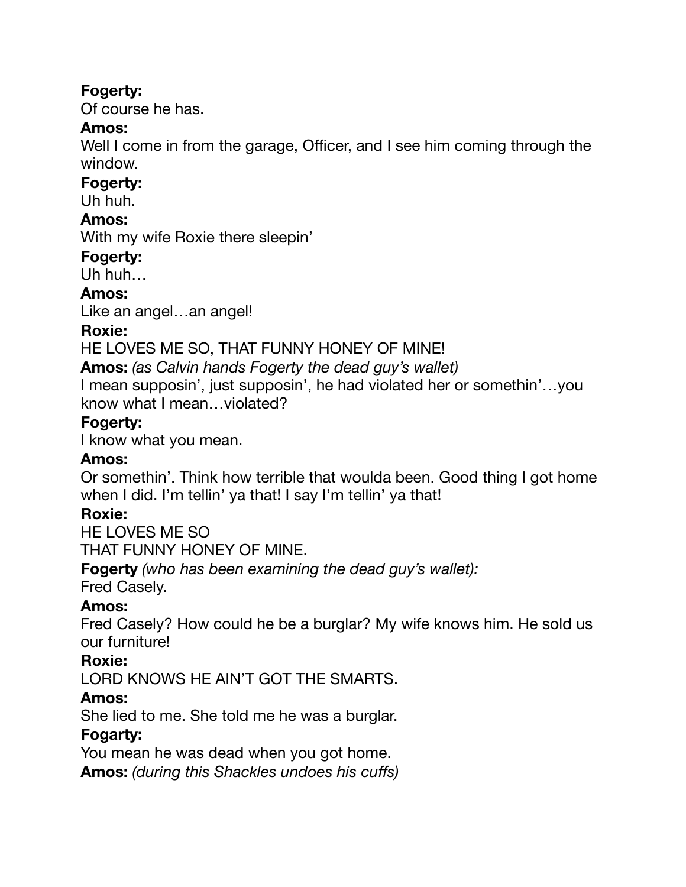**Fogerty:**
Of course he has.
**Amos:**
Well I come in from the garage, Officer, and I see him coming through the window.
**Fogerty:**
Uh huh.
**Amos:**
With my wife Roxie there sleepin'
**Fogerty:**
Uh huh…
**Amos:**
Like an angel…an angel!
**Roxie:**
HE LOVES ME SO, THAT FUNNY HONEY OF MINE!
**Amos:** *(as Calvin hands Fogerty the dead guy's wallet)*
I mean supposin', just supposin', he had violated her or somethin'…you know what I mean…violated?
**Fogerty:**
I know what you mean.
**Amos:**
Or somethin'. Think how terrible that woulda been. Good thing I got home when I did. I'm tellin' ya that! I say I'm tellin' ya that!
**Roxie:**
HE LOVES ME SO
THAT FUNNY HONEY OF MINE.
**Fogerty** *(who has been examining the dead guy's wallet):*
Fred Casely.
**Amos:**
Fred Casely? How could he be a burglar? My wife knows him. He sold us our furniture!
**Roxie:**
LORD KNOWS HE AIN'T GOT THE SMARTS.
**Amos:**
She lied to me. She told me he was a burglar.
**Fogarty:**
You mean he was dead when you got home.
**Amos:** *(during this Shackles undoes his cuffs)*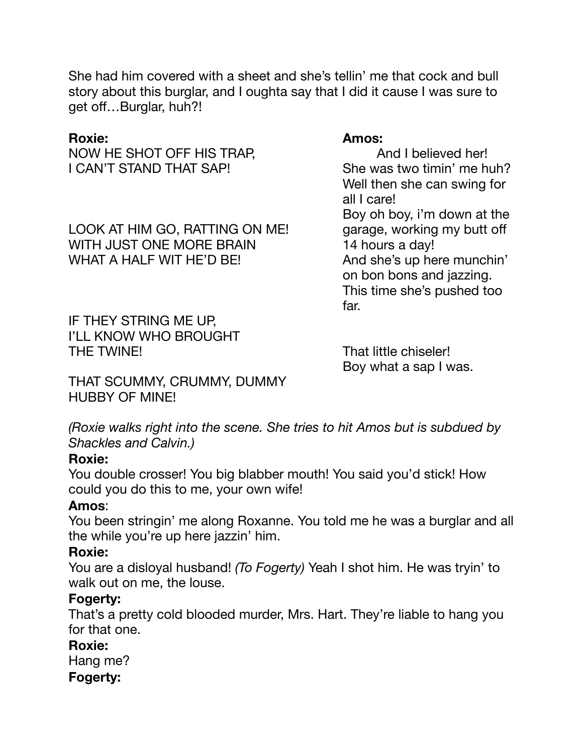She had him covered with a sheet and she's tellin' me that cock and bull story about this burglar, and I oughta say that I did it cause I was sure to get off…Burglar, huh?!

**Roxie:**
NOW HE SHOT OFF HIS TRAP,
I CAN'T STAND THAT SAP!

LOOK AT HIM GO, RATTING ON ME!
WITH JUST ONE MORE BRAIN
WHAT A HALF WIT HE'D BE!

IF THEY STRING ME UP,
I'LL KNOW WHO BROUGHT
THE TWINE!

THAT SCUMMY, CRUMMY, DUMMY
HUBBY OF MINE!

**Amos:**
And I believed her!
She was two timin' me huh?
Well then she can swing for all I care!
Boy oh boy, i'm down at the garage, working my butt off 14 hours a day!
And she's up here munchin' on bon bons and jazzing.
This time she's pushed too far.

That little chiseler!
Boy what a sap I was.

*(Roxie walks right into the scene. She tries to hit Amos but is subdued by Shackles and Calvin.)*

**Roxie:**
You double crosser! You big blabber mouth! You said you'd stick! How could you do this to me, your own wife!

**Amos**:
You been stringin' me along Roxanne. You told me he was a burglar and all the while you're up here jazzin' him.

**Roxie:**
You are a disloyal husband! *(To Fogerty)* Yeah I shot him. He was tryin' to walk out on me, the louse.

**Fogerty:**
That's a pretty cold blooded murder, Mrs. Hart. They're liable to hang you for that one.

**Roxie:**
Hang me?

**Fogerty:**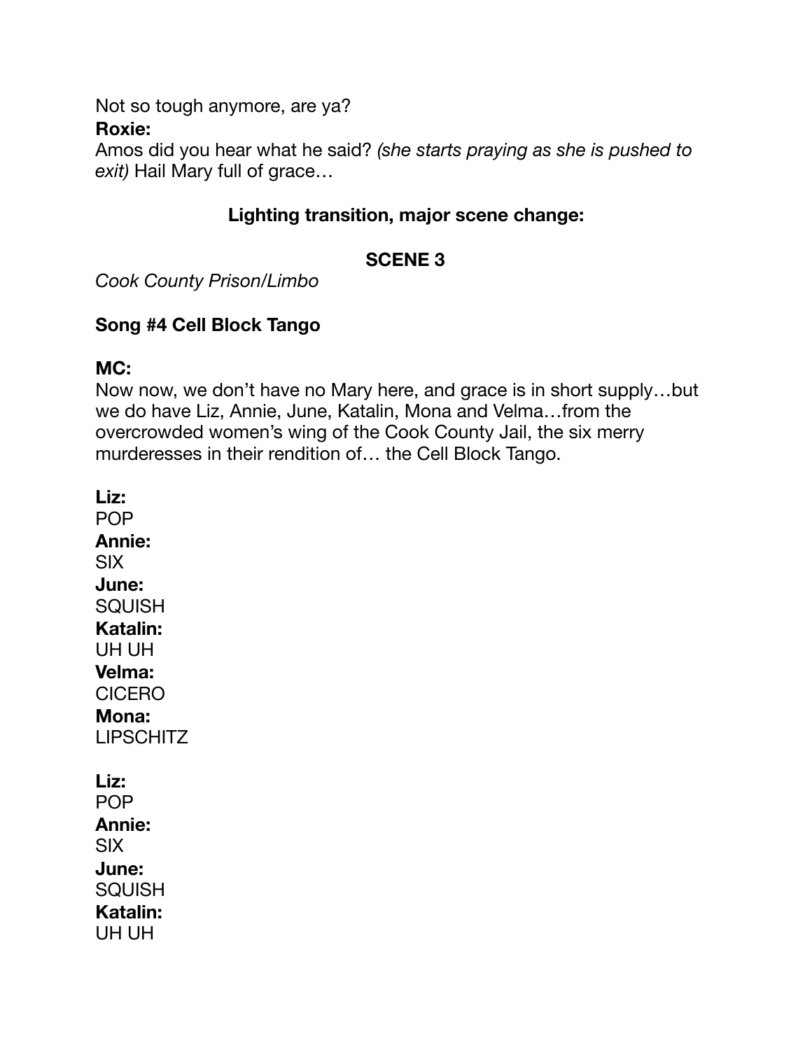Not so tough anymore, are ya?

**Roxie:**
Amos did you hear what he said? *(she starts praying as she is pushed to exit)* Hail Mary full of grace…

**Lighting transition, major scene change:**

**SCENE 3**

*Cook County Prison/Limbo*

**Song #4 Cell Block Tango**

**MC:**
Now now, we don't have no Mary here, and grace is in short supply…but we do have Liz, Annie, June, Katalin, Mona and Velma…from the overcrowded women's wing of the Cook County Jail, the six merry murderesses in their rendition of… the Cell Block Tango.

**Liz:**
POP
**Annie:**
SIX
**June:**
SQUISH
**Katalin:**
UH UH
**Velma:**
CICERO
**Mona:**
LIPSCHITZ

**Liz:**
POP
**Annie:**
SIX
**June:**
SQUISH
**Katalin:**
UH UH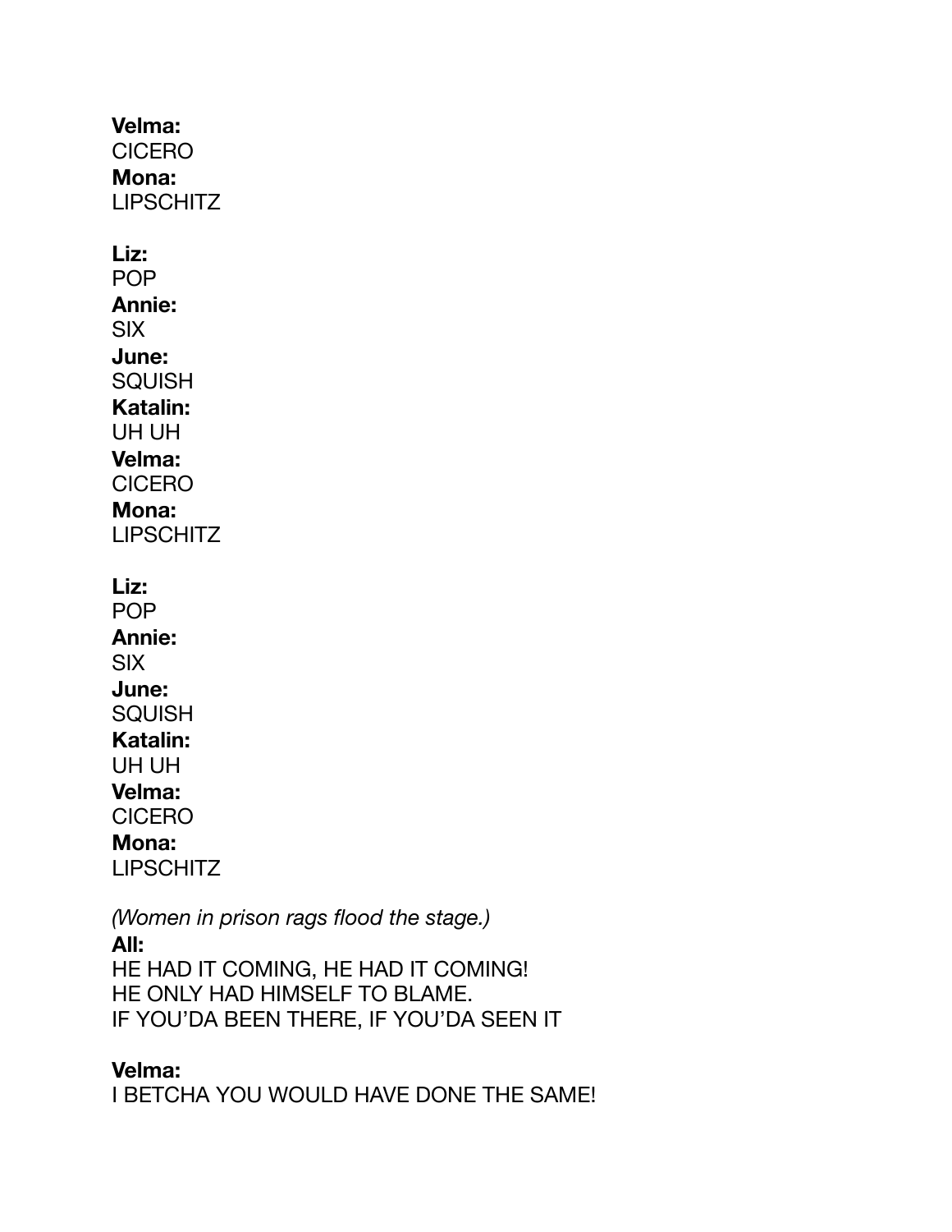**Velma:**
CICERO
**Mona:**
LIPSCHITZ

**Liz:**
POP
**Annie:**
SIX
**June:**
SQUISH
**Katalin:**
UH UH
**Velma:**
CICERO
**Mona:**
LIPSCHITZ

**Liz:**
POP
**Annie:**
SIX
**June:**
SQUISH
**Katalin:**
UH UH
**Velma:**
CICERO
**Mona:**
LIPSCHITZ

*(Women in prison rags flood the stage.)*
**All:**
HE HAD IT COMING, HE HAD IT COMING!
HE ONLY HAD HIMSELF TO BLAME.
IF YOU'DA BEEN THERE, IF YOU'DA SEEN IT

**Velma:**
I BETCHA YOU WOULD HAVE DONE THE SAME!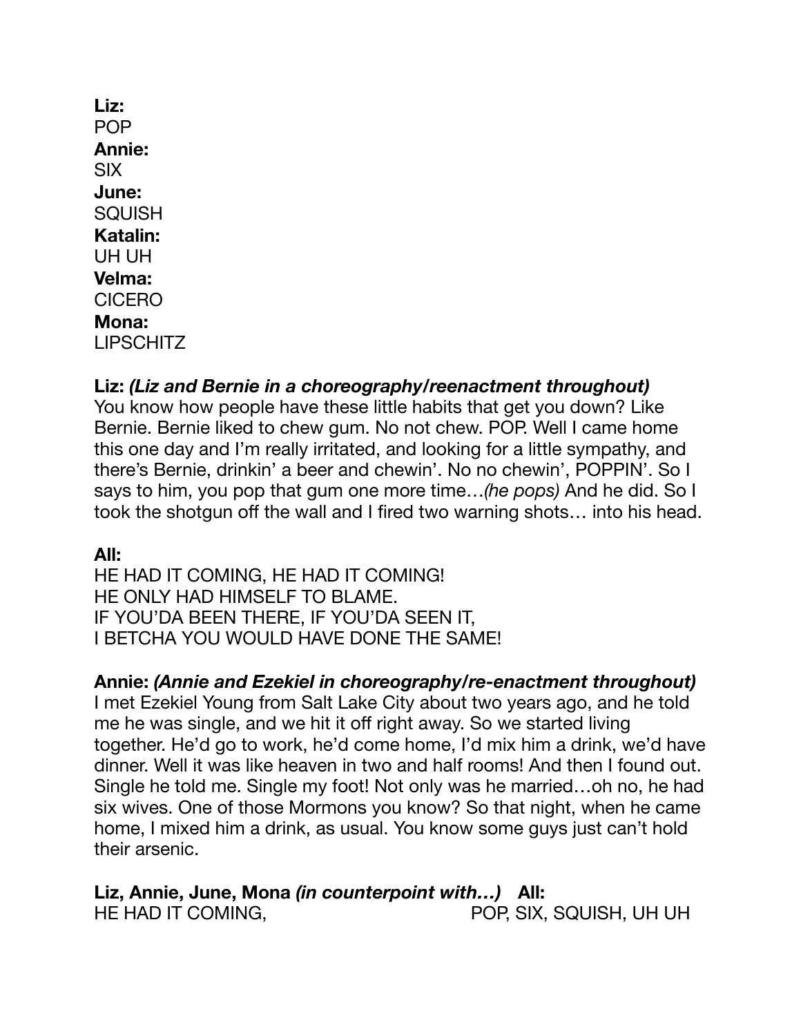**Liz:**
POP
**Annie:**
SIX
**June:**
SQUISH
**Katalin:**
UH UH
**Velma:**
CICERO
**Mona:**
LIPSCHITZ

**Liz:** ***(Liz and Bernie in a choreography/reenactment throughout)***
You know how people have these little habits that get you down? Like Bernie. Bernie liked to chew gum. No not chew. POP. Well I came home this one day and I'm really irritated, and looking for a little sympathy, and there's Bernie, drinkin' a beer and chewin'. No no chewin', POPPIN'. So I says to him, you pop that gum one more time…*(he pops)* And he did. So I took the shotgun off the wall and I fired two warning shots… into his head.

**All:**
HE HAD IT COMING, HE HAD IT COMING!
HE ONLY HAD HIMSELF TO BLAME.
IF YOU'DA BEEN THERE, IF YOU'DA SEEN IT,
I BETCHA YOU WOULD HAVE DONE THE SAME!

**Annie:** ***(Annie and Ezekiel in choreography/re-enactment throughout)***
I met Ezekiel Young from Salt Lake City about two years ago, and he told me he was single, and we hit it off right away. So we started living together. He'd go to work, he'd come home, I'd mix him a drink, we'd have dinner. Well it was like heaven in two and half rooms! And then I found out. Single he told me. Single my foot! Not only was he married…oh no, he had six wives. One of those Mormons you know? So that night, when he came home, I mixed him a drink, as usual. You know some guys just can't hold their arsenic.

| **Liz, Annie, June, Mona** ***(in counterpoint with…)*** | **All:** |
|---|---|
| HE HAD IT COMING, | POP, SIX, SQUISH, UH UH |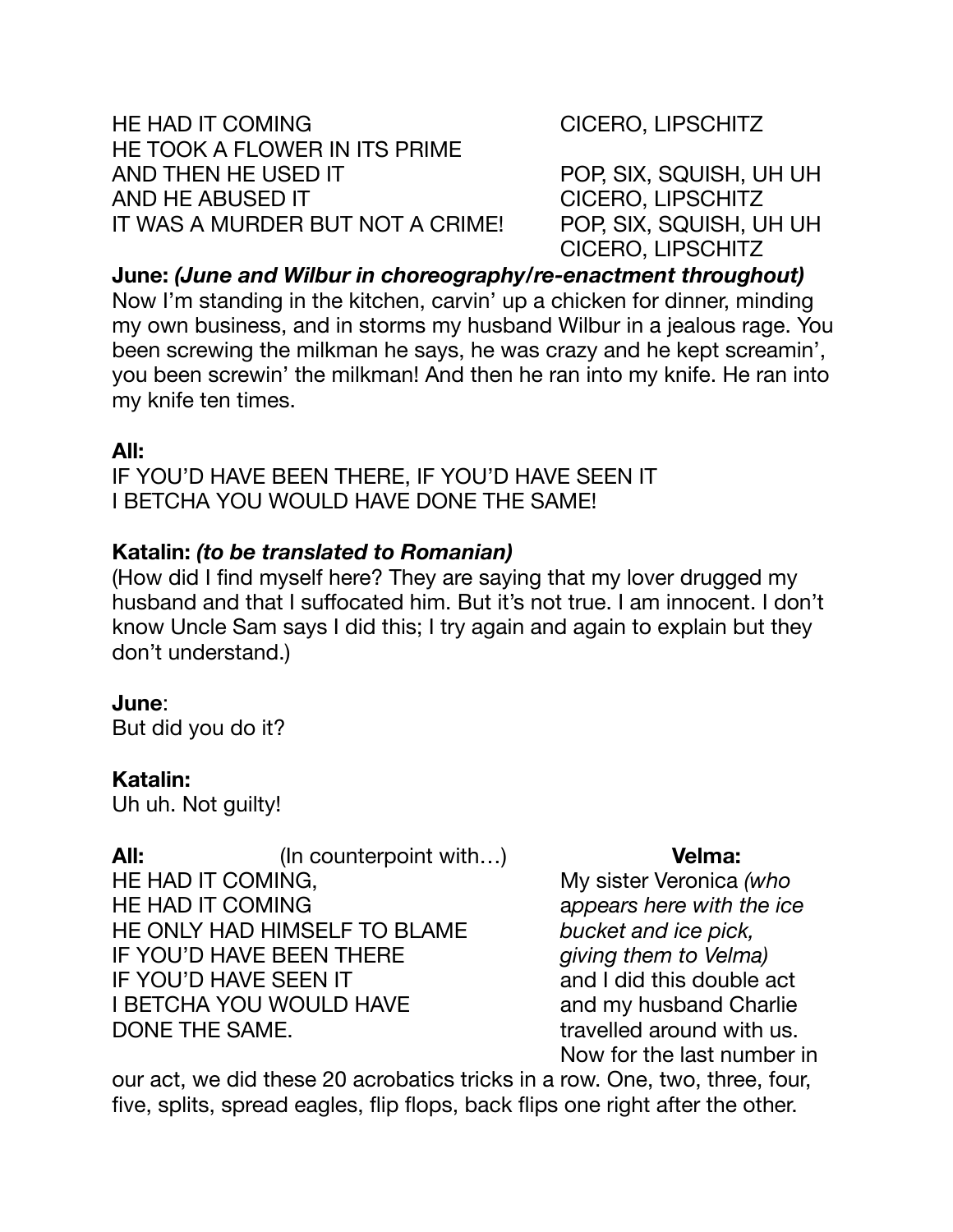HE HAD IT COMING
HE TOOK A FLOWER IN ITS PRIME
AND THEN HE USED IT
AND HE ABUSED IT
IT WAS A MURDER BUT NOT A CRIME!

CICERO, LIPSCHITZ

POP, SIX, SQUISH, UH UH
CICERO, LIPSCHITZ
POP, SIX, SQUISH, UH UH
CICERO, LIPSCHITZ

**June:** ***(June and Wilbur in choreography/re-enactment throughout)***
Now I'm standing in the kitchen, carvin' up a chicken for dinner, minding my own business, and in storms my husband Wilbur in a jealous rage. You been screwing the milkman he says, he was crazy and he kept screamin', you been screwin' the milkman! And then he ran into my knife. He ran into my knife ten times.

**All:**
IF YOU'D HAVE BEEN THERE, IF YOU'D HAVE SEEN IT
I BETCHA YOU WOULD HAVE DONE THE SAME!

**Katalin:** ***(to be translated to Romanian)***
(How did I find myself here? They are saying that my lover drugged my husband and that I suffocated him. But it's not true. I am innocent. I don't know Uncle Sam says I did this; I try again and again to explain but they don't understand.)

**June**:
But did you do it?

**Katalin:**
Uh uh. Not guilty!

**All:** (In counterpoint with…)
HE HAD IT COMING,
HE HAD IT COMING
HE ONLY HAD HIMSELF TO BLAME
IF YOU'D HAVE BEEN THERE
IF YOU'D HAVE SEEN IT
I BETCHA YOU WOULD HAVE
DONE THE SAME.

**Velma:**
My sister Veronica *(who appears here with the ice bucket and ice pick, giving them to Velma)* and I did this double act and my husband Charlie travelled around with us. Now for the last number in our act, we did these 20 acrobatics tricks in a row. One, two, three, four, five, splits, spread eagles, flip flops, back flips one right after the other.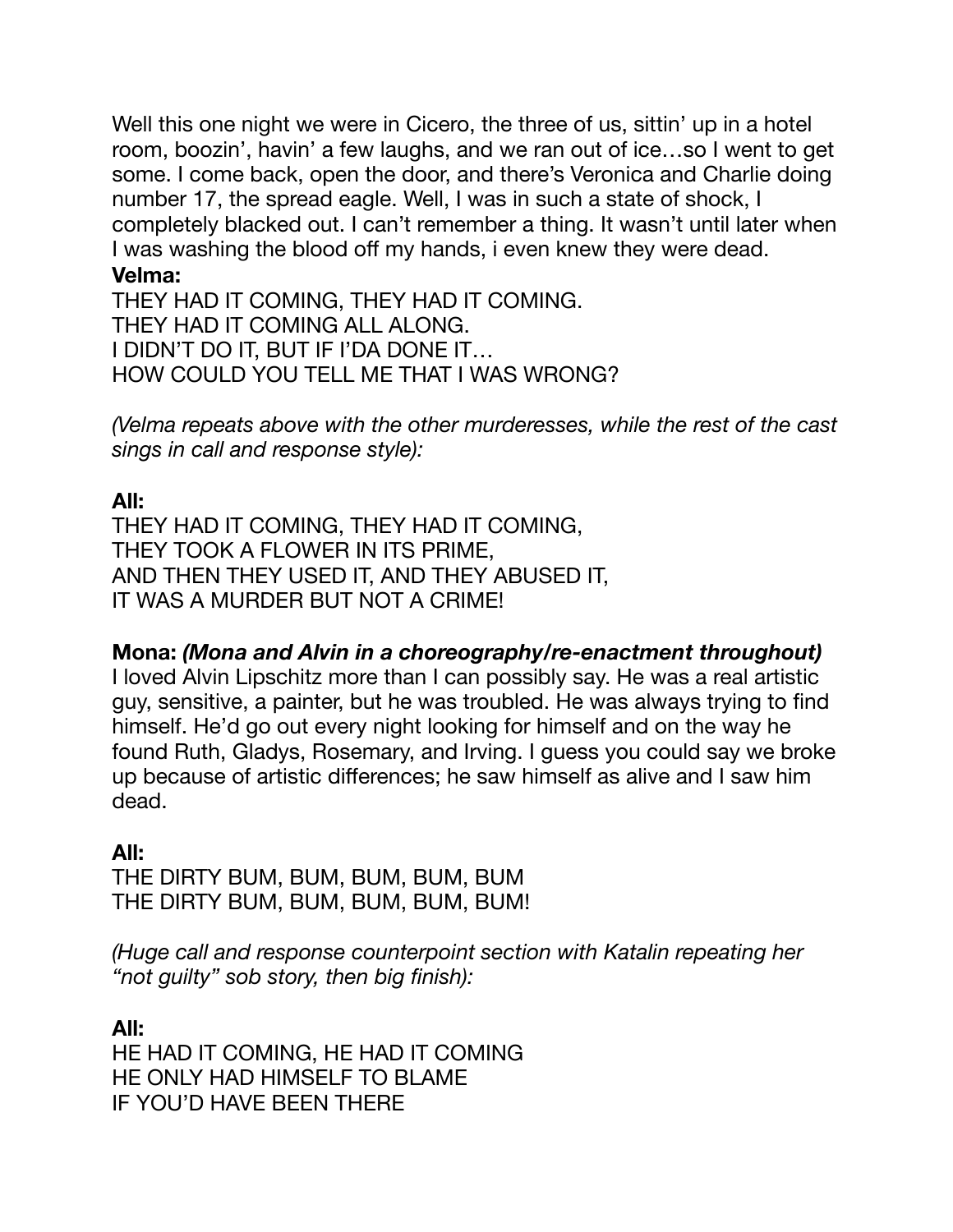Well this one night we were in Cicero, the three of us, sittin' up in a hotel room, boozin', havin' a few laughs, and we ran out of ice…so I went to get some. I come back, open the door, and there's Veronica and Charlie doing number 17, the spread eagle. Well, I was in such a state of shock, I completely blacked out. I can't remember a thing. It wasn't until later when I was washing the blood off my hands, i even knew they were dead.

**Velma:**
THEY HAD IT COMING, THEY HAD IT COMING.
THEY HAD IT COMING ALL ALONG.
I DIDN'T DO IT, BUT IF I'DA DONE IT…
HOW COULD YOU TELL ME THAT I WAS WRONG?

*(Velma repeats above with the other murderesses, while the rest of the cast sings in call and response style):*

**All:**
THEY HAD IT COMING, THEY HAD IT COMING,
THEY TOOK A FLOWER IN ITS PRIME,
AND THEN THEY USED IT, AND THEY ABUSED IT,
IT WAS A MURDER BUT NOT A CRIME!

**Mona:** ***(Mona and Alvin in a choreography/re-enactment throughout)***
I loved Alvin Lipschitz more than I can possibly say. He was a real artistic guy, sensitive, a painter, but he was troubled. He was always trying to find himself. He'd go out every night looking for himself and on the way he found Ruth, Gladys, Rosemary, and Irving. I guess you could say we broke up because of artistic differences; he saw himself as alive and I saw him dead.

**All:**
THE DIRTY BUM, BUM, BUM, BUM, BUM
THE DIRTY BUM, BUM, BUM, BUM, BUM!

*(Huge call and response counterpoint section with Katalin repeating her "not guilty" sob story, then big finish):*

**All:**
HE HAD IT COMING, HE HAD IT COMING
HE ONLY HAD HIMSELF TO BLAME
IF YOU'D HAVE BEEN THERE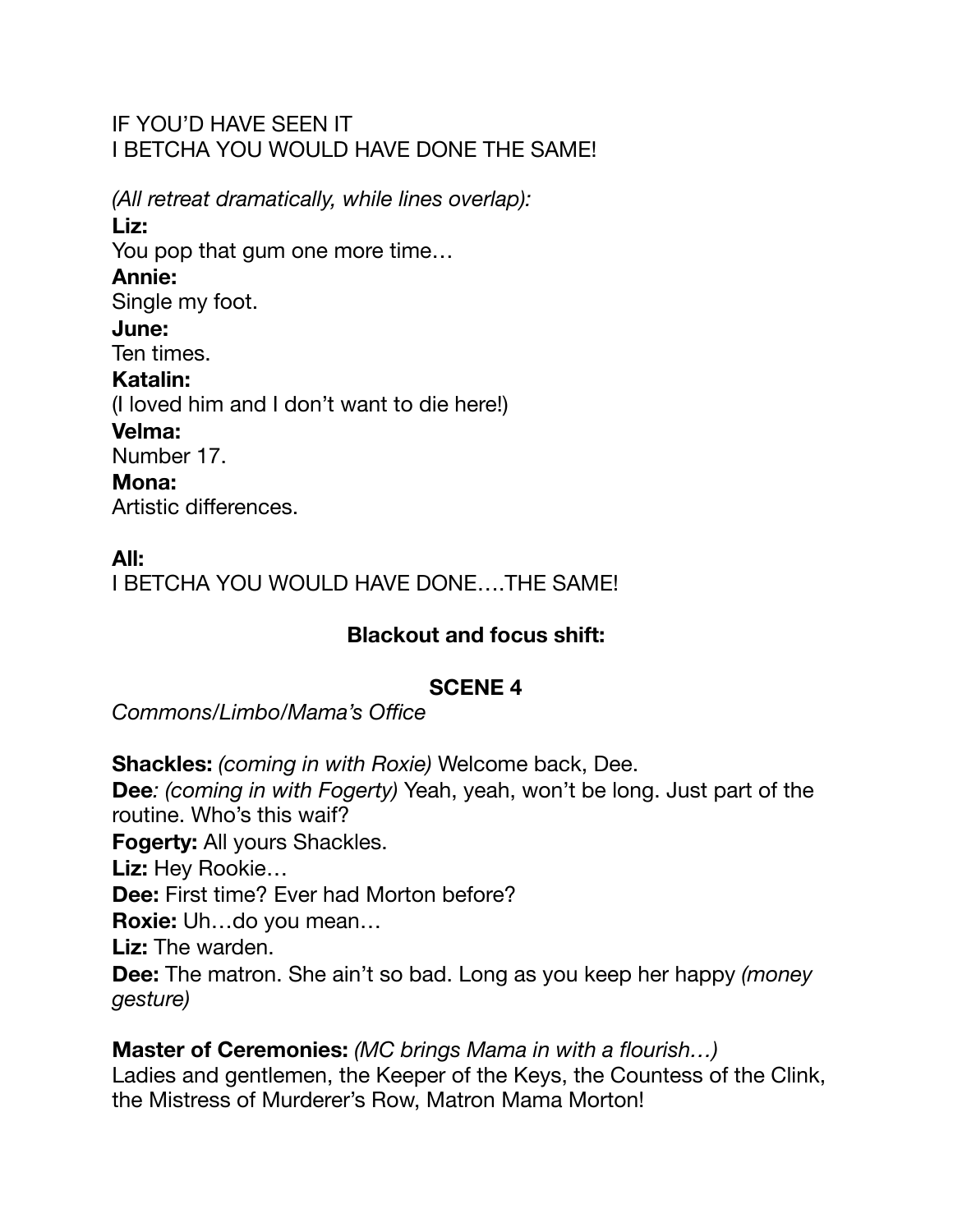IF YOU'D HAVE SEEN IT
I BETCHA YOU WOULD HAVE DONE THE SAME!

*(All retreat dramatically, while lines overlap):*

**Liz:**
You pop that gum one more time…

**Annie:**
Single my foot.

**June:**
Ten times.

**Katalin:**
(I loved him and I don't want to die here!)

**Velma:**
Number 17.

**Mona:**
Artistic differences.

**All:**
I BETCHA YOU WOULD HAVE DONE….THE SAME!

**Blackout and focus shift:**

**SCENE 4**

*Commons/Limbo/Mama's Office*

**Shackles:** *(coming in with Roxie)* Welcome back, Dee.
**Dee***: (coming in with Fogerty)* Yeah, yeah, won't be long. Just part of the routine. Who's this waif?
**Fogerty:** All yours Shackles.
**Liz:** Hey Rookie…
**Dee:** First time? Ever had Morton before?
**Roxie:** Uh…do you mean…
**Liz:** The warden.
**Dee:** The matron. She ain't so bad. Long as you keep her happy *(money gesture)*

**Master of Ceremonies:** *(MC brings Mama in with a flourish…)*
Ladies and gentlemen, the Keeper of the Keys, the Countess of the Clink, the Mistress of Murderer's Row, Matron Mama Morton!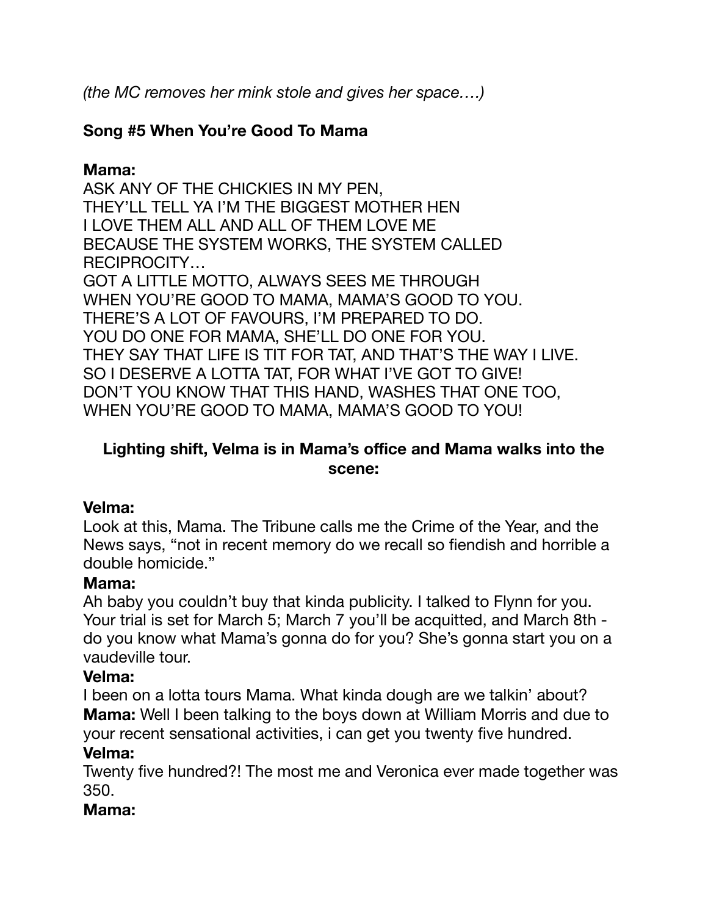*(the MC removes her mink stole and gives her space….)*

**Song #5 When You're Good To Mama**

**Mama:**
ASK ANY OF THE CHICKIES IN MY PEN,
THEY'LL TELL YA I'M THE BIGGEST MOTHER HEN
I LOVE THEM ALL AND ALL OF THEM LOVE ME
BECAUSE THE SYSTEM WORKS, THE SYSTEM CALLED RECIPROCITY…
GOT A LITTLE MOTTO, ALWAYS SEES ME THROUGH
WHEN YOU'RE GOOD TO MAMA, MAMA'S GOOD TO YOU.
THERE'S A LOT OF FAVOURS, I'M PREPARED TO DO.
YOU DO ONE FOR MAMA, SHE'LL DO ONE FOR YOU.
THEY SAY THAT LIFE IS TIT FOR TAT, AND THAT'S THE WAY I LIVE.
SO I DESERVE A LOTTA TAT, FOR WHAT I'VE GOT TO GIVE!
DON'T YOU KNOW THAT THIS HAND, WASHES THAT ONE TOO,
WHEN YOU'RE GOOD TO MAMA, MAMA'S GOOD TO YOU!

**Lighting shift, Velma is in Mama's office and Mama walks into the scene:**

**Velma:**
Look at this, Mama. The Tribune calls me the Crime of the Year, and the News says, "not in recent memory do we recall so fiendish and horrible a double homicide."

**Mama:**
Ah baby you couldn't buy that kinda publicity. I talked to Flynn for you. Your trial is set for March 5; March 7 you'll be acquitted, and March 8th - do you know what Mama's gonna do for you? She's gonna start you on a vaudeville tour.

**Velma:**
I been on a lotta tours Mama. What kinda dough are we talkin' about?

**Mama:** Well I been talking to the boys down at William Morris and due to your recent sensational activities, i can get you twenty five hundred.

**Velma:**
Twenty five hundred?! The most me and Veronica ever made together was 350.

**Mama:**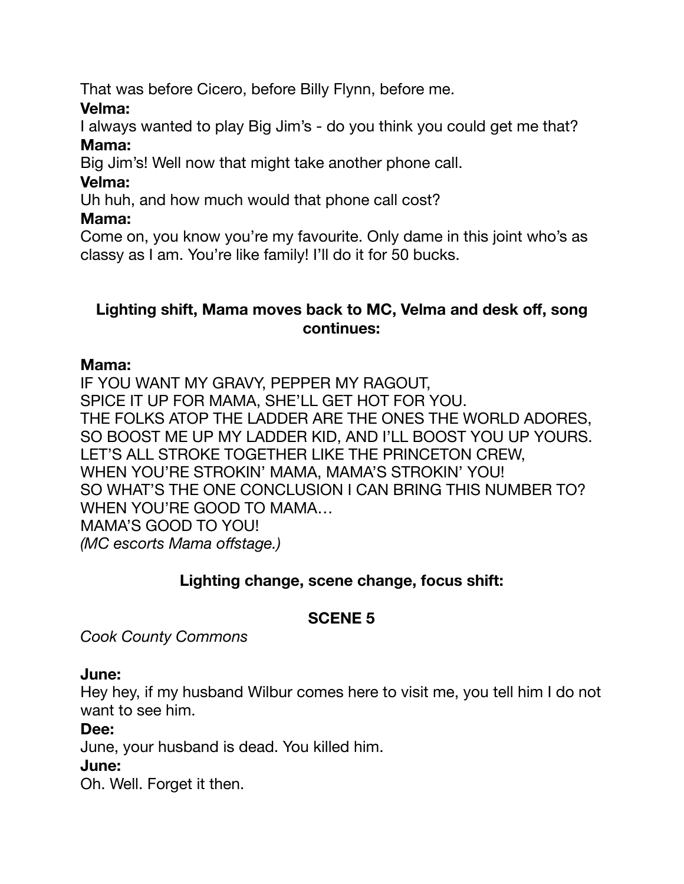That was before Cicero, before Billy Flynn, before me.

**Velma:**
I always wanted to play Big Jim's - do you think you could get me that?

**Mama:**
Big Jim's! Well now that might take another phone call.

**Velma:**
Uh huh, and how much would that phone call cost?

**Mama:**
Come on, you know you're my favourite. Only dame in this joint who's as classy as I am. You're like family! I'll do it for 50 bucks.

**Lighting shift, Mama moves back to MC, Velma and desk off, song continues:**

**Mama:**
IF YOU WANT MY GRAVY, PEPPER MY RAGOUT,
SPICE IT UP FOR MAMA, SHE'LL GET HOT FOR YOU.
THE FOLKS ATOP THE LADDER ARE THE ONES THE WORLD ADORES,
SO BOOST ME UP MY LADDER KID, AND I'LL BOOST YOU UP YOURS.
LET'S ALL STROKE TOGETHER LIKE THE PRINCETON CREW,
WHEN YOU'RE STROKIN' MAMA, MAMA'S STROKIN' YOU!
SO WHAT'S THE ONE CONCLUSION I CAN BRING THIS NUMBER TO?
WHEN YOU'RE GOOD TO MAMA…
MAMA'S GOOD TO YOU!
*(MC escorts Mama offstage.)*

**Lighting change, scene change, focus shift:**

## SCENE 5

*Cook County Commons*

**June:**
Hey hey, if my husband Wilbur comes here to visit me, you tell him I do not want to see him.

**Dee:**
June, your husband is dead. You killed him.

**June:**
Oh. Well. Forget it then.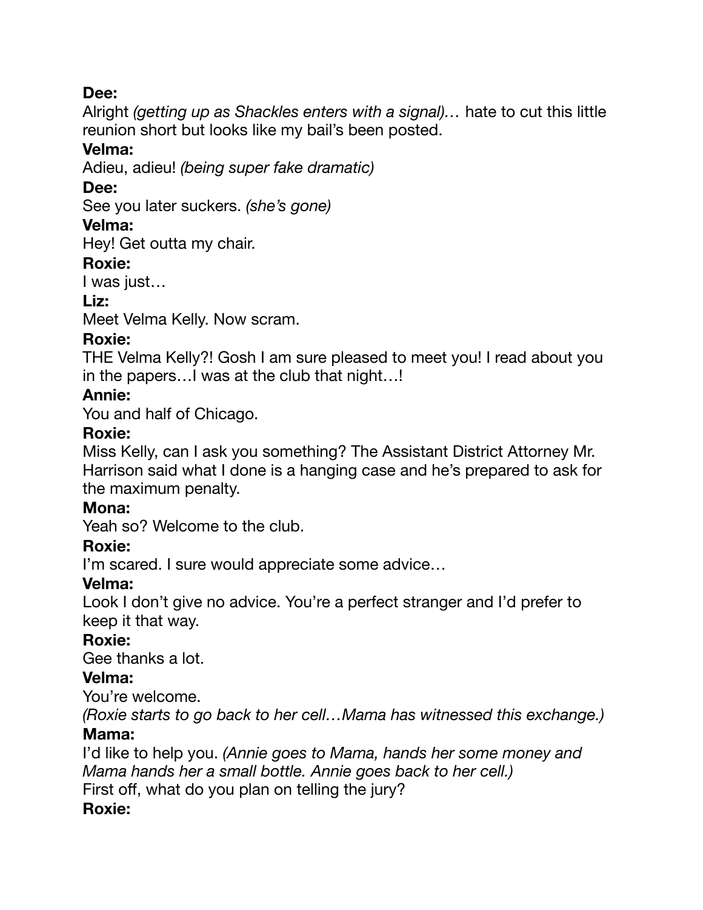**Dee:**
Alright *(getting up as Shackles enters with a signal)…* hate to cut this little reunion short but looks like my bail's been posted.

**Velma:**
Adieu, adieu! *(being super fake dramatic)*

**Dee:**
See you later suckers. *(she's gone)*

**Velma:**
Hey! Get outta my chair.

**Roxie:**
I was just…

**Liz:**
Meet Velma Kelly. Now scram.

**Roxie:**
THE Velma Kelly?! Gosh I am sure pleased to meet you! I read about you in the papers…I was at the club that night…!

**Annie:**
You and half of Chicago.

**Roxie:**
Miss Kelly, can I ask you something? The Assistant District Attorney Mr. Harrison said what I done is a hanging case and he's prepared to ask for the maximum penalty.

**Mona:**
Yeah so? Welcome to the club.

**Roxie:**
I'm scared. I sure would appreciate some advice…

**Velma:**
Look I don't give no advice. You're a perfect stranger and I'd prefer to keep it that way.

**Roxie:**
Gee thanks a lot.

**Velma:**
You're welcome.
*(Roxie starts to go back to her cell…Mama has witnessed this exchange.)*

**Mama:**
I'd like to help you. *(Annie goes to Mama, hands her some money and Mama hands her a small bottle. Annie goes back to her cell.)*
First off, what do you plan on telling the jury?

**Roxie:**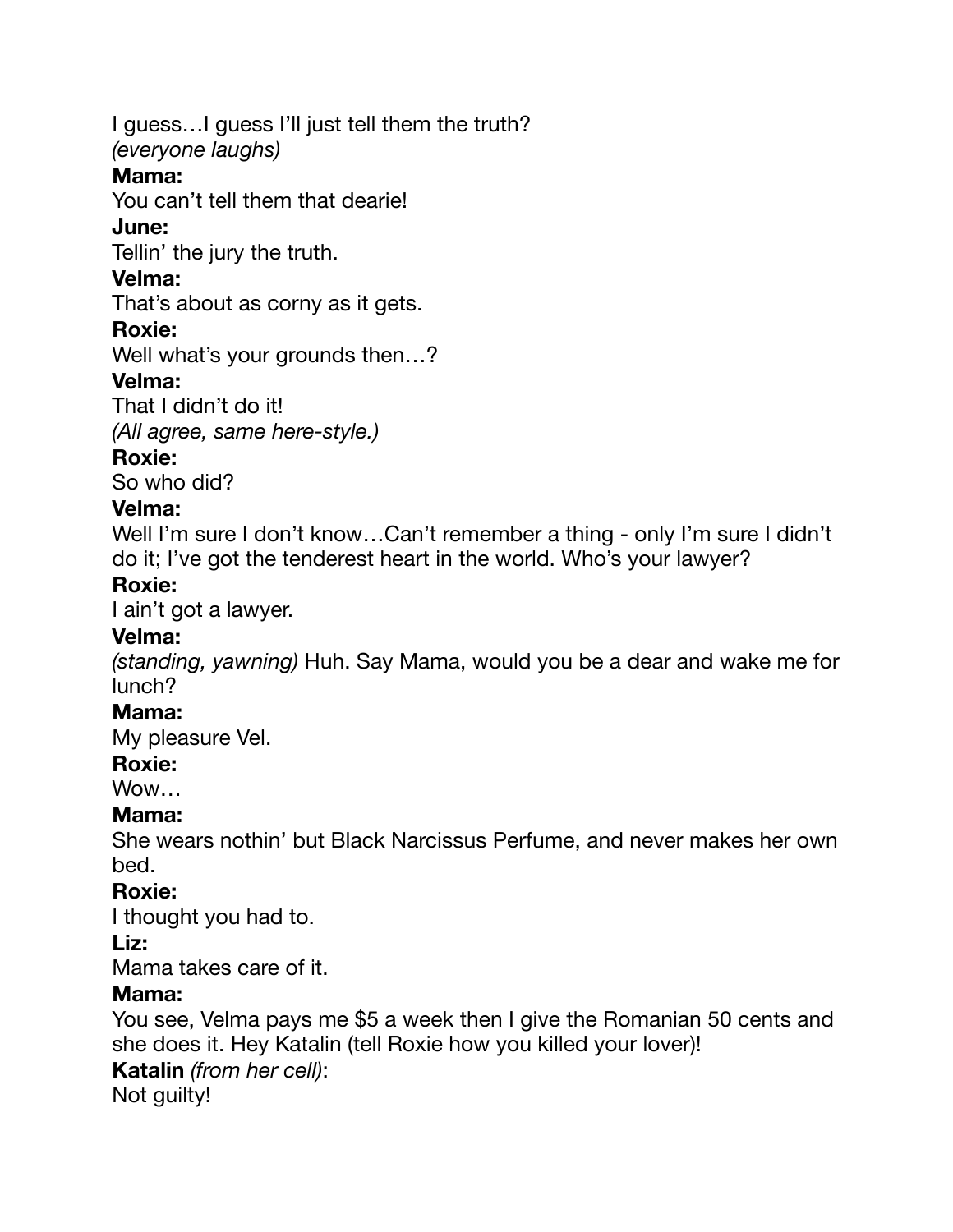I guess…I guess I'll just tell them the truth?
*(everyone laughs)*

**Mama:**
You can't tell them that dearie!

**June:**
Tellin' the jury the truth.

**Velma:**
That's about as corny as it gets.

**Roxie:**
Well what's your grounds then…?

**Velma:**
That I didn't do it!
*(All agree, same here-style.)*

**Roxie:**
So who did?

**Velma:**
Well I'm sure I don't know…Can't remember a thing - only I'm sure I didn't do it; I've got the tenderest heart in the world. Who's your lawyer?

**Roxie:**
I ain't got a lawyer.

**Velma:**
*(standing, yawning)* Huh. Say Mama, would you be a dear and wake me for lunch?

**Mama:**
My pleasure Vel.

**Roxie:**
Wow…

**Mama:**
She wears nothin' but Black Narcissus Perfume, and never makes her own bed.

**Roxie:**
I thought you had to.

**Liz:**
Mama takes care of it.

**Mama:**
You see, Velma pays me $5 a week then I give the Romanian 50 cents and she does it. Hey Katalin (tell Roxie how you killed your lover)!

**Katalin** *(from her cell)*:
Not guilty!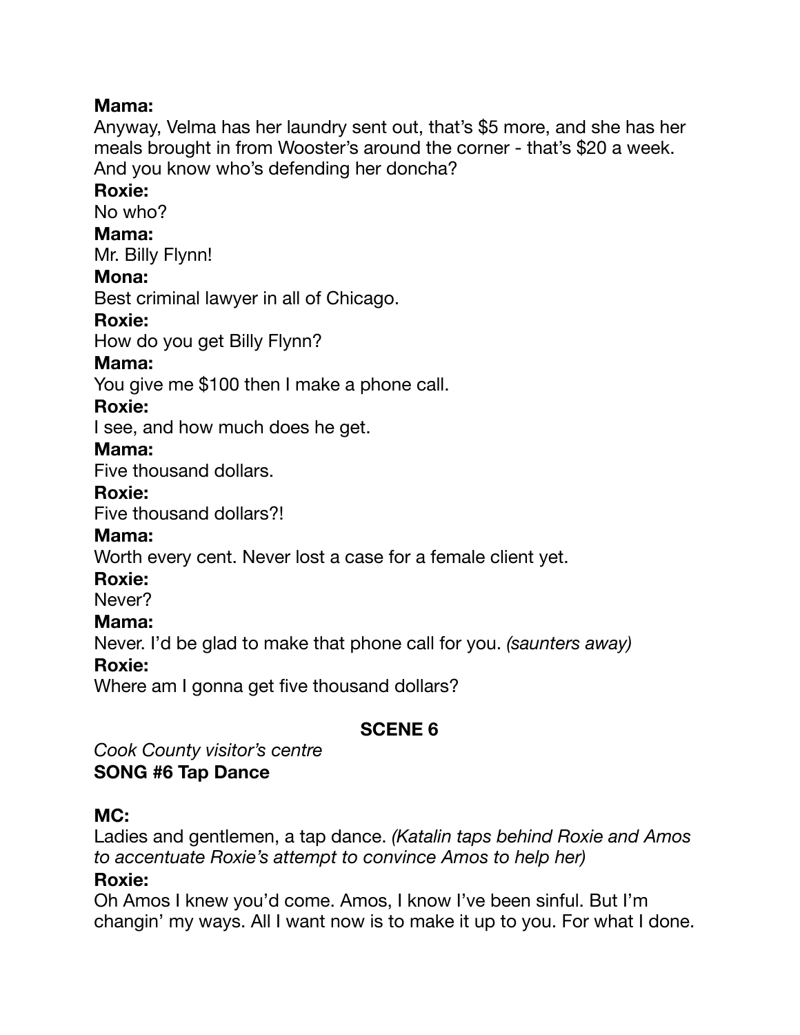**Mama:**
Anyway, Velma has her laundry sent out, that's $5 more, and she has her meals brought in from Wooster's around the corner - that's $20 a week. And you know who's defending her doncha?

**Roxie:**
No who?

**Mama:**
Mr. Billy Flynn!

**Mona:**
Best criminal lawyer in all of Chicago.

**Roxie:**
How do you get Billy Flynn?

**Mama:**
You give me $100 then I make a phone call.

**Roxie:**
I see, and how much does he get.

**Mama:**
Five thousand dollars.

**Roxie:**
Five thousand dollars?!

**Mama:**
Worth every cent. Never lost a case for a female client yet.

**Roxie:**
Never?

**Mama:**
Never. I'd be glad to make that phone call for you. *(saunters away)*

**Roxie:**
Where am I gonna get five thousand dollars?

## SCENE 6

*Cook County visitor's centre*

**SONG #6 Tap Dance**

**MC:**
Ladies and gentlemen, a tap dance. *(Katalin taps behind Roxie and Amos to accentuate Roxie's attempt to convince Amos to help her)*

**Roxie:**
Oh Amos I knew you'd come. Amos, I know I've been sinful. But I'm changin' my ways. All I want now is to make it up to you. For what I done.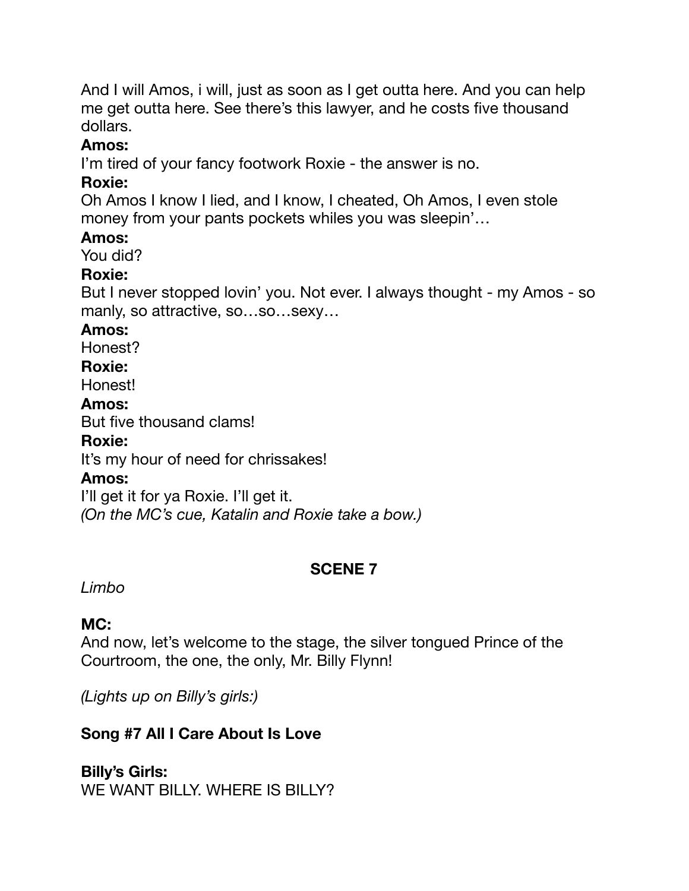And I will Amos, i will, just as soon as I get outta here. And you can help me get outta here. See there's this lawyer, and he costs five thousand dollars.

**Amos:**
I'm tired of your fancy footwork Roxie - the answer is no.

**Roxie:**
Oh Amos I know I lied, and I know, I cheated, Oh Amos, I even stole money from your pants pockets whiles you was sleepin'…

**Amos:**
You did?

**Roxie:**
But I never stopped lovin' you. Not ever. I always thought - my Amos - so manly, so attractive, so…so…sexy…

**Amos:**
Honest?

**Roxie:**
Honest!

**Amos:**
But five thousand clams!

**Roxie:**
It's my hour of need for chrissakes!

**Amos:**
I'll get it for ya Roxie. I'll get it.
*(On the MC's cue, Katalin and Roxie take a bow.)*

## SCENE 7

*Limbo*

**MC:**
And now, let's welcome to the stage, the silver tongued Prince of the Courtroom, the one, the only, Mr. Billy Flynn!

*(Lights up on Billy's girls:)*

**Song #7 All I Care About Is Love**

**Billy's Girls:**
WE WANT BILLY. WHERE IS BILLY?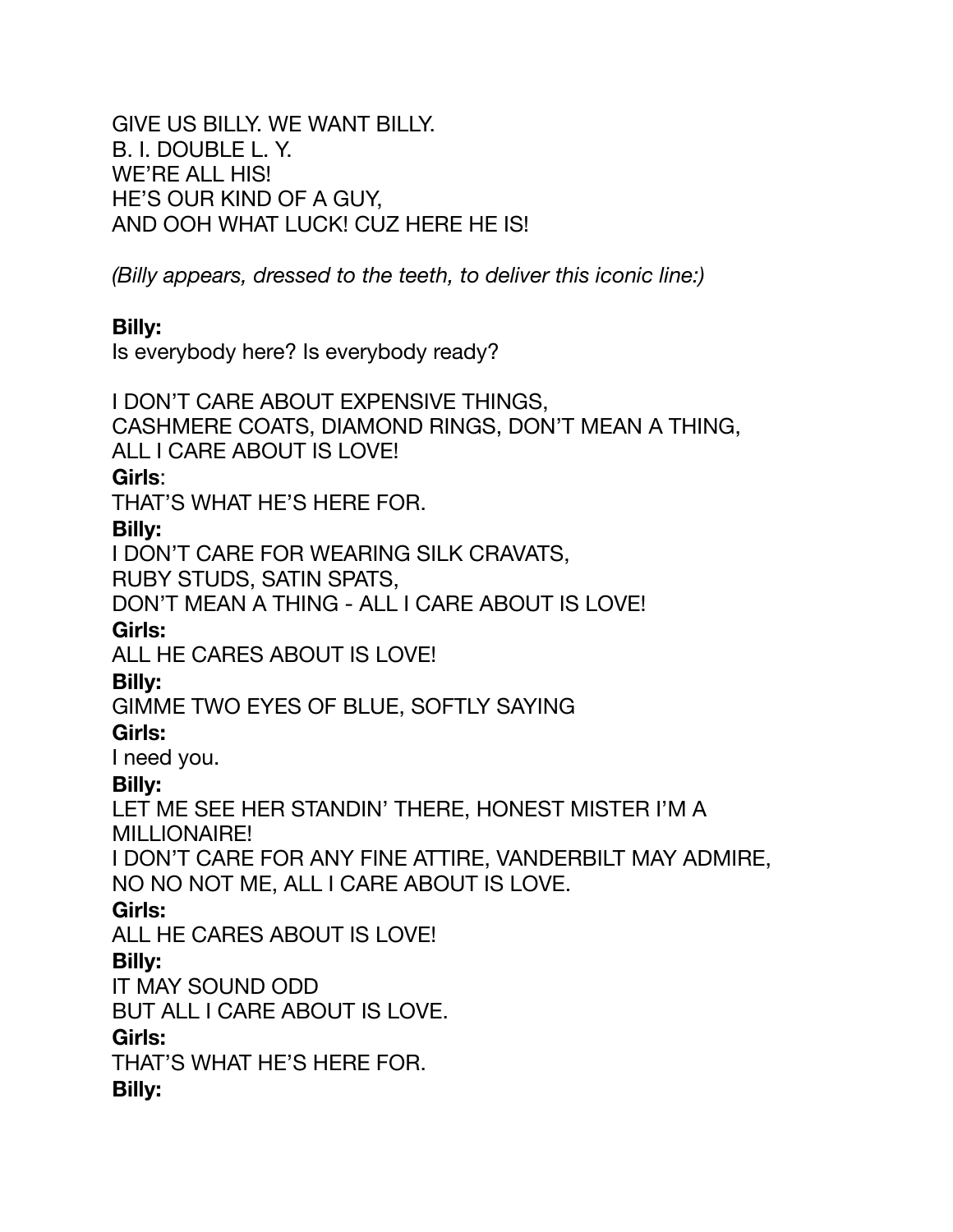GIVE US BILLY. WE WANT BILLY.
B. I. DOUBLE L. Y.
WE'RE ALL HIS!
HE'S OUR KIND OF A GUY,
AND OOH WHAT LUCK! CUZ HERE HE IS!

*(Billy appears, dressed to the teeth, to deliver this iconic line:)*

**Billy:**
Is everybody here? Is everybody ready?

I DON'T CARE ABOUT EXPENSIVE THINGS,
CASHMERE COATS, DIAMOND RINGS, DON'T MEAN A THING,
ALL I CARE ABOUT IS LOVE!
**Girls**:
THAT'S WHAT HE'S HERE FOR.
**Billy:**
I DON'T CARE FOR WEARING SILK CRAVATS,
RUBY STUDS, SATIN SPATS,
DON'T MEAN A THING - ALL I CARE ABOUT IS LOVE!
**Girls:**
ALL HE CARES ABOUT IS LOVE!
**Billy:**
GIMME TWO EYES OF BLUE, SOFTLY SAYING
**Girls:**
I need you.
**Billy:**
LET ME SEE HER STANDIN' THERE, HONEST MISTER I'M A MILLIONAIRE!
I DON'T CARE FOR ANY FINE ATTIRE, VANDERBILT MAY ADMIRE,
NO NO NOT ME, ALL I CARE ABOUT IS LOVE.
**Girls:**
ALL HE CARES ABOUT IS LOVE!
**Billy:**
IT MAY SOUND ODD
BUT ALL I CARE ABOUT IS LOVE.
**Girls:**
THAT'S WHAT HE'S HERE FOR.
**Billy:**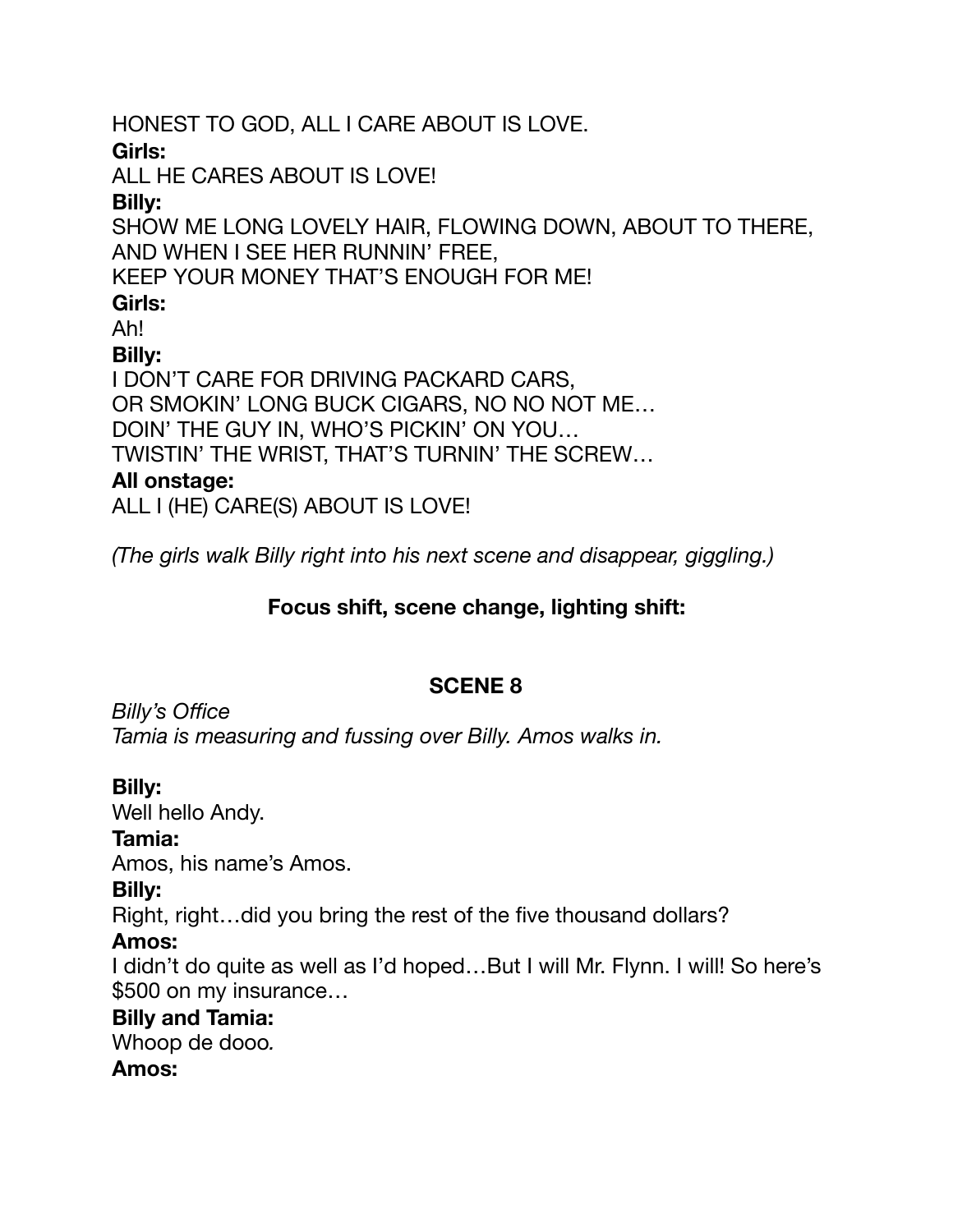HONEST TO GOD, ALL I CARE ABOUT IS LOVE.

**Girls:**

ALL HE CARES ABOUT IS LOVE!

**Billy:**

SHOW ME LONG LOVELY HAIR, FLOWING DOWN, ABOUT TO THERE,
AND WHEN I SEE HER RUNNIN' FREE,
KEEP YOUR MONEY THAT'S ENOUGH FOR ME!

**Girls:**

Ah!

**Billy:**

I DON'T CARE FOR DRIVING PACKARD CARS,
OR SMOKIN' LONG BUCK CIGARS, NO NO NOT ME…
DOIN' THE GUY IN, WHO'S PICKIN' ON YOU…
TWISTIN' THE WRIST, THAT'S TURNIN' THE SCREW…

**All onstage:**

ALL I (HE) CARE(S) ABOUT IS LOVE!

*(The girls walk Billy right into his next scene and disappear, giggling.)*

**Focus shift, scene change, lighting shift:**

## SCENE 8

*Billy's Office*
*Tamia is measuring and fussing over Billy. Amos walks in.*

**Billy:**

Well hello Andy.

**Tamia:**

Amos, his name's Amos.

**Billy:**

Right, right…did you bring the rest of the five thousand dollars?

**Amos:**

I didn't do quite as well as I'd hoped…But I will Mr. Flynn. I will! So here's $500 on my insurance…

**Billy and Tamia:**

Whoop de dooo*.*

**Amos:**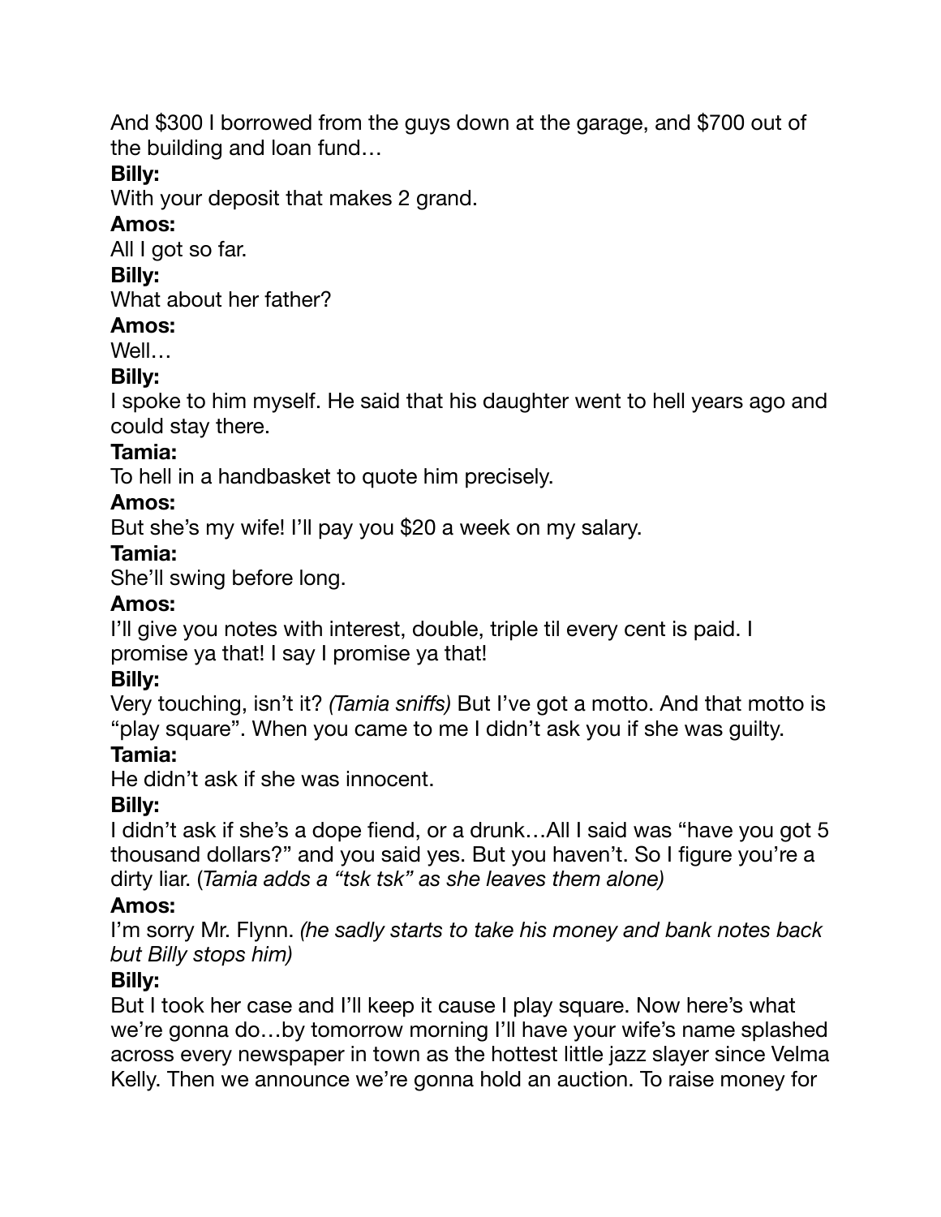And $300 I borrowed from the guys down at the garage, and $700 out of the building and loan fund…

**Billy:**
With your deposit that makes 2 grand.

**Amos:**
All I got so far.

**Billy:**
What about her father?

**Amos:**
Well…

**Billy:**
I spoke to him myself. He said that his daughter went to hell years ago and could stay there.

**Tamia:**
To hell in a handbasket to quote him precisely.

**Amos:**
But she's my wife! I'll pay you $20 a week on my salary.

**Tamia:**
She'll swing before long.

**Amos:**
I'll give you notes with interest, double, triple til every cent is paid. I promise ya that! I say I promise ya that!

**Billy:**
Very touching, isn't it? *(Tamia sniffs)* But I've got a motto. And that motto is "play square". When you came to me I didn't ask you if she was guilty.

**Tamia:**
He didn't ask if she was innocent.

**Billy:**
I didn't ask if she's a dope fiend, or a drunk…All I said was "have you got 5 thousand dollars?" and you said yes. But you haven't. So I figure you're a dirty liar. (*Tamia adds a "tsk tsk" as she leaves them alone)*

**Amos:**
I'm sorry Mr. Flynn. *(he sadly starts to take his money and bank notes back but Billy stops him)*

**Billy:**
But I took her case and I'll keep it cause I play square. Now here's what we're gonna do…by tomorrow morning I'll have your wife's name splashed across every newspaper in town as the hottest little jazz slayer since Velma Kelly. Then we announce we're gonna hold an auction. To raise money for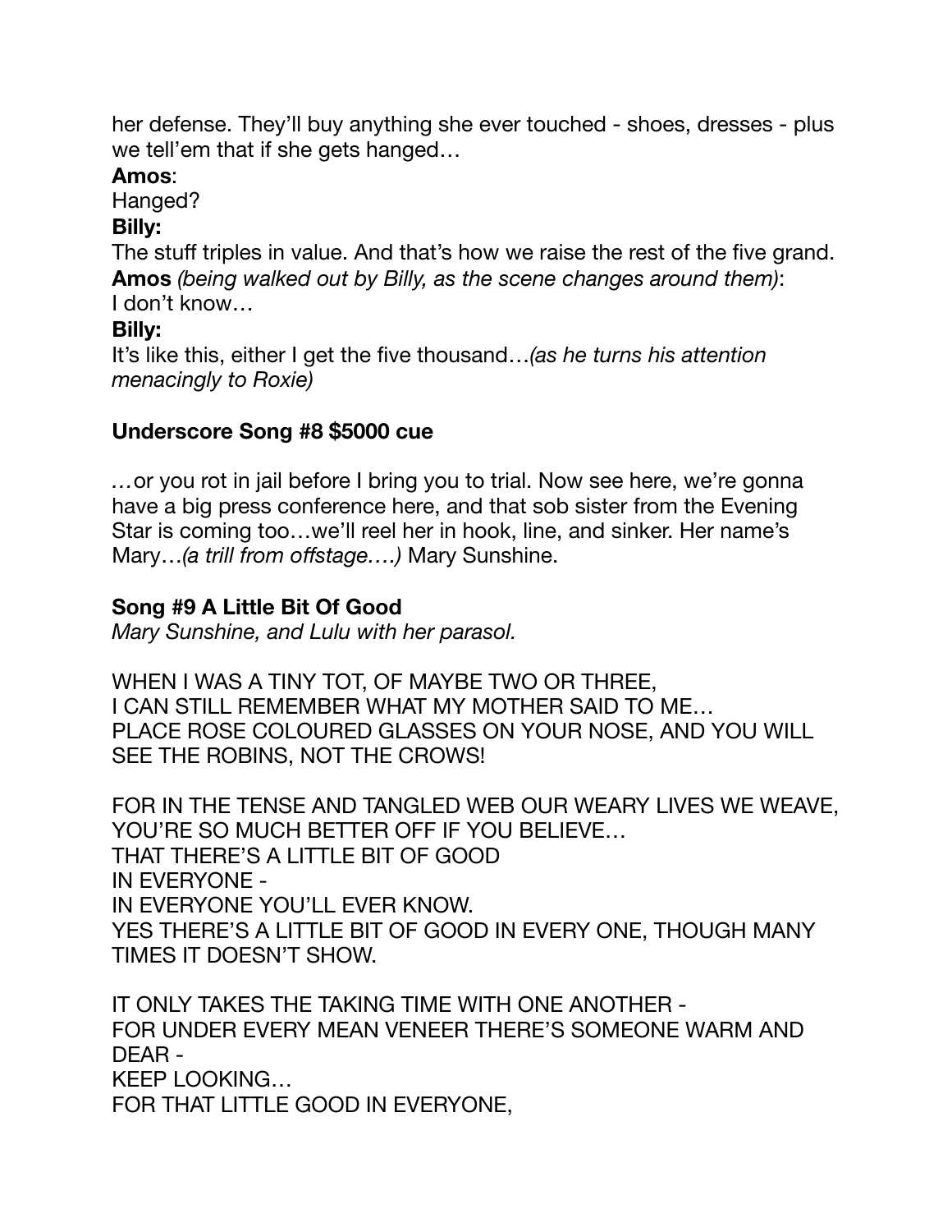her defense. They'll buy anything she ever touched - shoes, dresses - plus we tell'em that if she gets hanged…

**Amos**:
Hanged?

**Billy:**
The stuff triples in value. And that's how we raise the rest of the five grand.

**Amos** *(being walked out by Billy, as the scene changes around them)*:
I don't know…

**Billy:**
It's like this, either I get the five thousand…*(as he turns his attention menacingly to Roxie)*

**Underscore Song #8 $5000 cue**

*…*or you rot in jail before I bring you to trial. Now see here, we're gonna have a big press conference here, and that sob sister from the Evening Star is coming too…we'll reel her in hook, line, and sinker. Her name's Mary…*(a trill from offstage.…)* Mary Sunshine.

**Song #9 A Little Bit Of Good**

*Mary Sunshine, and Lulu with her parasol.*

WHEN I WAS A TINY TOT, OF MAYBE TWO OR THREE,
I CAN STILL REMEMBER WHAT MY MOTHER SAID TO ME…
PLACE ROSE COLOURED GLASSES ON YOUR NOSE, AND YOU WILL SEE THE ROBINS, NOT THE CROWS!

FOR IN THE TENSE AND TANGLED WEB OUR WEARY LIVES WE WEAVE,
YOU'RE SO MUCH BETTER OFF IF YOU BELIEVE…
THAT THERE'S A LITTLE BIT OF GOOD
IN EVERYONE -
IN EVERYONE YOU'LL EVER KNOW.
YES THERE'S A LITTLE BIT OF GOOD IN EVERY ONE, THOUGH MANY TIMES IT DOESN'T SHOW.

IT ONLY TAKES THE TAKING TIME WITH ONE ANOTHER -
FOR UNDER EVERY MEAN VENEER THERE'S SOMEONE WARM AND DEAR -
KEEP LOOKING…
FOR THAT LITTLE GOOD IN EVERYONE,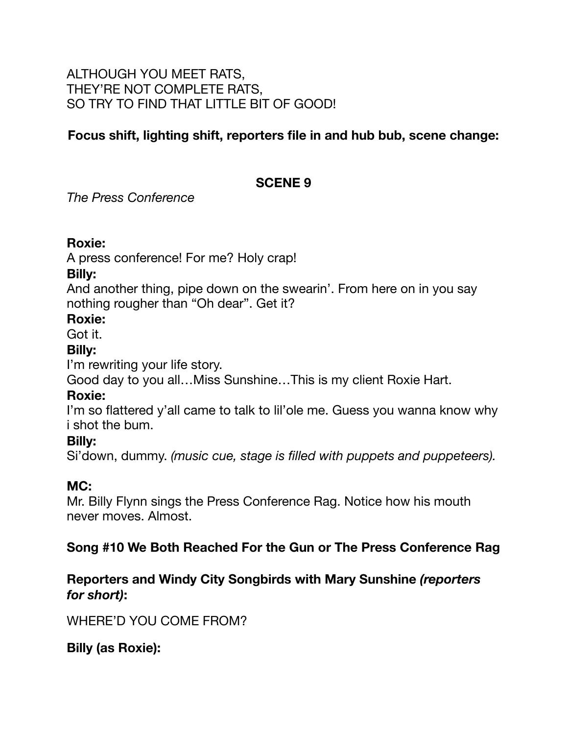ALTHOUGH YOU MEET RATS,
THEY'RE NOT COMPLETE RATS,
SO TRY TO FIND THAT LITTLE BIT OF GOOD!

**Focus shift, lighting shift, reporters file in and hub bub, scene change:**

## SCENE 9

*The Press Conference*

**Roxie:**
A press conference! For me? Holy crap!

**Billy:**
And another thing, pipe down on the swearin'. From here on in you say nothing rougher than "Oh dear". Get it?

**Roxie:**
Got it.

**Billy:**
I'm rewriting your life story.
Good day to you all…Miss Sunshine…This is my client Roxie Hart.

**Roxie:**
I'm so flattered y'all came to talk to lil'ole me. Guess you wanna know why i shot the bum.

**Billy:**
Si'down, dummy. *(music cue, stage is filled with puppets and puppeteers).*

**MC:**
Mr. Billy Flynn sings the Press Conference Rag. Notice how his mouth never moves. Almost.

**Song #10 We Both Reached For the Gun or The Press Conference Rag**

**Reporters and Windy City Songbirds with Mary Sunshine *(reporters for short)*:**

WHERE'D YOU COME FROM?

**Billy (as Roxie):**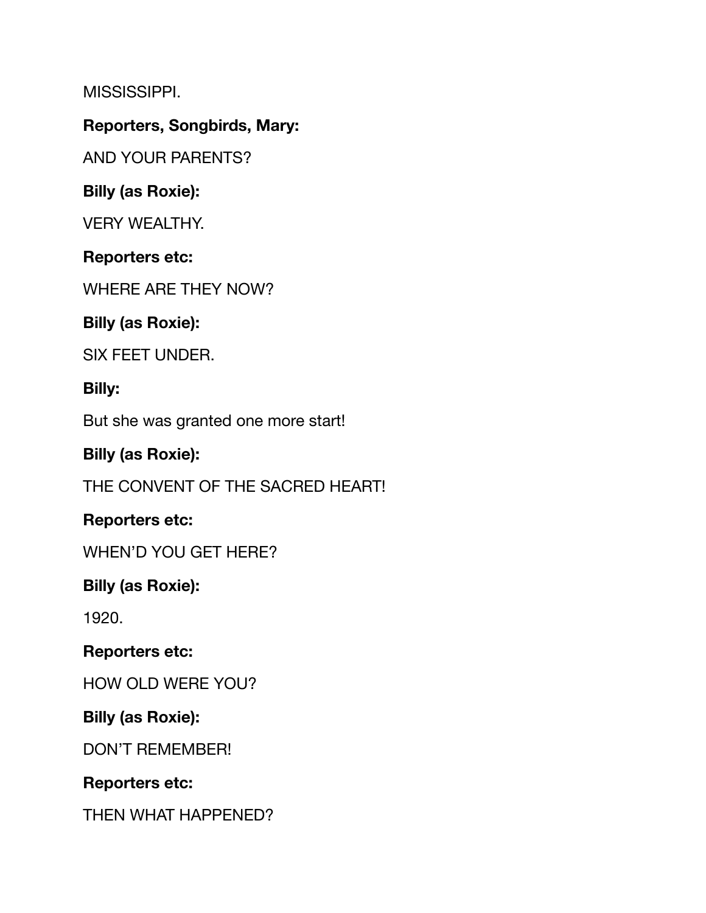MISSISSIPPI.

**Reporters, Songbirds, Mary:**

AND YOUR PARENTS?

**Billy (as Roxie):**

VERY WEALTHY.

**Reporters etc:**

WHERE ARE THEY NOW?

**Billy (as Roxie):**

SIX FEET UNDER.

**Billy:**

But she was granted one more start!

**Billy (as Roxie):**

THE CONVENT OF THE SACRED HEART!

**Reporters etc:**

WHEN'D YOU GET HERE?

**Billy (as Roxie):**

1920.

**Reporters etc:**

HOW OLD WERE YOU?

**Billy (as Roxie):**

DON'T REMEMBER!

**Reporters etc:**

THEN WHAT HAPPENED?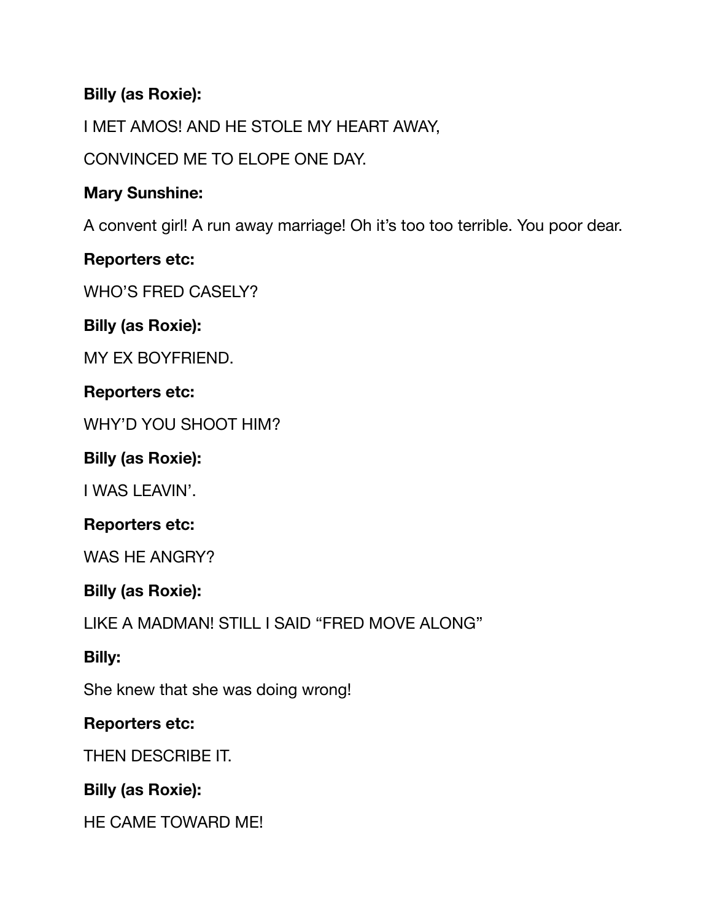**Billy (as Roxie):**

I MET AMOS! AND HE STOLE MY HEART AWAY,

CONVINCED ME TO ELOPE ONE DAY.

**Mary Sunshine:**

A convent girl! A run away marriage! Oh it's too too terrible. You poor dear.

**Reporters etc:**

WHO'S FRED CASELY?

**Billy (as Roxie):**

MY EX BOYFRIEND.

**Reporters etc:**

WHY'D YOU SHOOT HIM?

**Billy (as Roxie):**

I WAS LEAVIN'.

**Reporters etc:**

WAS HE ANGRY?

**Billy (as Roxie):**

LIKE A MADMAN! STILL I SAID "FRED MOVE ALONG"

**Billy:**

She knew that she was doing wrong!

**Reporters etc:**

THEN DESCRIBE IT.

**Billy (as Roxie):**

HE CAME TOWARD ME!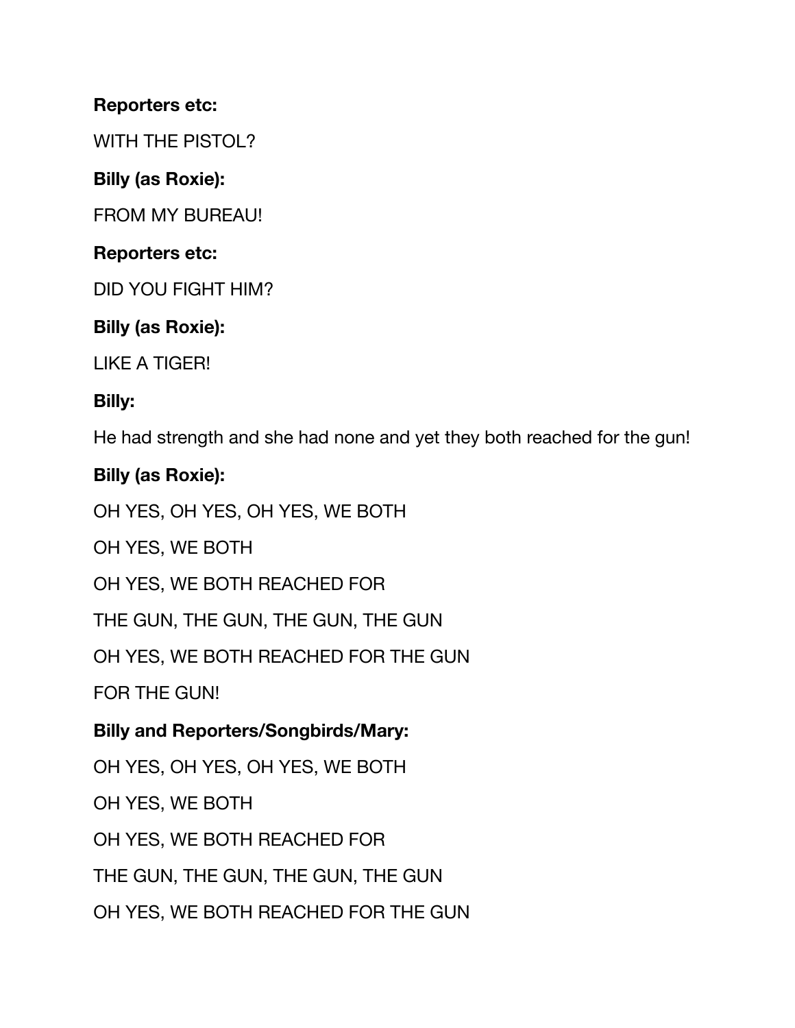**Reporters etc:**

WITH THE PISTOL?

**Billy (as Roxie):**

FROM MY BUREAU!

**Reporters etc:**

DID YOU FIGHT HIM?

**Billy (as Roxie):**

LIKE A TIGER!

**Billy:**

He had strength and she had none and yet they both reached for the gun!

**Billy (as Roxie):**

OH YES, OH YES, OH YES, WE BOTH

OH YES, WE BOTH

OH YES, WE BOTH REACHED FOR

THE GUN, THE GUN, THE GUN, THE GUN

OH YES, WE BOTH REACHED FOR THE GUN

FOR THE GUN!

**Billy and Reporters/Songbirds/Mary:**

OH YES, OH YES, OH YES, WE BOTH

OH YES, WE BOTH

OH YES, WE BOTH REACHED FOR

THE GUN, THE GUN, THE GUN, THE GUN

OH YES, WE BOTH REACHED FOR THE GUN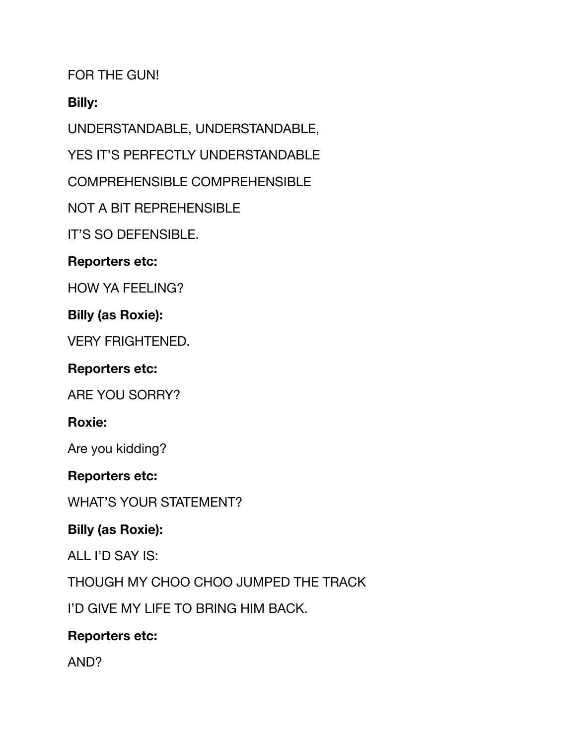FOR THE GUN!

**Billy:**

UNDERSTANDABLE, UNDERSTANDABLE,

YES IT'S PERFECTLY UNDERSTANDABLE

COMPREHENSIBLE COMPREHENSIBLE

NOT A BIT REPREHENSIBLE

IT'S SO DEFENSIBLE.

**Reporters etc:**

HOW YA FEELING?

**Billy (as Roxie):**

VERY FRIGHTENED.

**Reporters etc:**

ARE YOU SORRY?

**Roxie:**

Are you kidding?

**Reporters etc:**

WHAT'S YOUR STATEMENT?

**Billy (as Roxie):**

ALL I'D SAY IS:

THOUGH MY CHOO CHOO JUMPED THE TRACK

I'D GIVE MY LIFE TO BRING HIM BACK.

**Reporters etc:**

AND?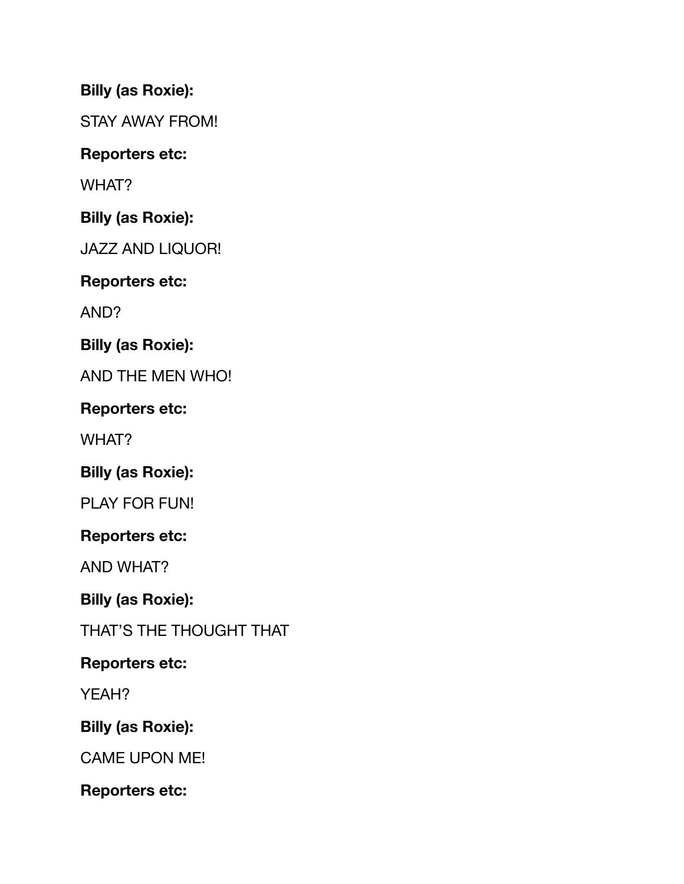**Billy (as Roxie):**

STAY AWAY FROM!

**Reporters etc:**

WHAT?

**Billy (as Roxie):**

JAZZ AND LIQUOR!

**Reporters etc:**

AND?

**Billy (as Roxie):**

AND THE MEN WHO!

**Reporters etc:**

WHAT?

**Billy (as Roxie):**

PLAY FOR FUN!

**Reporters etc:**

AND WHAT?

**Billy (as Roxie):**

THAT'S THE THOUGHT THAT

**Reporters etc:**

YEAH?

**Billy (as Roxie):**

CAME UPON ME!

**Reporters etc:**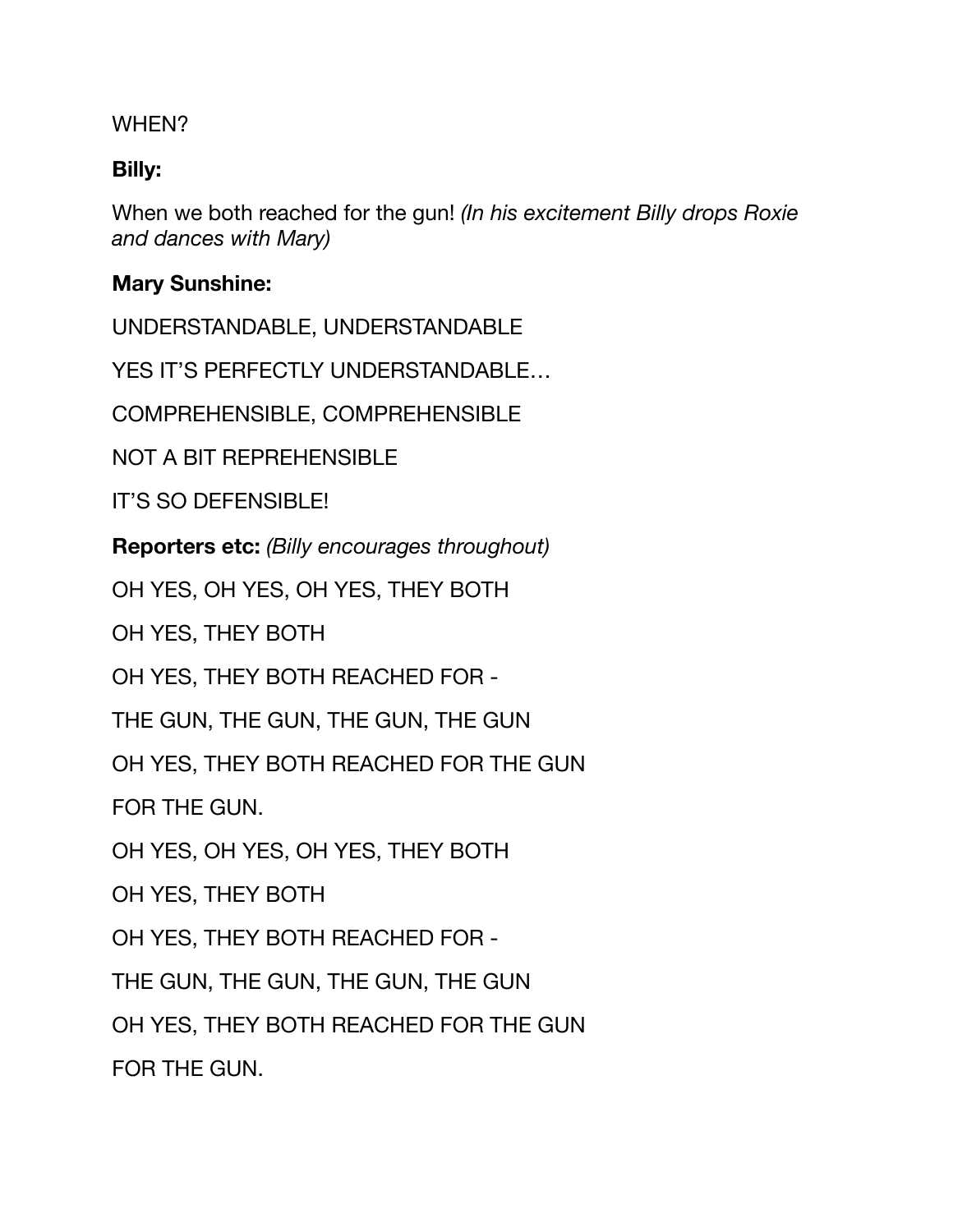WHEN?

**Billy:**

When we both reached for the gun! *(In his excitement Billy drops Roxie and dances with Mary)*

**Mary Sunshine:**

UNDERSTANDABLE, UNDERSTANDABLE

YES IT'S PERFECTLY UNDERSTANDABLE…

COMPREHENSIBLE, COMPREHENSIBLE

NOT A BIT REPREHENSIBLE

IT'S SO DEFENSIBLE!

**Reporters etc:** *(Billy encourages throughout)*

OH YES, OH YES, OH YES, THEY BOTH

OH YES, THEY BOTH

OH YES, THEY BOTH REACHED FOR -

THE GUN, THE GUN, THE GUN, THE GUN

OH YES, THEY BOTH REACHED FOR THE GUN

FOR THE GUN.

OH YES, OH YES, OH YES, THEY BOTH

OH YES, THEY BOTH

OH YES, THEY BOTH REACHED FOR -

THE GUN, THE GUN, THE GUN, THE GUN

OH YES, THEY BOTH REACHED FOR THE GUN

FOR THE GUN.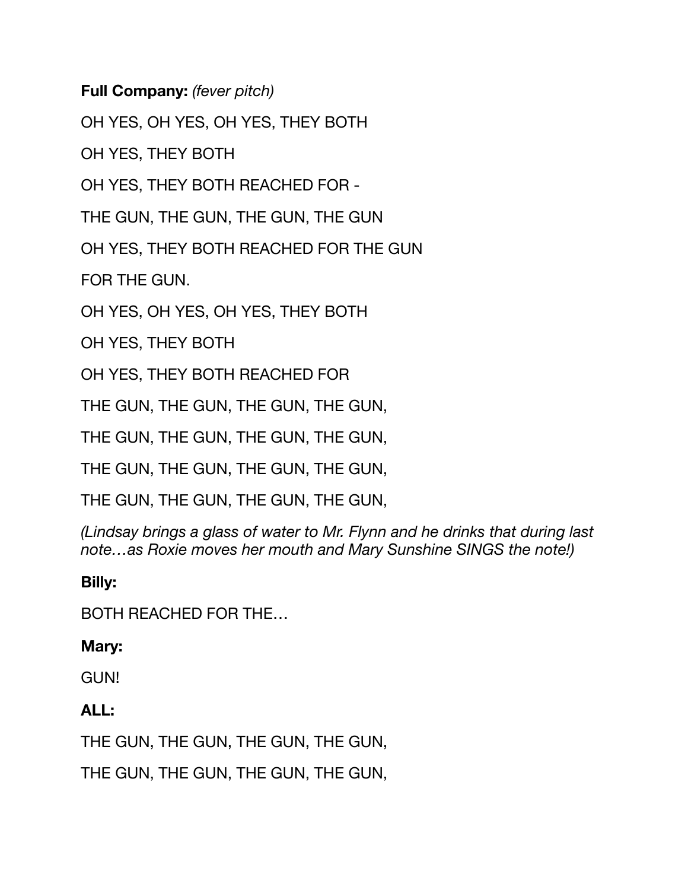**Full Company:** *(fever pitch)*

OH YES, OH YES, OH YES, THEY BOTH

OH YES, THEY BOTH

OH YES, THEY BOTH REACHED FOR -

THE GUN, THE GUN, THE GUN, THE GUN

OH YES, THEY BOTH REACHED FOR THE GUN

FOR THE GUN.

OH YES, OH YES, OH YES, THEY BOTH

OH YES, THEY BOTH

OH YES, THEY BOTH REACHED FOR

THE GUN, THE GUN, THE GUN, THE GUN,

THE GUN, THE GUN, THE GUN, THE GUN,

THE GUN, THE GUN, THE GUN, THE GUN,

THE GUN, THE GUN, THE GUN, THE GUN,

*(Lindsay brings a glass of water to Mr. Flynn and he drinks that during last note…as Roxie moves her mouth and Mary Sunshine SINGS the note!)*

**Billy:**

BOTH REACHED FOR THE…

**Mary:**

GUN!

**ALL:**

THE GUN, THE GUN, THE GUN, THE GUN,

THE GUN, THE GUN, THE GUN, THE GUN,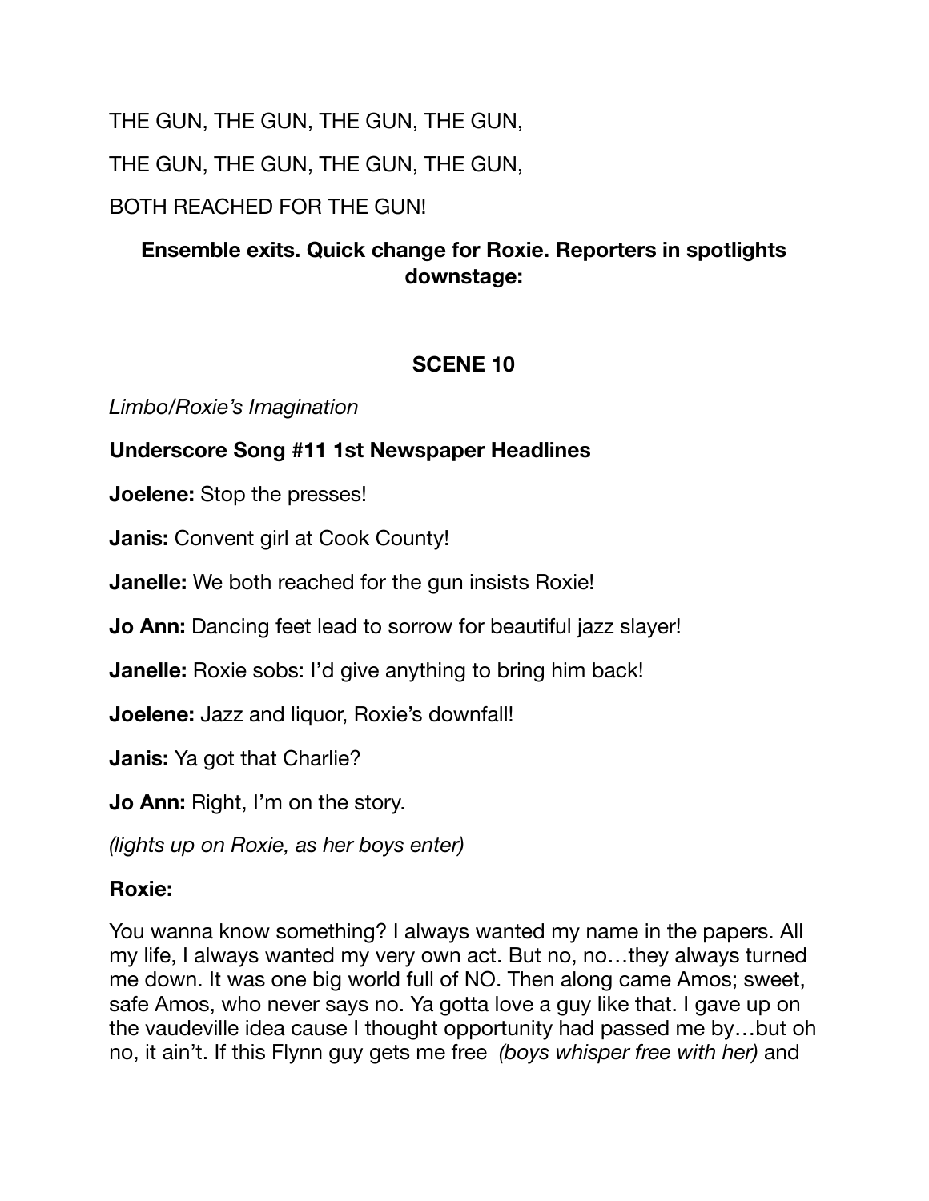THE GUN, THE GUN, THE GUN, THE GUN,

THE GUN, THE GUN, THE GUN, THE GUN,

BOTH REACHED FOR THE GUN!

**Ensemble exits. Quick change for Roxie. Reporters in spotlights downstage:**

## SCENE 10

*Limbo/Roxie's Imagination*

**Underscore Song #11 1st Newspaper Headlines**

**Joelene:** Stop the presses!

**Janis:** Convent girl at Cook County!

**Janelle:** We both reached for the gun insists Roxie!

**Jo Ann:** Dancing feet lead to sorrow for beautiful jazz slayer!

**Janelle:** Roxie sobs: I'd give anything to bring him back!

**Joelene:** Jazz and liquor, Roxie's downfall!

**Janis:** Ya got that Charlie?

**Jo Ann:** Right, I'm on the story.

*(lights up on Roxie, as her boys enter)*

**Roxie:**

You wanna know something? I always wanted my name in the papers. All my life, I always wanted my very own act. But no, no…they always turned me down. It was one big world full of NO. Then along came Amos; sweet, safe Amos, who never says no. Ya gotta love a guy like that. I gave up on the vaudeville idea cause I thought opportunity had passed me by…but oh no, it ain't. If this Flynn guy gets me free *(boys whisper free with her)* and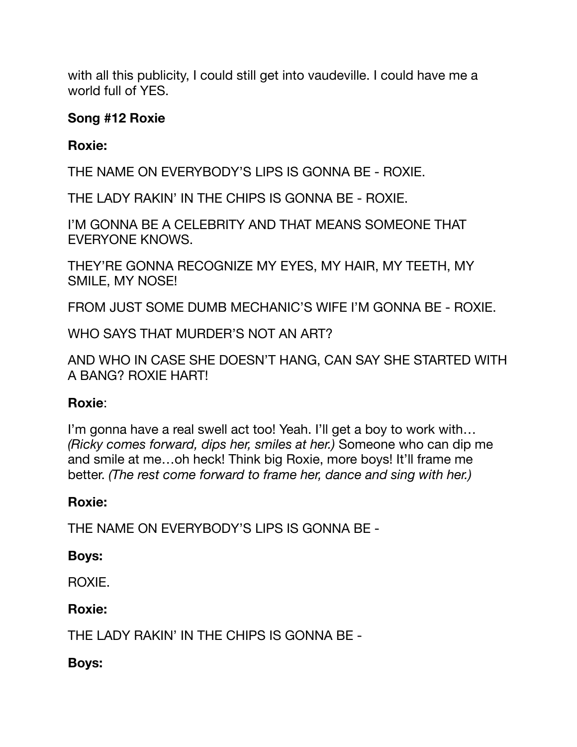with all this publicity, I could still get into vaudeville. I could have me a world full of YES.

**Song #12 Roxie**

**Roxie:**

THE NAME ON EVERYBODY'S LIPS IS GONNA BE - ROXIE.

THE LADY RAKIN' IN THE CHIPS IS GONNA BE - ROXIE.

I'M GONNA BE A CELEBRITY AND THAT MEANS SOMEONE THAT EVERYONE KNOWS.

THEY'RE GONNA RECOGNIZE MY EYES, MY HAIR, MY TEETH, MY SMILE, MY NOSE!

FROM JUST SOME DUMB MECHANIC'S WIFE I'M GONNA BE - ROXIE.

WHO SAYS THAT MURDER'S NOT AN ART?

AND WHO IN CASE SHE DOESN'T HANG, CAN SAY SHE STARTED WITH A BANG? ROXIE HART!

**Roxie**:

I'm gonna have a real swell act too! Yeah. I'll get a boy to work with… *(Ricky comes forward, dips her, smiles at her.)* Someone who can dip me and smile at me…oh heck! Think big Roxie, more boys! It'll frame me better. *(The rest come forward to frame her, dance and sing with her.)*

**Roxie:**

THE NAME ON EVERYBODY'S LIPS IS GONNA BE -

**Boys:**

ROXIE.

**Roxie:**

THE LADY RAKIN' IN THE CHIPS IS GONNA BE -

**Boys:**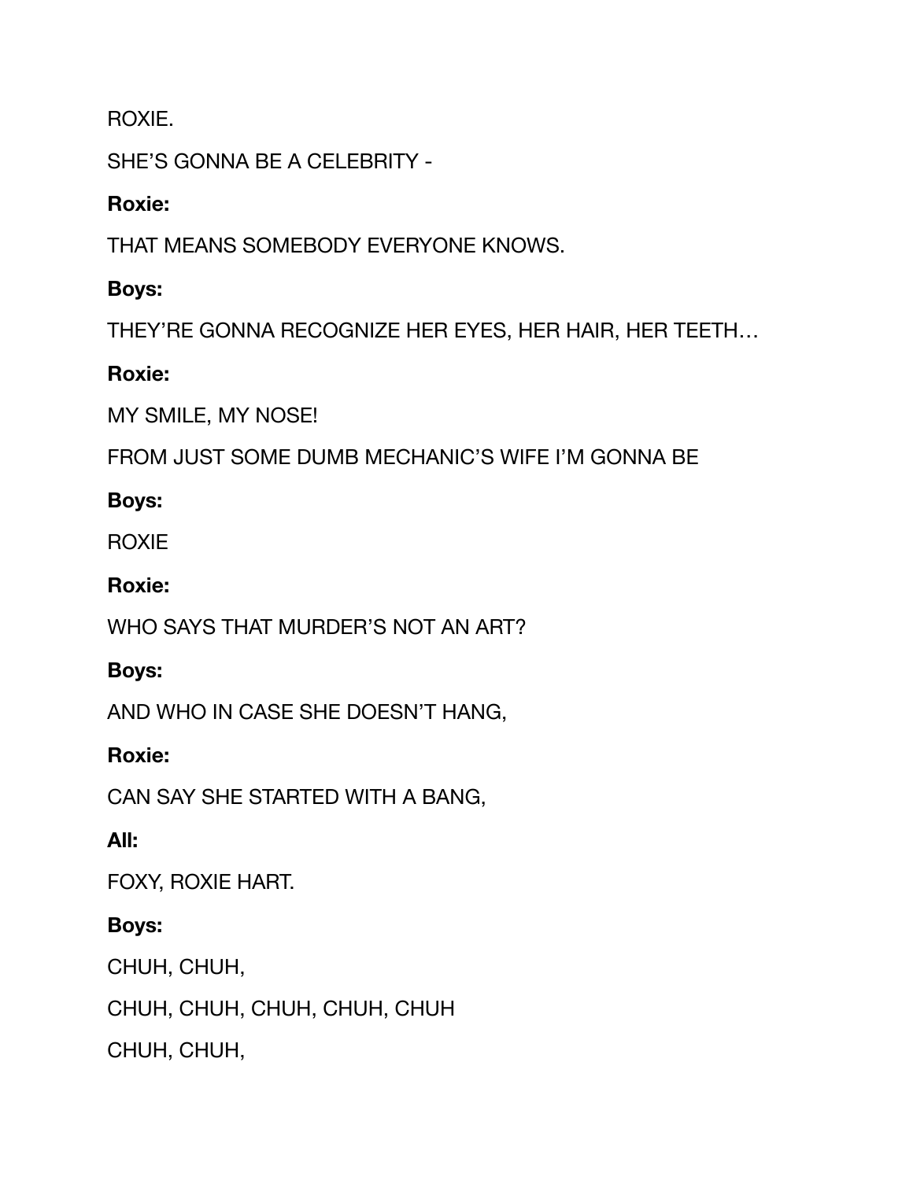ROXIE.

SHE'S GONNA BE A CELEBRITY -

**Roxie:**

THAT MEANS SOMEBODY EVERYONE KNOWS.

**Boys:**

THEY'RE GONNA RECOGNIZE HER EYES, HER HAIR, HER TEETH…

**Roxie:**

MY SMILE, MY NOSE!

FROM JUST SOME DUMB MECHANIC'S WIFE I'M GONNA BE

**Boys:**

ROXIE

**Roxie:**

WHO SAYS THAT MURDER'S NOT AN ART?

**Boys:**

AND WHO IN CASE SHE DOESN'T HANG,

**Roxie:**

CAN SAY SHE STARTED WITH A BANG,

**All:**

FOXY, ROXIE HART.

**Boys:**

CHUH, CHUH,

CHUH, CHUH, CHUH, CHUH, CHUH

CHUH, CHUH,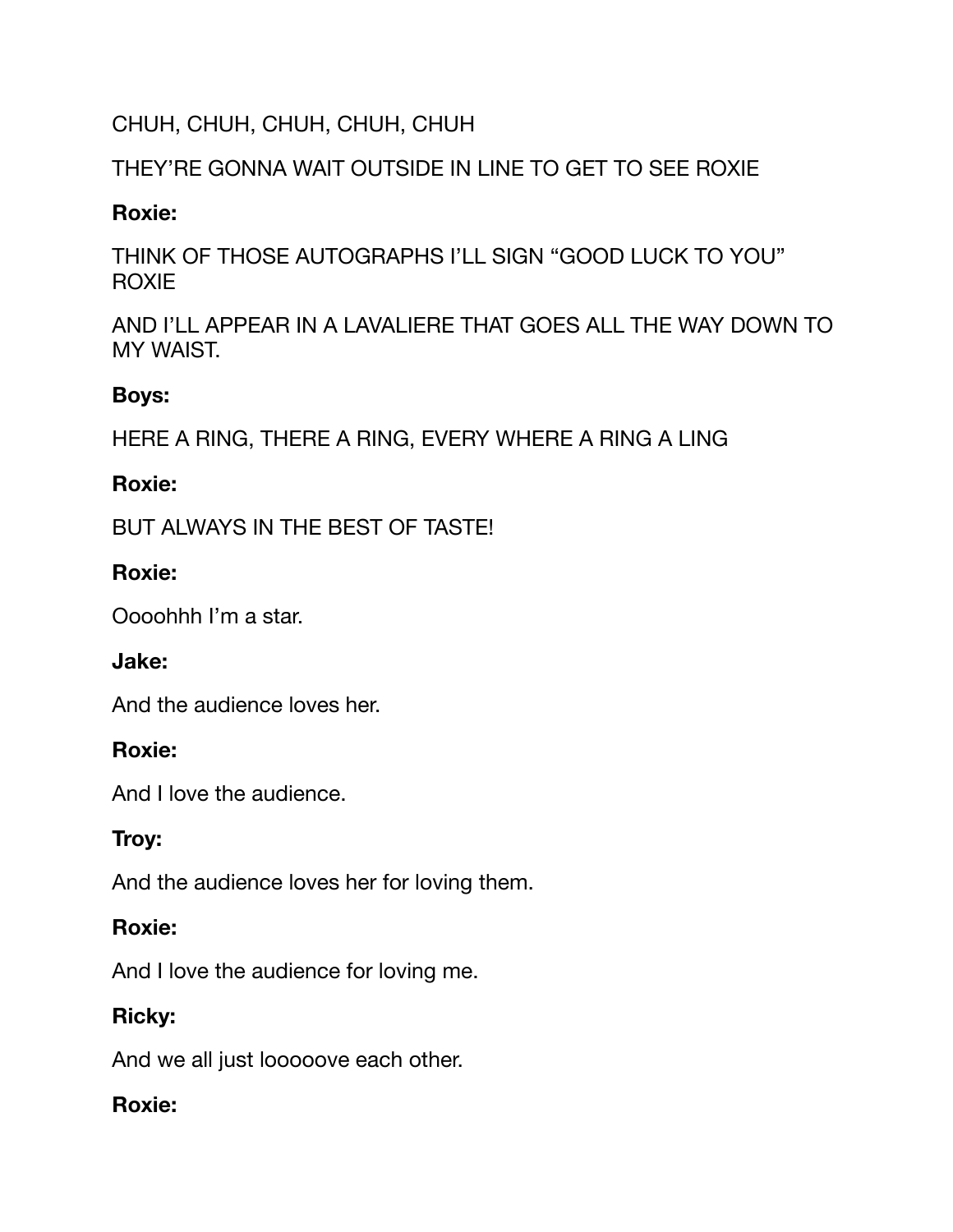CHUH, CHUH, CHUH, CHUH, CHUH

THEY'RE GONNA WAIT OUTSIDE IN LINE TO GET TO SEE ROXIE

**Roxie:**

THINK OF THOSE AUTOGRAPHS I'LL SIGN "GOOD LUCK TO YOU" ROXIE

AND I'LL APPEAR IN A LAVALIERE THAT GOES ALL THE WAY DOWN TO MY WAIST.

**Boys:**

HERE A RING, THERE A RING, EVERY WHERE A RING A LING

**Roxie:**

BUT ALWAYS IN THE BEST OF TASTE!

**Roxie:**

Oooohhh I'm a star.

**Jake:**

And the audience loves her.

**Roxie:**

And I love the audience.

**Troy:**

And the audience loves her for loving them.

**Roxie:**

And I love the audience for loving me.

**Ricky:**

And we all just looooove each other.

**Roxie:**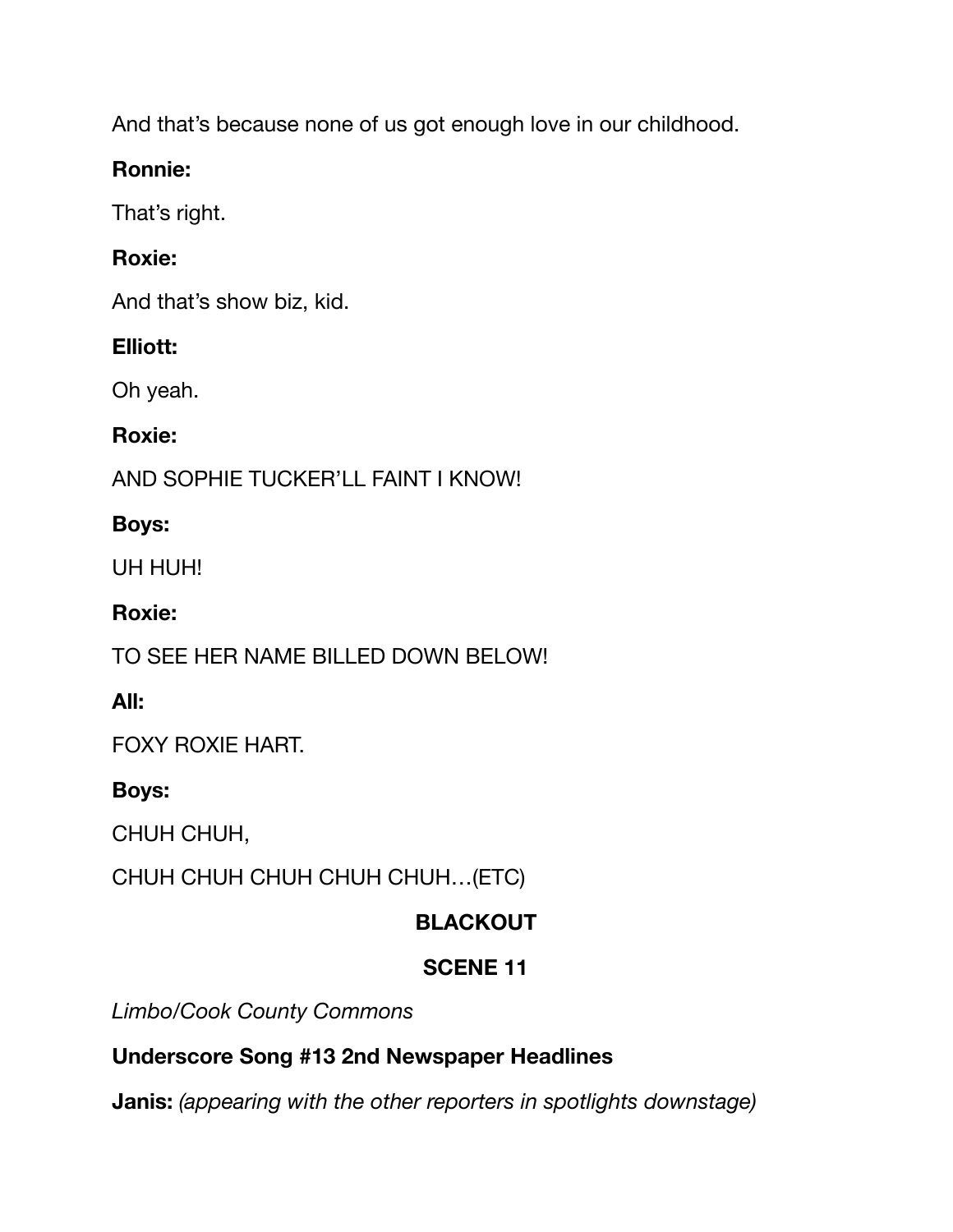And that's because none of us got enough love in our childhood.

**Ronnie:**

That's right.

**Roxie:**

And that's show biz, kid.

**Elliott:**

Oh yeah.

**Roxie:**

AND SOPHIE TUCKER'LL FAINT I KNOW!

**Boys:**

UH HUH!

**Roxie:**

TO SEE HER NAME BILLED DOWN BELOW!

**All:**

FOXY ROXIE HART.

**Boys:**

CHUH CHUH,

CHUH CHUH CHUH CHUH CHUH…(ETC)

**BLACKOUT**

**SCENE 11**

*Limbo/Cook County Commons*

**Underscore Song #13 2nd Newspaper Headlines**

**Janis:** *(appearing with the other reporters in spotlights downstage)*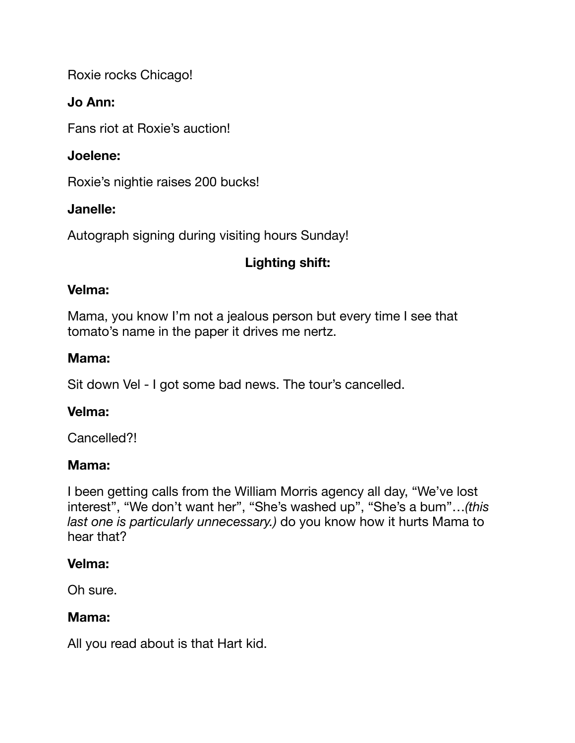Roxie rocks Chicago!

**Jo Ann:**

Fans riot at Roxie's auction!

**Joelene:**

Roxie's nightie raises 200 bucks!

**Janelle:**

Autograph signing during visiting hours Sunday!

**Lighting shift:**

**Velma:**

Mama, you know I'm not a jealous person but every time I see that tomato's name in the paper it drives me nertz.

**Mama:**

Sit down Vel - I got some bad news. The tour's cancelled.

**Velma:**

Cancelled?!

**Mama:**

I been getting calls from the William Morris agency all day, "We've lost interest", "We don't want her", "She's washed up", "She's a bum"…*(this last one is particularly unnecessary.)* do you know how it hurts Mama to hear that?

**Velma:**

Oh sure.

**Mama:**

All you read about is that Hart kid.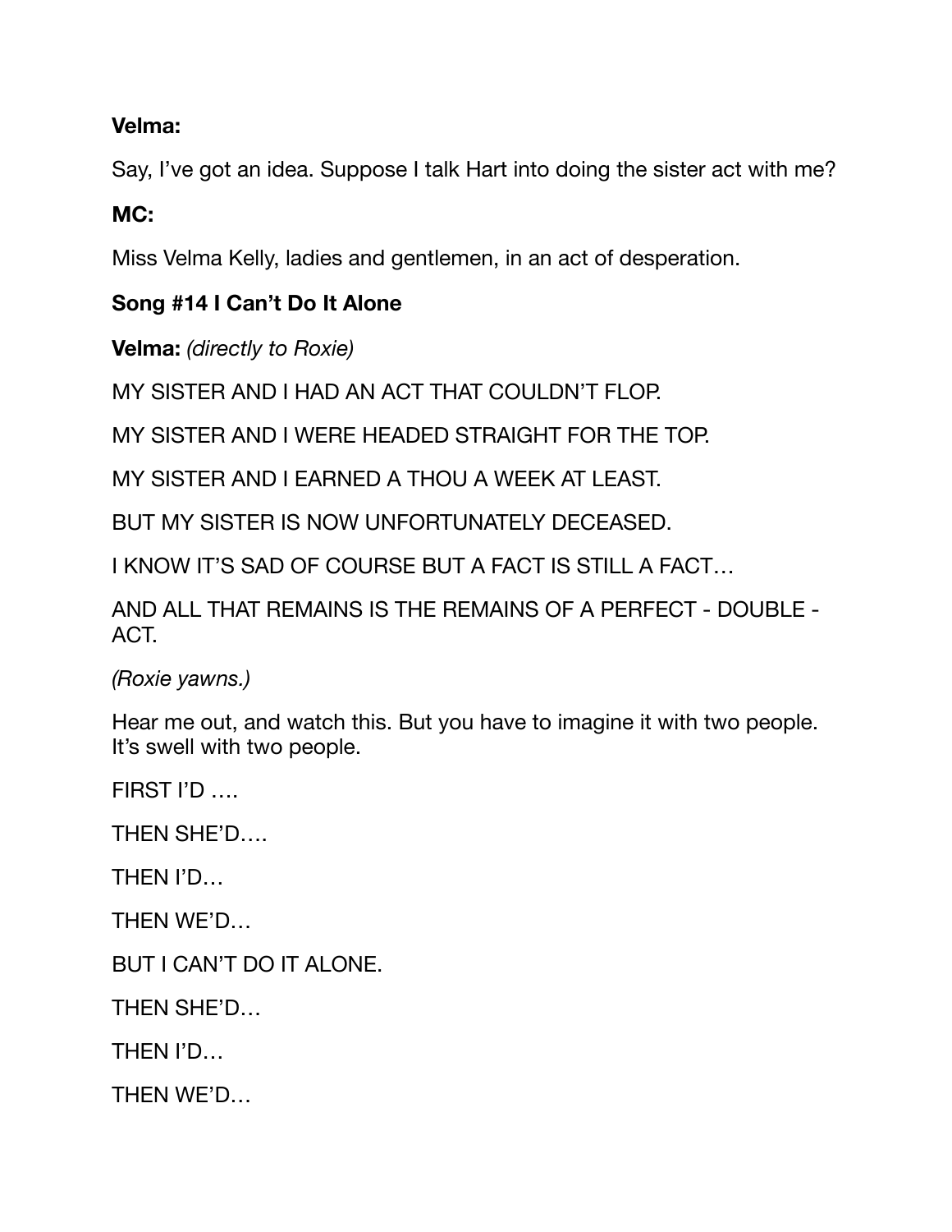**Velma:**

Say, I've got an idea. Suppose I talk Hart into doing the sister act with me?

**MC:**

Miss Velma Kelly, ladies and gentlemen, in an act of desperation.

**Song #14 I Can't Do It Alone**

**Velma:** *(directly to Roxie)*

MY SISTER AND I HAD AN ACT THAT COULDN'T FLOP.

MY SISTER AND I WERE HEADED STRAIGHT FOR THE TOP.

MY SISTER AND I EARNED A THOU A WEEK AT LEAST.

BUT MY SISTER IS NOW UNFORTUNATELY DECEASED.

I KNOW IT'S SAD OF COURSE BUT A FACT IS STILL A FACT…

AND ALL THAT REMAINS IS THE REMAINS OF A PERFECT - DOUBLE - ACT.

*(Roxie yawns.)*

Hear me out, and watch this. But you have to imagine it with two people. It's swell with two people.

FIRST I'D ….

THEN SHE'D….

THEN I'D…

THEN WE'D…

BUT I CAN'T DO IT ALONE.

THEN SHE'D…

THEN I'D…

THEN WE'D…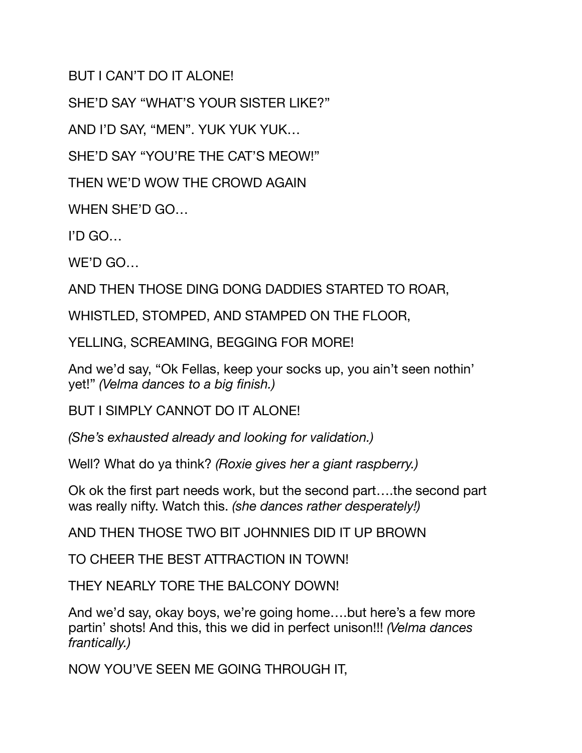BUT I CAN'T DO IT ALONE!

SHE'D SAY "WHAT'S YOUR SISTER LIKE?"

AND I'D SAY, "MEN". YUK YUK YUK…

SHE'D SAY "YOU'RE THE CAT'S MEOW!"

THEN WE'D WOW THE CROWD AGAIN

WHEN SHE'D GO…

I'D GO…

WE'D GO…

AND THEN THOSE DING DONG DADDIES STARTED TO ROAR,

WHISTLED, STOMPED, AND STAMPED ON THE FLOOR,

YELLING, SCREAMING, BEGGING FOR MORE!

And we'd say, "Ok Fellas, keep your socks up, you ain't seen nothin' yet!" *(Velma dances to a big finish.)*

BUT I SIMPLY CANNOT DO IT ALONE!

*(She's exhausted already and looking for validation.)*

Well? What do ya think? *(Roxie gives her a giant raspberry.)*

Ok ok the first part needs work, but the second part….the second part was really nifty. Watch this. *(she dances rather desperately!)*

AND THEN THOSE TWO BIT JOHNNIES DID IT UP BROWN

TO CHEER THE BEST ATTRACTION IN TOWN!

THEY NEARLY TORE THE BALCONY DOWN!

And we'd say, okay boys, we're going home….but here's a few more partin' shots! And this, this we did in perfect unison!!! *(Velma dances frantically.)*

NOW YOU'VE SEEN ME GOING THROUGH IT,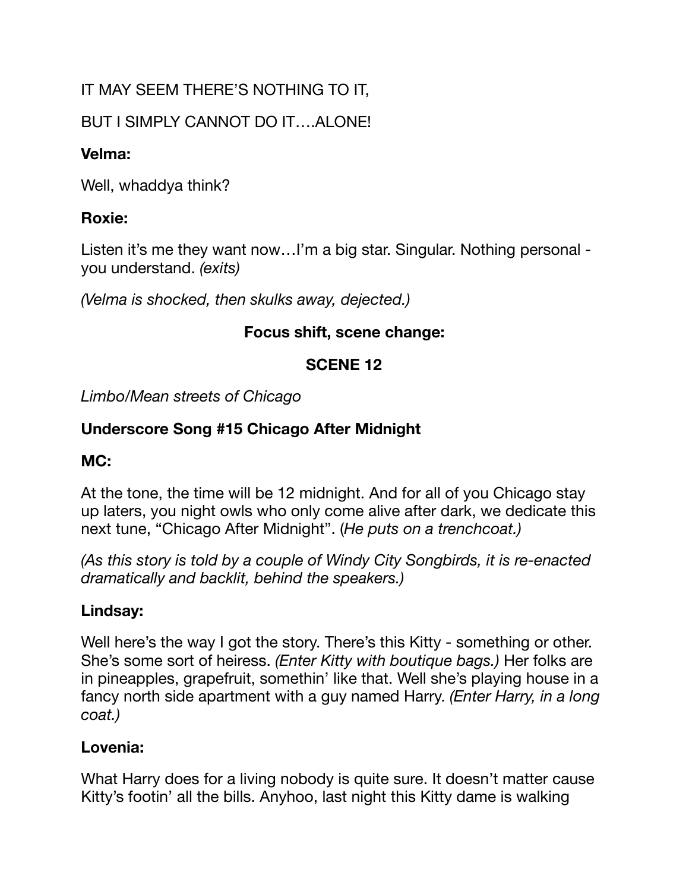IT MAY SEEM THERE'S NOTHING TO IT,

BUT I SIMPLY CANNOT DO IT….ALONE!

**Velma:**

Well, whaddya think?

**Roxie:**

Listen it's me they want now…I'm a big star. Singular. Nothing personal - you understand. *(exits)*

*(Velma is shocked, then skulks away, dejected.)*

**Focus shift, scene change:**

**SCENE 12**

*Limbo/Mean streets of Chicago*

**Underscore Song #15 Chicago After Midnight**

**MC:**

At the tone, the time will be 12 midnight. And for all of you Chicago stay up laters, you night owls who only come alive after dark, we dedicate this next tune, "Chicago After Midnight". (*He puts on a trenchcoat.)*

*(As this story is told by a couple of Windy City Songbirds, it is re-enacted dramatically and backlit, behind the speakers.)*

**Lindsay:**

Well here's the way I got the story. There's this Kitty - something or other. She's some sort of heiress. *(Enter Kitty with boutique bags.)* Her folks are in pineapples, grapefruit, somethin' like that. Well she's playing house in a fancy north side apartment with a guy named Harry. *(Enter Harry, in a long coat.)*

**Lovenia:**

What Harry does for a living nobody is quite sure. It doesn't matter cause Kitty's footin' all the bills. Anyhoo, last night this Kitty dame is walking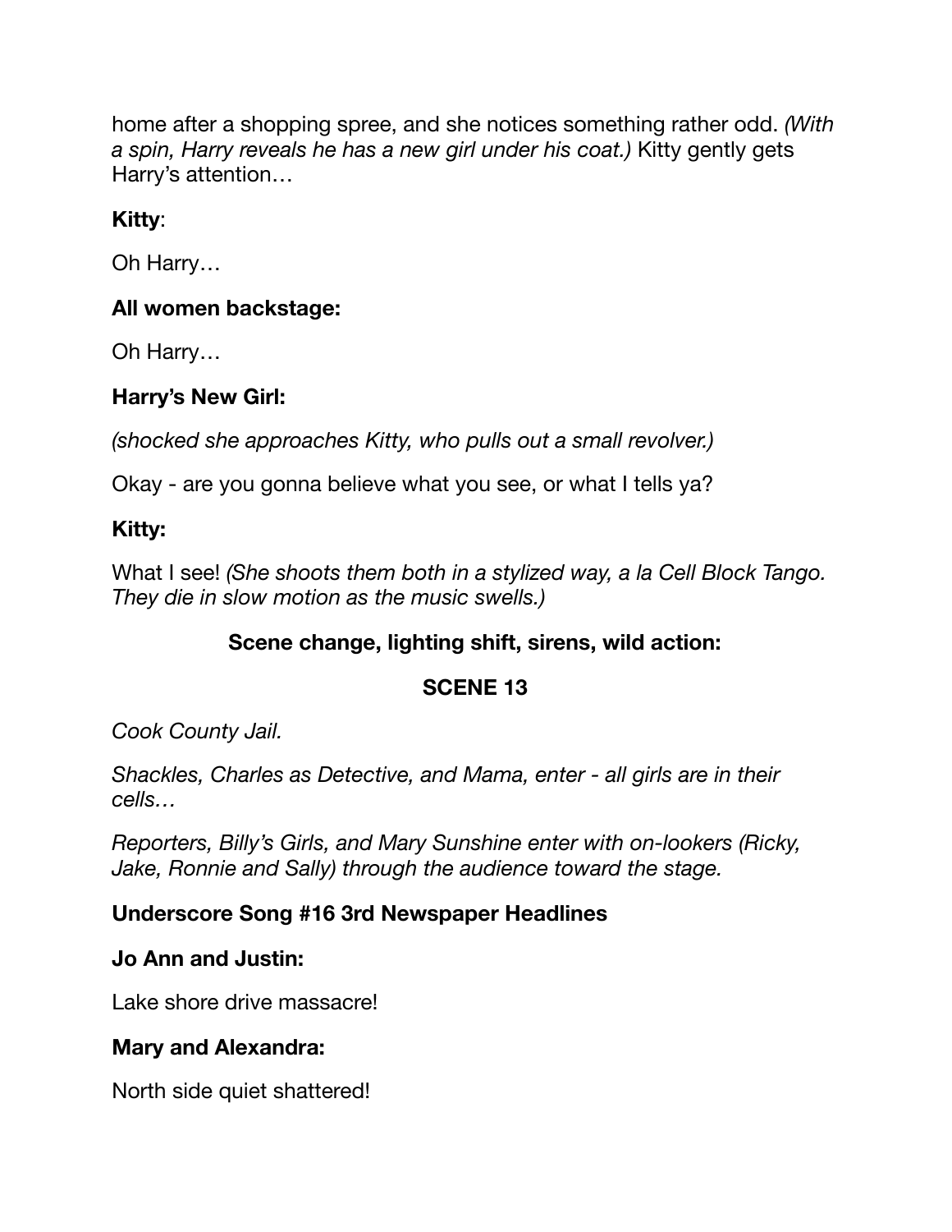home after a shopping spree, and she notices something rather odd. *(With a spin, Harry reveals he has a new girl under his coat.)* Kitty gently gets Harry's attention…

**Kitty**:

Oh Harry…

**All women backstage:**

Oh Harry…

**Harry's New Girl:**

*(shocked she approaches Kitty, who pulls out a small revolver.)*

Okay - are you gonna believe what you see, or what I tells ya?

**Kitty:**

What I see! *(She shoots them both in a stylized way, a la Cell Block Tango. They die in slow motion as the music swells.)*

**Scene change, lighting shift, sirens, wild action:**

**SCENE 13**

*Cook County Jail.*

*Shackles, Charles as Detective, and Mama, enter - all girls are in their cells…*

*Reporters, Billy's Girls, and Mary Sunshine enter with on-lookers (Ricky, Jake, Ronnie and Sally) through the audience toward the stage.*

**Underscore Song #16 3rd Newspaper Headlines**

**Jo Ann and Justin:**

Lake shore drive massacre!

**Mary and Alexandra:**

North side quiet shattered!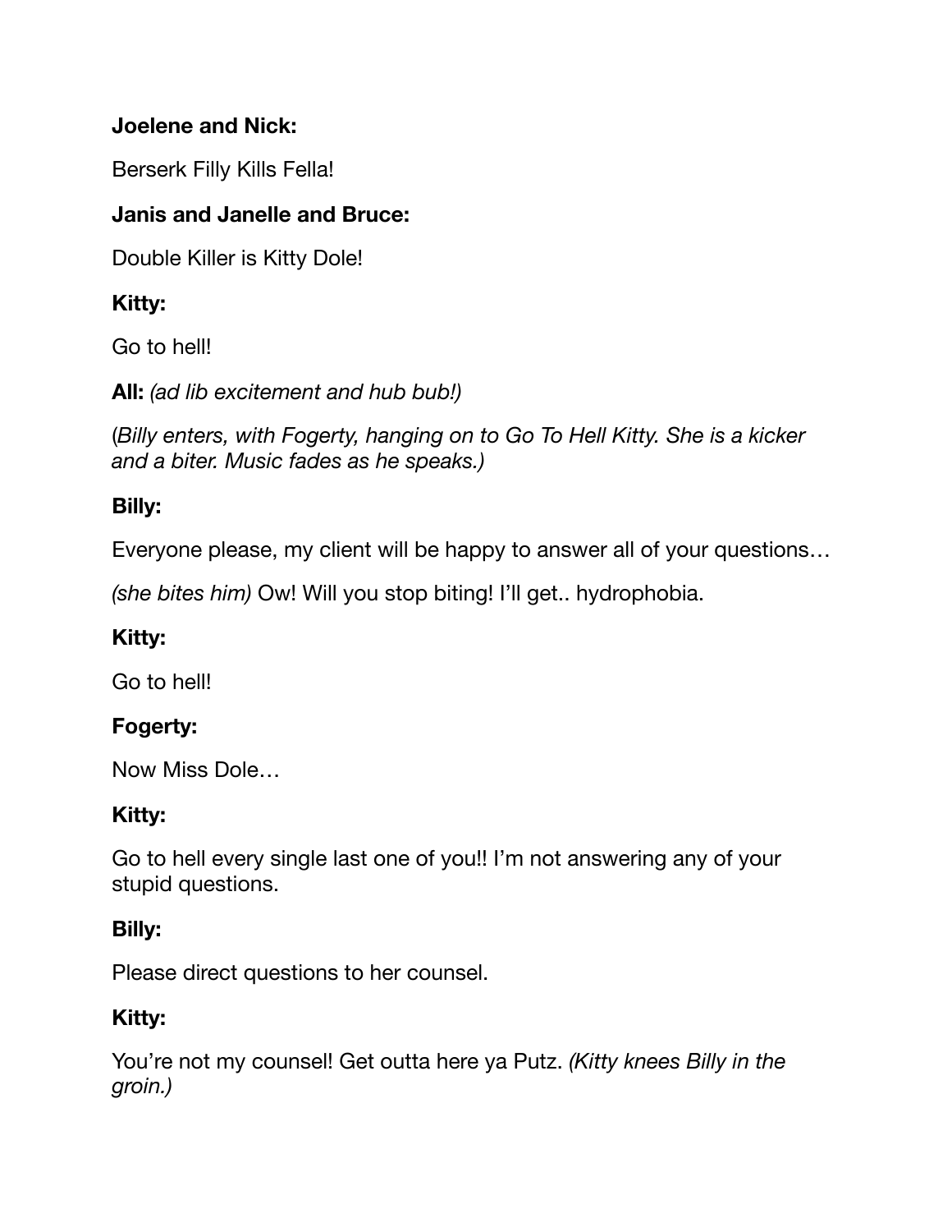**Joelene and Nick:**

Berserk Filly Kills Fella!

**Janis and Janelle and Bruce:**

Double Killer is Kitty Dole!

**Kitty:**

Go to hell!

**All:** *(ad lib excitement and hub bub!)*

(*Billy enters, with Fogerty, hanging on to Go To Hell Kitty. She is a kicker and a biter. Music fades as he speaks.)*

**Billy:**

Everyone please, my client will be happy to answer all of your questions…

*(she bites him)* Ow! Will you stop biting! I'll get.. hydrophobia.

**Kitty:**

Go to hell!

**Fogerty:**

Now Miss Dole…

**Kitty:**

Go to hell every single last one of you!! I'm not answering any of your stupid questions.

**Billy:**

Please direct questions to her counsel.

**Kitty:**

You're not my counsel! Get outta here ya Putz. *(Kitty knees Billy in the groin.)*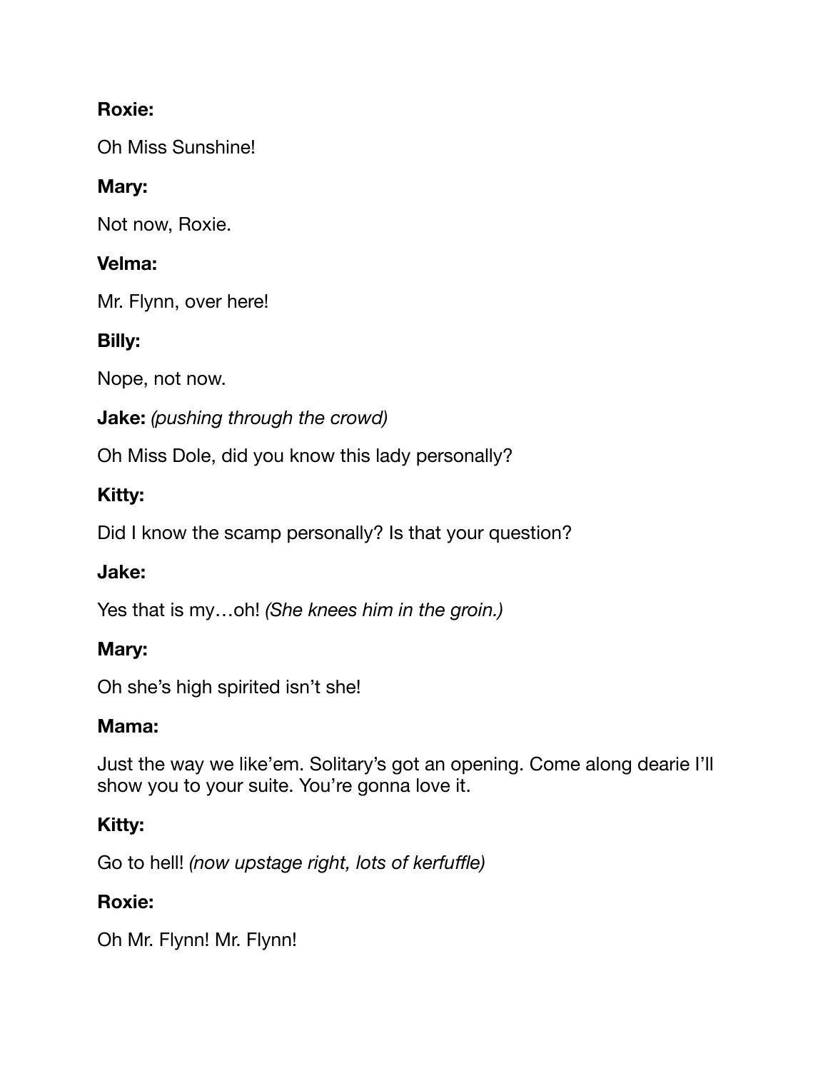**Roxie:**

Oh Miss Sunshine!

**Mary:**

Not now, Roxie.

**Velma:**

Mr. Flynn, over here!

**Billy:**

Nope, not now.

**Jake:** *(pushing through the crowd)*

Oh Miss Dole, did you know this lady personally?

**Kitty:**

Did I know the scamp personally? Is that your question?

**Jake:**

Yes that is my…oh! *(She knees him in the groin.)*

**Mary:**

Oh she's high spirited isn't she!

**Mama:**

Just the way we like'em. Solitary's got an opening. Come along dearie I'll show you to your suite. You're gonna love it.

**Kitty:**

Go to hell! *(now upstage right, lots of kerfuffle)*

**Roxie:**

Oh Mr. Flynn! Mr. Flynn!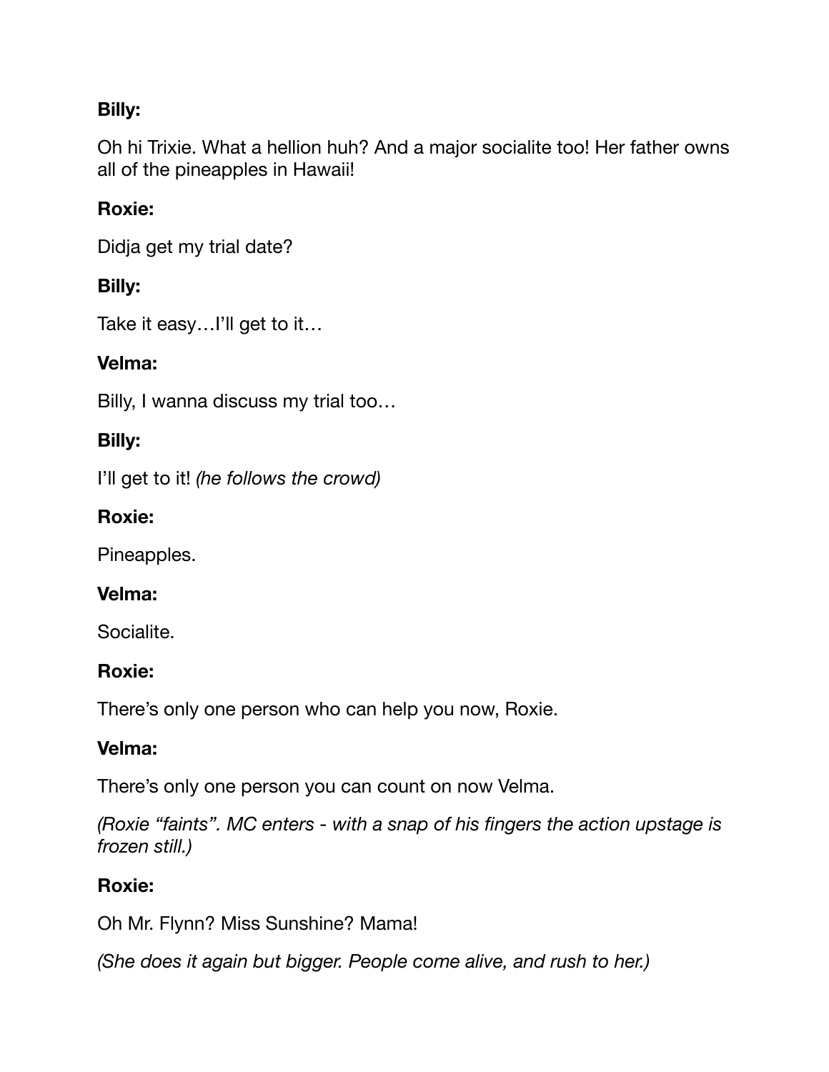**Billy:**

Oh hi Trixie. What a hellion huh? And a major socialite too! Her father owns all of the pineapples in Hawaii!

**Roxie:**

Didja get my trial date?

**Billy:**

Take it easy…I'll get to it…

**Velma:**

Billy, I wanna discuss my trial too…

**Billy:**

I'll get to it! *(he follows the crowd)*

**Roxie:**

Pineapples.

**Velma:**

Socialite.

**Roxie:**

There's only one person who can help you now, Roxie.

**Velma:**

There's only one person you can count on now Velma.

*(Roxie "faints". MC enters - with a snap of his fingers the action upstage is frozen still.)*

**Roxie:**

Oh Mr. Flynn? Miss Sunshine? Mama!

*(She does it again but bigger. People come alive, and rush to her.)*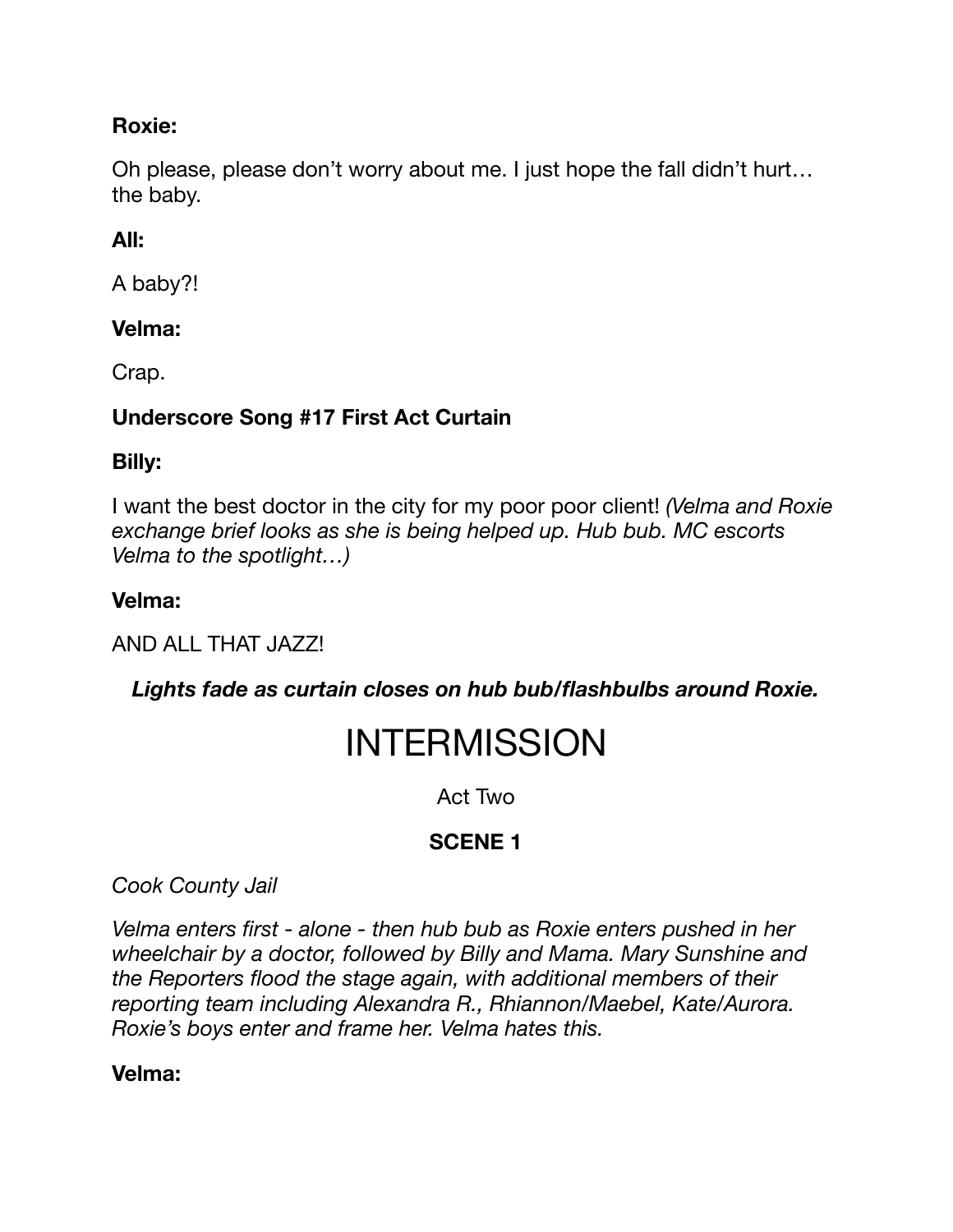**Roxie:**

Oh please, please don't worry about me. I just hope the fall didn't hurt… the baby.

**All:**

A baby?!

**Velma:**

Crap.

**Underscore Song #17 First Act Curtain**

**Billy:**

I want the best doctor in the city for my poor poor client! *(Velma and Roxie exchange brief looks as she is being helped up. Hub bub. MC escorts Velma to the spotlight…)*

**Velma:**

AND ALL THAT JAZZ!

***Lights fade as curtain closes on hub bub/flashbulbs around Roxie.***

# INTERMISSION

Act Two

**SCENE 1**

*Cook County Jail*

*Velma enters first - alone - then hub bub as Roxie enters pushed in her wheelchair by a doctor, followed by Billy and Mama. Mary Sunshine and the Reporters flood the stage again, with additional members of their reporting team including Alexandra R., Rhiannon/Maebel, Kate/Aurora. Roxie's boys enter and frame her. Velma hates this.*

**Velma:**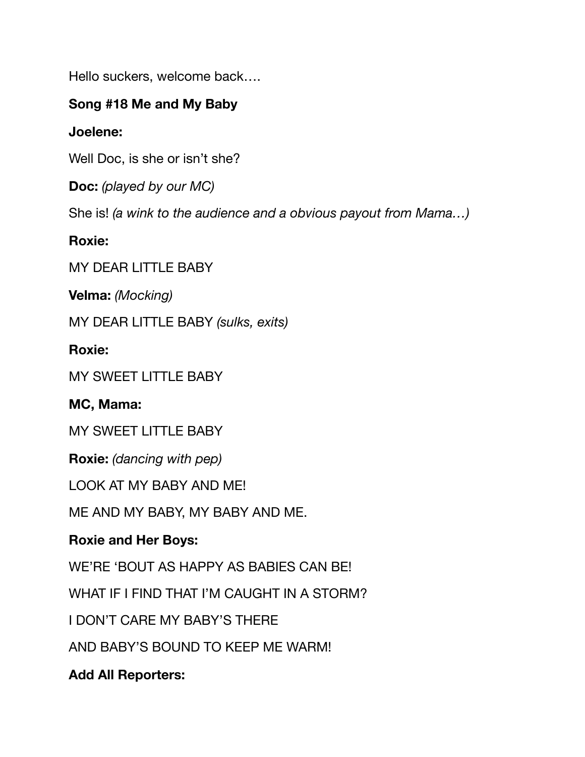Hello suckers, welcome back….

**Song #18 Me and My Baby**

**Joelene:**

Well Doc, is she or isn't she?

**Doc:** *(played by our MC)*

She is! *(a wink to the audience and a obvious payout from Mama…)*

**Roxie:**

MY DEAR LITTLE BABY

**Velma:** *(Mocking)*

MY DEAR LITTLE BABY *(sulks, exits)*

**Roxie:**

MY SWEET LITTLE BABY

**MC, Mama:**

MY SWEET LITTLE BABY

**Roxie:** *(dancing with pep)*

LOOK AT MY BABY AND ME!

ME AND MY BABY, MY BABY AND ME.

**Roxie and Her Boys:**

WE'RE 'BOUT AS HAPPY AS BABIES CAN BE!

WHAT IF I FIND THAT I'M CAUGHT IN A STORM?

I DON'T CARE MY BABY'S THERE

AND BABY'S BOUND TO KEEP ME WARM!

**Add All Reporters:**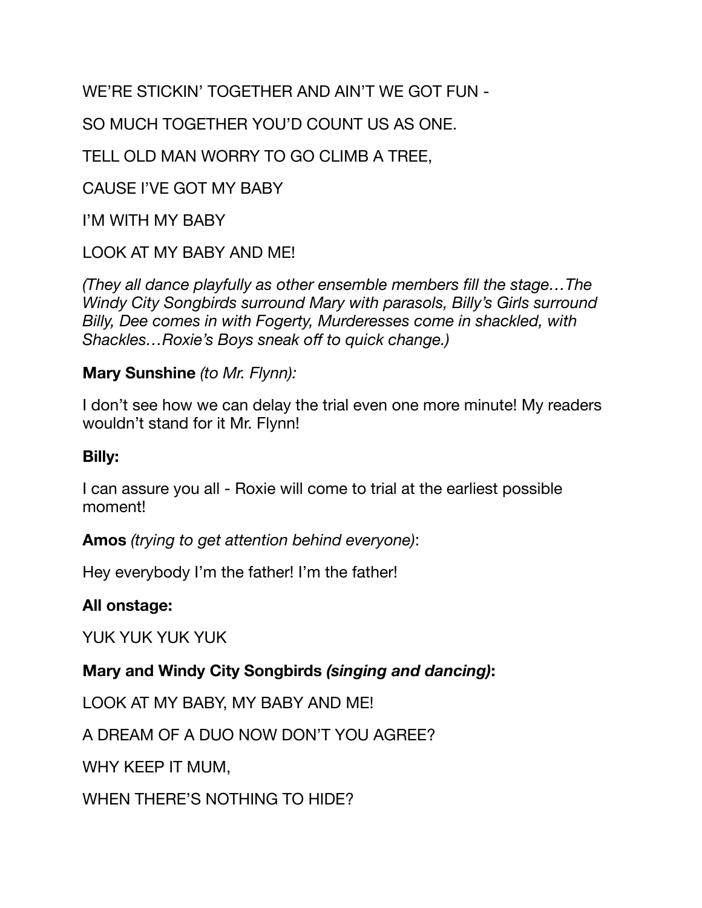WE'RE STICKIN' TOGETHER AND AIN'T WE GOT FUN -

SO MUCH TOGETHER YOU'D COUNT US AS ONE.

TELL OLD MAN WORRY TO GO CLIMB A TREE,

CAUSE I'VE GOT MY BABY

I'M WITH MY BABY

LOOK AT MY BABY AND ME!

*(They all dance playfully as other ensemble members fill the stage…The Windy City Songbirds surround Mary with parasols, Billy's Girls surround Billy, Dee comes in with Fogerty, Murderesses come in shackled, with Shackles…Roxie's Boys sneak off to quick change.)*

**Mary Sunshine** *(to Mr. Flynn):*

I don't see how we can delay the trial even one more minute! My readers wouldn't stand for it Mr. Flynn!

**Billy:**

I can assure you all - Roxie will come to trial at the earliest possible moment!

**Amos** *(trying to get attention behind everyone)*:

Hey everybody I'm the father! I'm the father!

**All onstage:**

YUK YUK YUK YUK

**Mary and Windy City Songbirds *(singing and dancing)*:**

LOOK AT MY BABY, MY BABY AND ME!

A DREAM OF A DUO NOW DON'T YOU AGREE?

WHY KEEP IT MUM,

WHEN THERE'S NOTHING TO HIDE?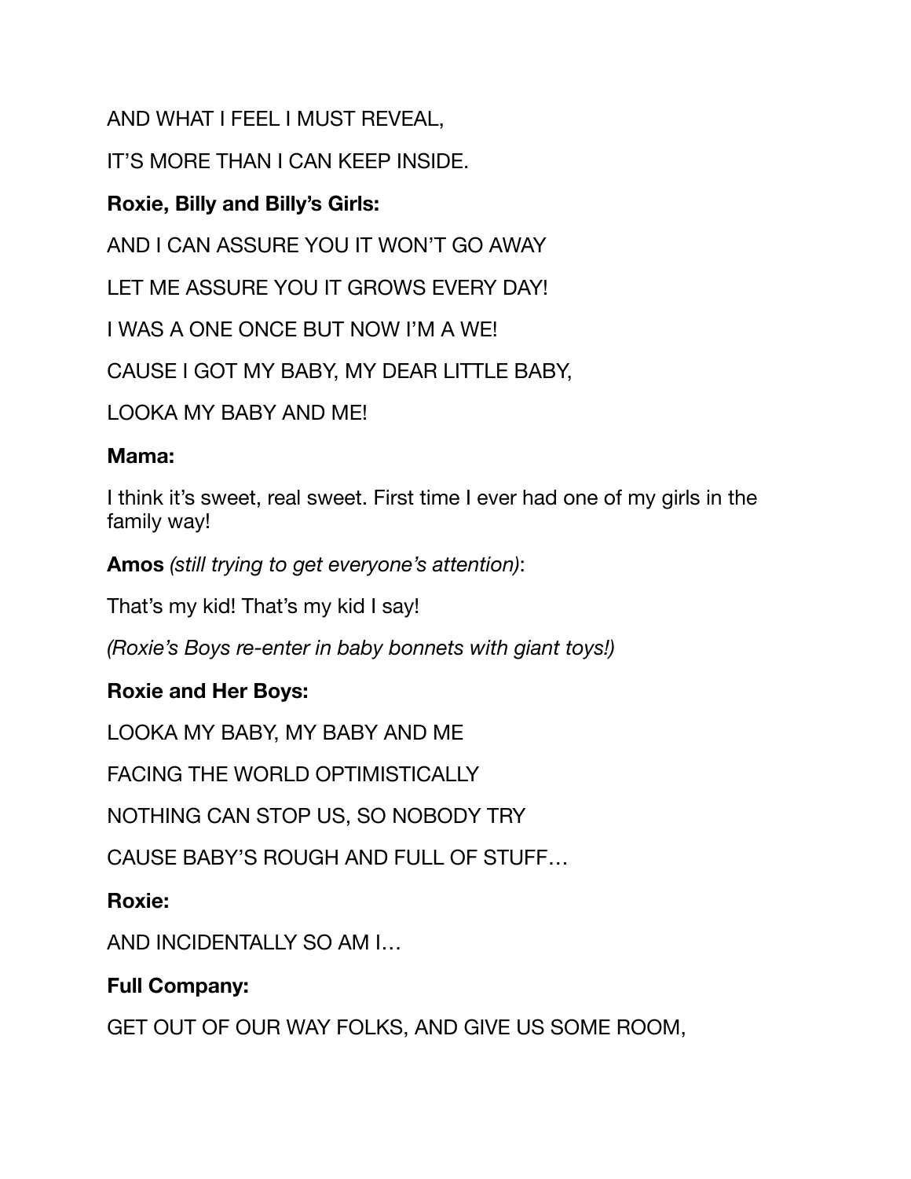AND WHAT I FEEL I MUST REVEAL,

IT'S MORE THAN I CAN KEEP INSIDE.

**Roxie, Billy and Billy's Girls:**

AND I CAN ASSURE YOU IT WON'T GO AWAY

LET ME ASSURE YOU IT GROWS EVERY DAY!

I WAS A ONE ONCE BUT NOW I'M A WE!

CAUSE I GOT MY BABY, MY DEAR LITTLE BABY,

LOOKA MY BABY AND ME!

**Mama:**

I think it's sweet, real sweet. First time I ever had one of my girls in the family way!

**Amos** *(still trying to get everyone's attention)*:

That's my kid! That's my kid I say!

*(Roxie's Boys re-enter in baby bonnets with giant toys!)*

**Roxie and Her Boys:**

LOOKA MY BABY, MY BABY AND ME

FACING THE WORLD OPTIMISTICALLY

NOTHING CAN STOP US, SO NOBODY TRY

CAUSE BABY'S ROUGH AND FULL OF STUFF…

**Roxie:**

AND INCIDENTALLY SO AM I…

**Full Company:**

GET OUT OF OUR WAY FOLKS, AND GIVE US SOME ROOM,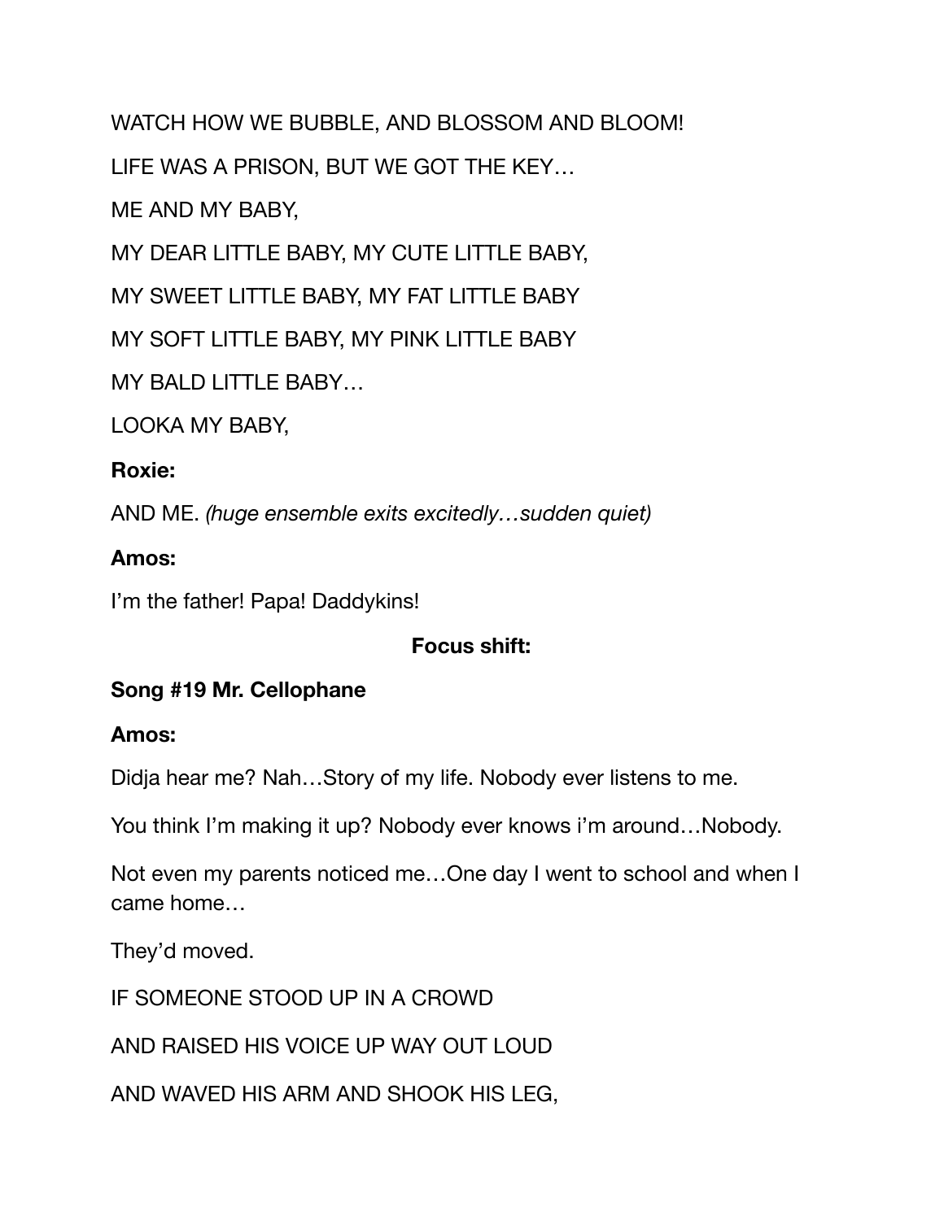WATCH HOW WE BUBBLE, AND BLOSSOM AND BLOOM!

LIFE WAS A PRISON, BUT WE GOT THE KEY…

ME AND MY BABY,

MY DEAR LITTLE BABY, MY CUTE LITTLE BABY,

MY SWEET LITTLE BABY, MY FAT LITTLE BABY

MY SOFT LITTLE BABY, MY PINK LITTLE BABY

MY BALD LITTLE BABY…

LOOKA MY BABY,

**Roxie:**

AND ME. *(huge ensemble exits excitedly…sudden quiet)*

**Amos:**

I'm the father! Papa! Daddykins!

**Focus shift:**

**Song #19 Mr. Cellophane**

**Amos:**

Didja hear me? Nah…Story of my life. Nobody ever listens to me.

You think I'm making it up? Nobody ever knows i'm around…Nobody.

Not even my parents noticed me…One day I went to school and when I came home…

They'd moved.

IF SOMEONE STOOD UP IN A CROWD

AND RAISED HIS VOICE UP WAY OUT LOUD

AND WAVED HIS ARM AND SHOOK HIS LEG,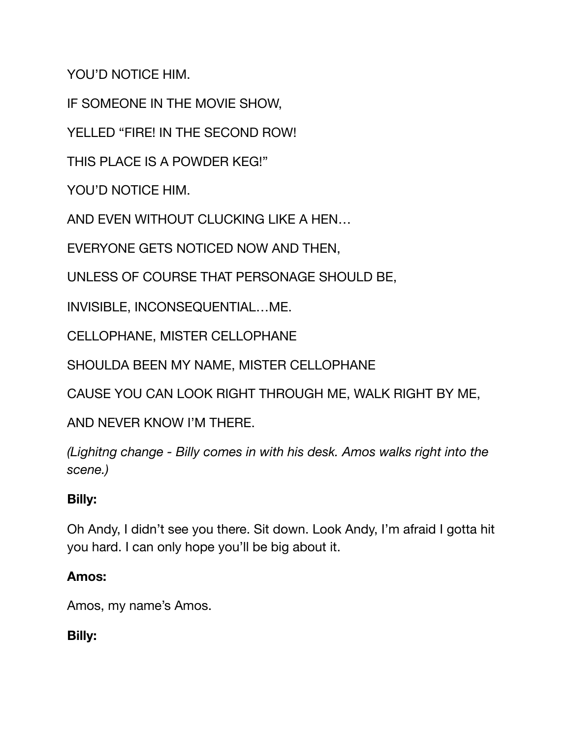YOU'D NOTICE HIM.

IF SOMEONE IN THE MOVIE SHOW,

YELLED "FIRE! IN THE SECOND ROW!

THIS PLACE IS A POWDER KEG!"

YOU'D NOTICE HIM.

AND EVEN WITHOUT CLUCKING LIKE A HEN…

EVERYONE GETS NOTICED NOW AND THEN,

UNLESS OF COURSE THAT PERSONAGE SHOULD BE,

INVISIBLE, INCONSEQUENTIAL…ME.

CELLOPHANE, MISTER CELLOPHANE

SHOULDA BEEN MY NAME, MISTER CELLOPHANE

CAUSE YOU CAN LOOK RIGHT THROUGH ME, WALK RIGHT BY ME,

AND NEVER KNOW I'M THERE.

*(Lighitng change - Billy comes in with his desk. Amos walks right into the scene.)*

**Billy:**

Oh Andy, I didn't see you there. Sit down. Look Andy, I'm afraid I gotta hit you hard. I can only hope you'll be big about it.

**Amos:**

Amos, my name's Amos.

**Billy:**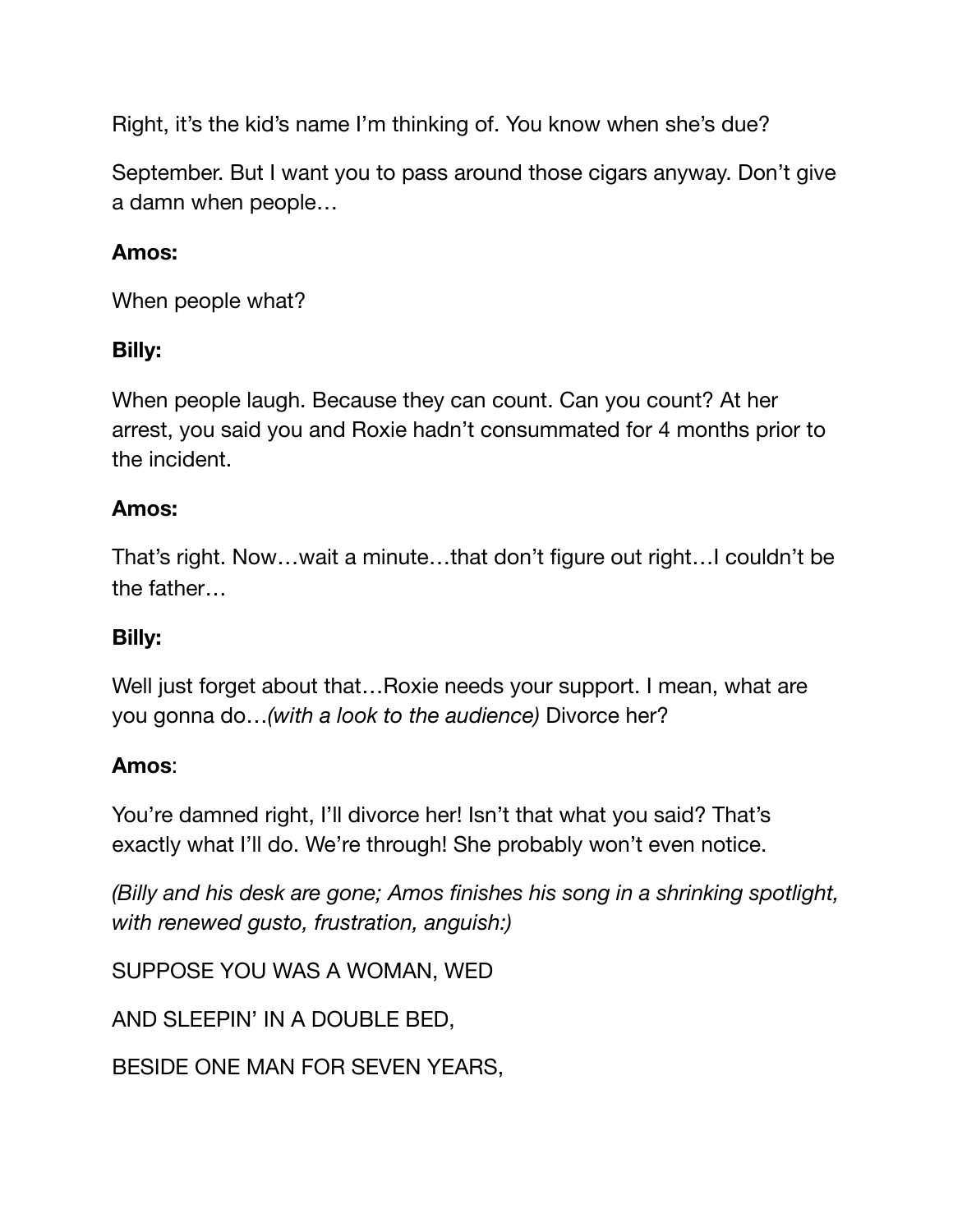Right, it's the kid's name I'm thinking of. You know when she's due?

September. But I want you to pass around those cigars anyway. Don't give a damn when people…

**Amos:**

When people what?

**Billy:**

When people laugh. Because they can count. Can you count? At her arrest, you said you and Roxie hadn't consummated for 4 months prior to the incident.

**Amos:**

That's right. Now…wait a minute…that don't figure out right…I couldn't be the father…

**Billy:**

Well just forget about that…Roxie needs your support. I mean, what are you gonna do…*(with a look to the audience)* Divorce her?

**Amos**:

You're damned right, I'll divorce her! Isn't that what you said? That's exactly what I'll do. We're through! She probably won't even notice.

*(Billy and his desk are gone; Amos finishes his song in a shrinking spotlight, with renewed gusto, frustration, anguish:)*

SUPPOSE YOU WAS A WOMAN, WED

AND SLEEPIN' IN A DOUBLE BED,

BESIDE ONE MAN FOR SEVEN YEARS,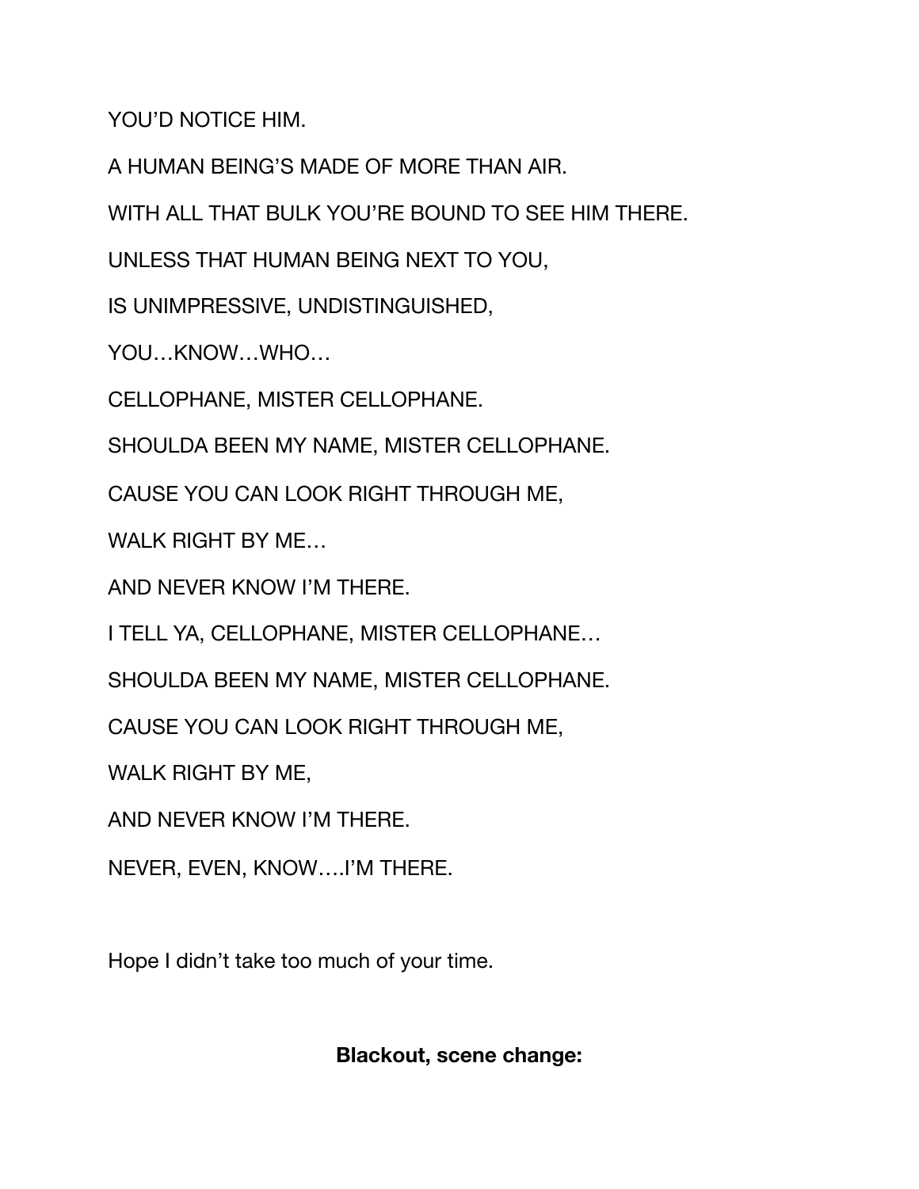YOU'D NOTICE HIM.

A HUMAN BEING'S MADE OF MORE THAN AIR.

WITH ALL THAT BULK YOU'RE BOUND TO SEE HIM THERE.

UNLESS THAT HUMAN BEING NEXT TO YOU,

IS UNIMPRESSIVE, UNDISTINGUISHED,

YOU…KNOW…WHO…

CELLOPHANE, MISTER CELLOPHANE.

SHOULDA BEEN MY NAME, MISTER CELLOPHANE.

CAUSE YOU CAN LOOK RIGHT THROUGH ME,

WALK RIGHT BY ME…

AND NEVER KNOW I'M THERE.

I TELL YA, CELLOPHANE, MISTER CELLOPHANE…

SHOULDA BEEN MY NAME, MISTER CELLOPHANE.

CAUSE YOU CAN LOOK RIGHT THROUGH ME,

WALK RIGHT BY ME,

AND NEVER KNOW I'M THERE.

NEVER, EVEN, KNOW….I'M THERE.

Hope I didn't take too much of your time.

**Blackout, scene change:**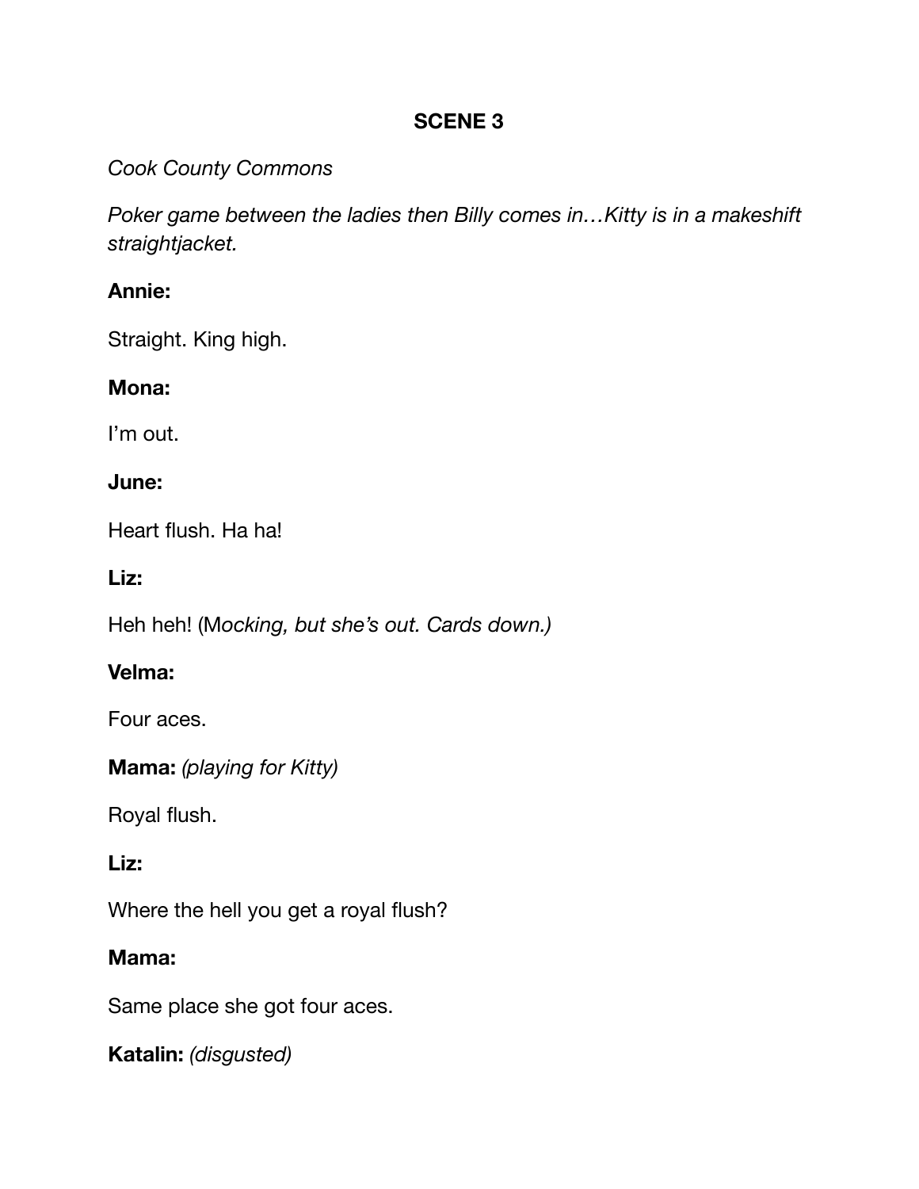## SCENE 3

*Cook County Commons*

*Poker game between the ladies then Billy comes in…Kitty is in a makeshift straightjacket.*

**Annie:**

Straight. King high.

**Mona:**

I'm out.

**June:**

Heart flush. Ha ha!

**Liz:**

Heh heh! (M*ocking, but she's out. Cards down.)*

**Velma:**

Four aces.

**Mama:** *(playing for Kitty)*

Royal flush.

**Liz:**

Where the hell you get a royal flush?

**Mama:**

Same place she got four aces.

**Katalin:** *(disgusted)*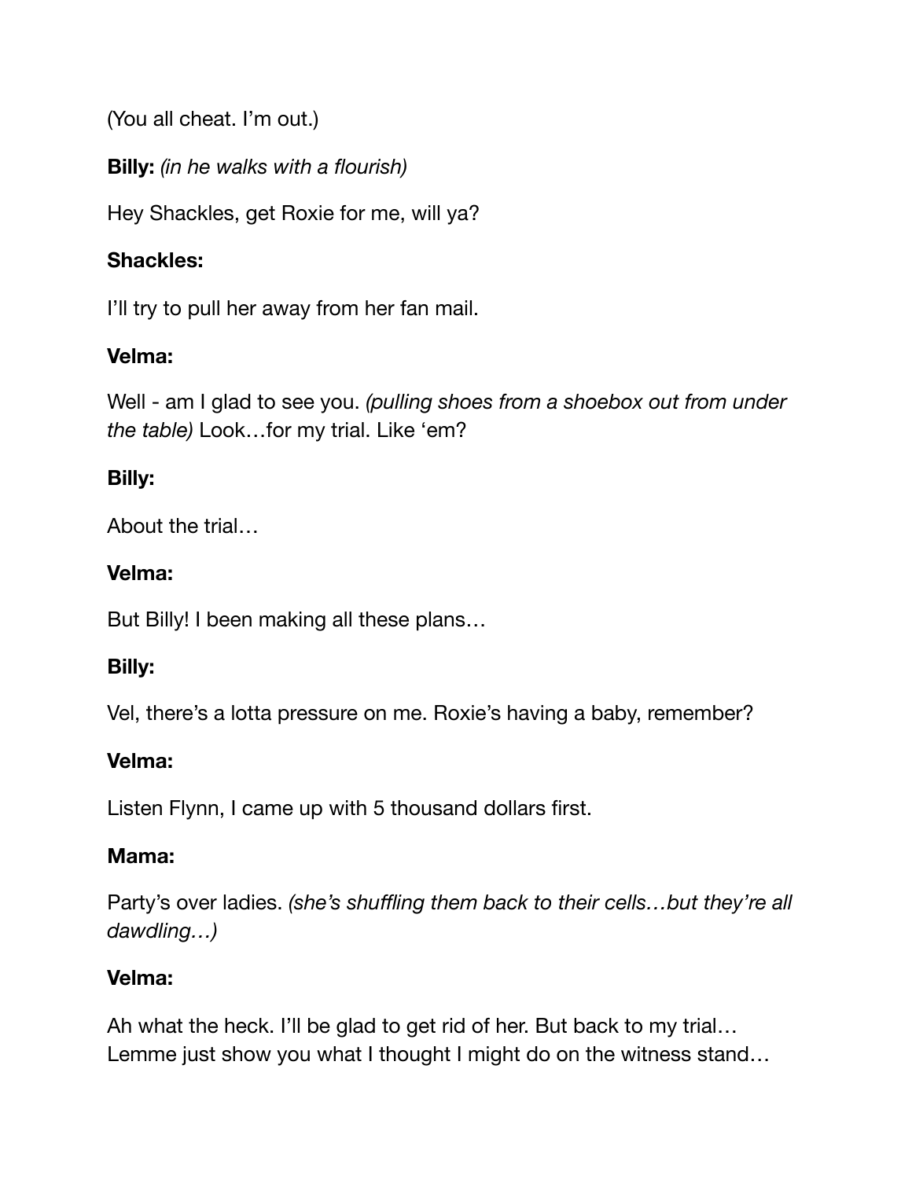(You all cheat. I'm out.)

**Billy:** *(in he walks with a flourish)*

Hey Shackles, get Roxie for me, will ya?

**Shackles:**

I'll try to pull her away from her fan mail.

**Velma:**

Well - am I glad to see you. *(pulling shoes from a shoebox out from under the table)* Look…for my trial. Like 'em?

**Billy:**

About the trial…

**Velma:**

But Billy! I been making all these plans…

**Billy:**

Vel, there's a lotta pressure on me. Roxie's having a baby, remember?

**Velma:**

Listen Flynn, I came up with 5 thousand dollars first.

**Mama:**

Party's over ladies. *(she's shuffling them back to their cells…but they're all dawdling…)*

**Velma:**

Ah what the heck. I'll be glad to get rid of her. But back to my trial… Lemme just show you what I thought I might do on the witness stand…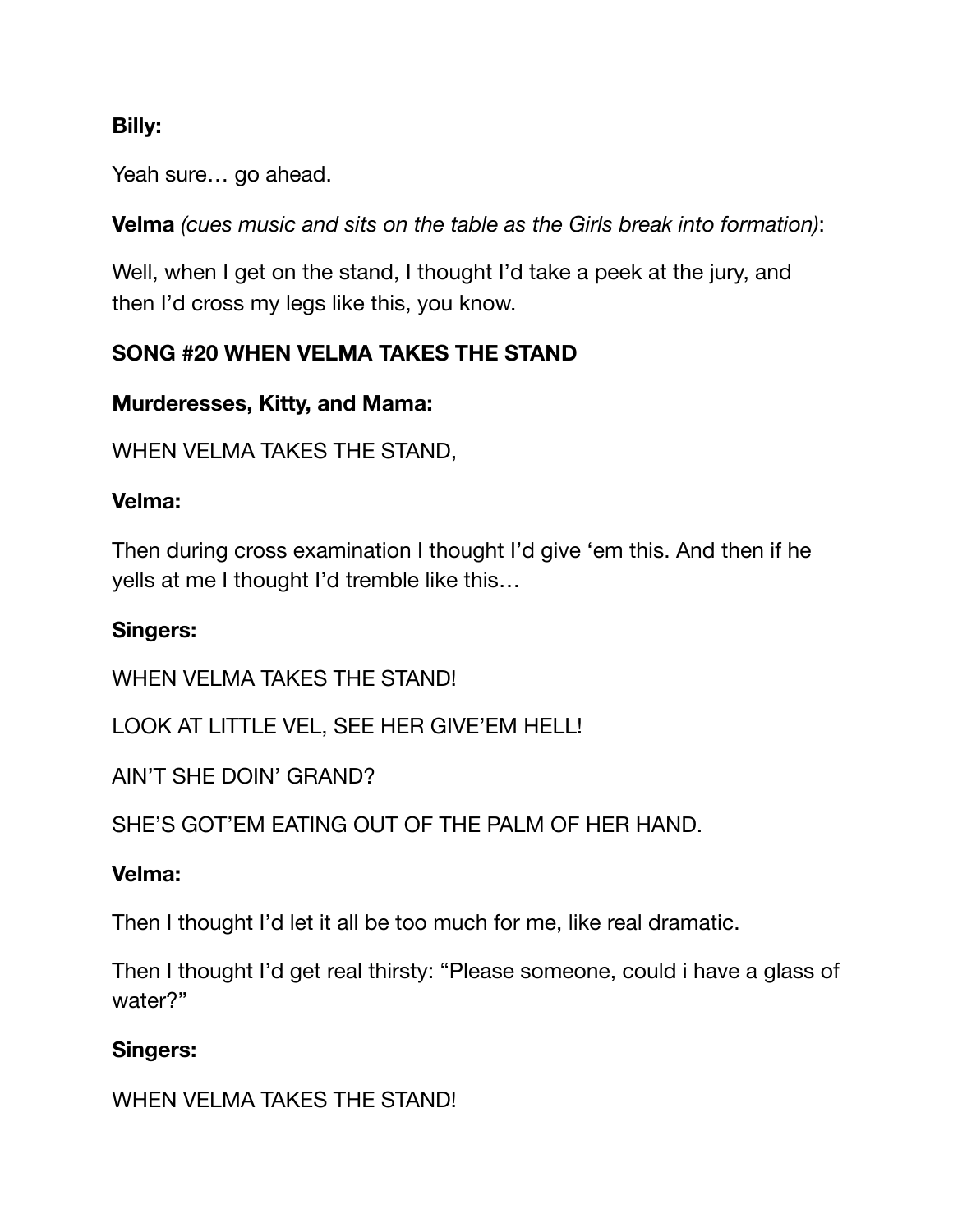**Billy:**

Yeah sure… go ahead.

**Velma** *(cues music and sits on the table as the Girls break into formation)*:

Well, when I get on the stand, I thought I'd take a peek at the jury, and then I'd cross my legs like this, you know.

**SONG #20 WHEN VELMA TAKES THE STAND**

**Murderesses, Kitty, and Mama:**

WHEN VELMA TAKES THE STAND,

**Velma:**

Then during cross examination I thought I'd give 'em this. And then if he yells at me I thought I'd tremble like this…

**Singers:**

WHEN VELMA TAKES THE STAND!

LOOK AT LITTLE VEL, SEE HER GIVE'EM HELL!

AIN'T SHE DOIN' GRAND?

SHE'S GOT'EM EATING OUT OF THE PALM OF HER HAND.

**Velma:**

Then I thought I'd let it all be too much for me, like real dramatic.

Then I thought I'd get real thirsty: "Please someone, could i have a glass of water?"

**Singers:**

WHEN VELMA TAKES THE STAND!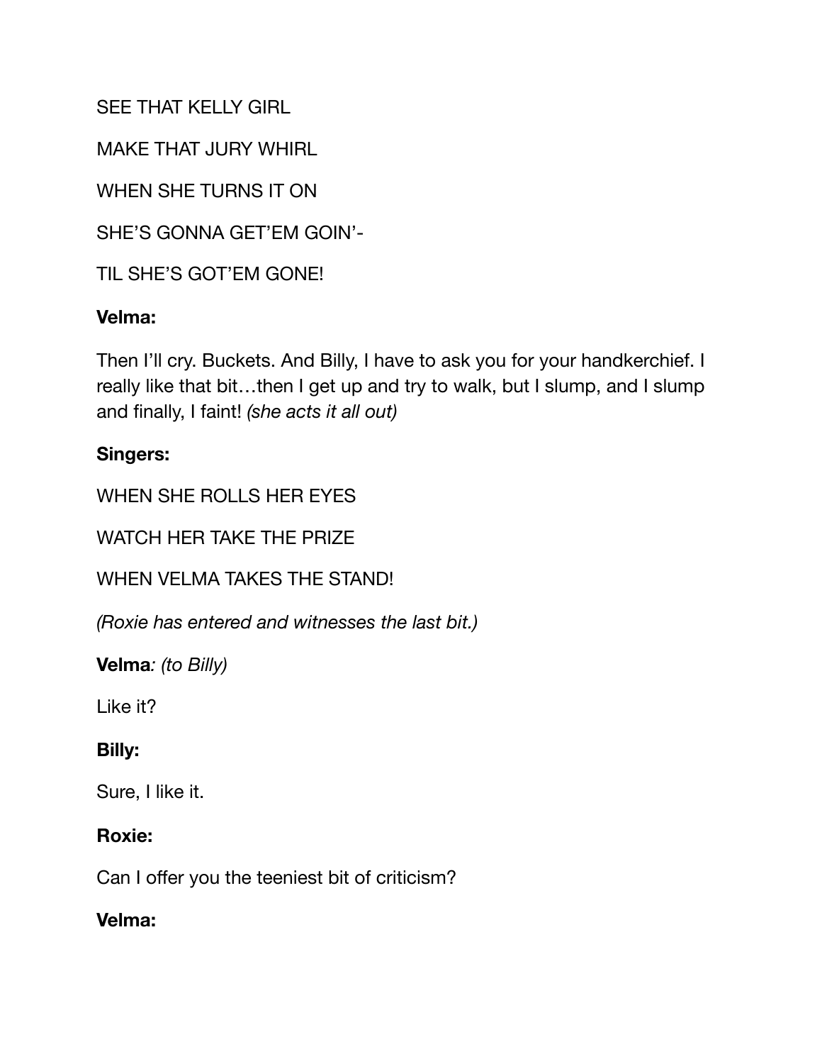SEE THAT KELLY GIRL

MAKE THAT JURY WHIRL

WHEN SHE TURNS IT ON

SHE'S GONNA GET'EM GOIN'-

TIL SHE'S GOT'EM GONE!

**Velma:**

Then I'll cry. Buckets. And Billy, I have to ask you for your handkerchief. I really like that bit…then I get up and try to walk, but I slump, and I slump and finally, I faint! *(she acts it all out)*

**Singers:**

WHEN SHE ROLLS HER EYES

WATCH HER TAKE THE PRIZE

WHEN VELMA TAKES THE STAND!

*(Roxie has entered and witnesses the last bit.)*

**Velma***: (to Billy)*

Like it?

**Billy:**

Sure, I like it.

**Roxie:**

Can I offer you the teeniest bit of criticism?

**Velma:**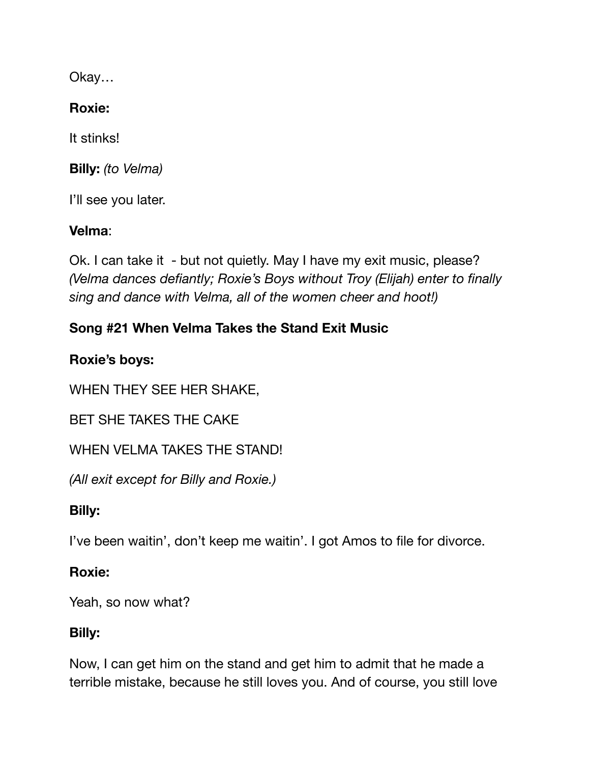Okay…

**Roxie:**

It stinks!

**Billy:** *(to Velma)*

I'll see you later.

**Velma**:

Ok. I can take it  - but not quietly. May I have my exit music, please? *(Velma dances defiantly; Roxie's Boys without Troy (Elijah) enter to finally sing and dance with Velma, all of the women cheer and hoot!)*

**Song #21 When Velma Takes the Stand Exit Music**

**Roxie's boys:**

WHEN THEY SEE HER SHAKE,

BET SHE TAKES THE CAKE

WHEN VELMA TAKES THE STAND!

*(All exit except for Billy and Roxie.)*

**Billy:**

I've been waitin', don't keep me waitin'. I got Amos to file for divorce.

**Roxie:**

Yeah, so now what?

**Billy:**

Now, I can get him on the stand and get him to admit that he made a terrible mistake, because he still loves you. And of course, you still love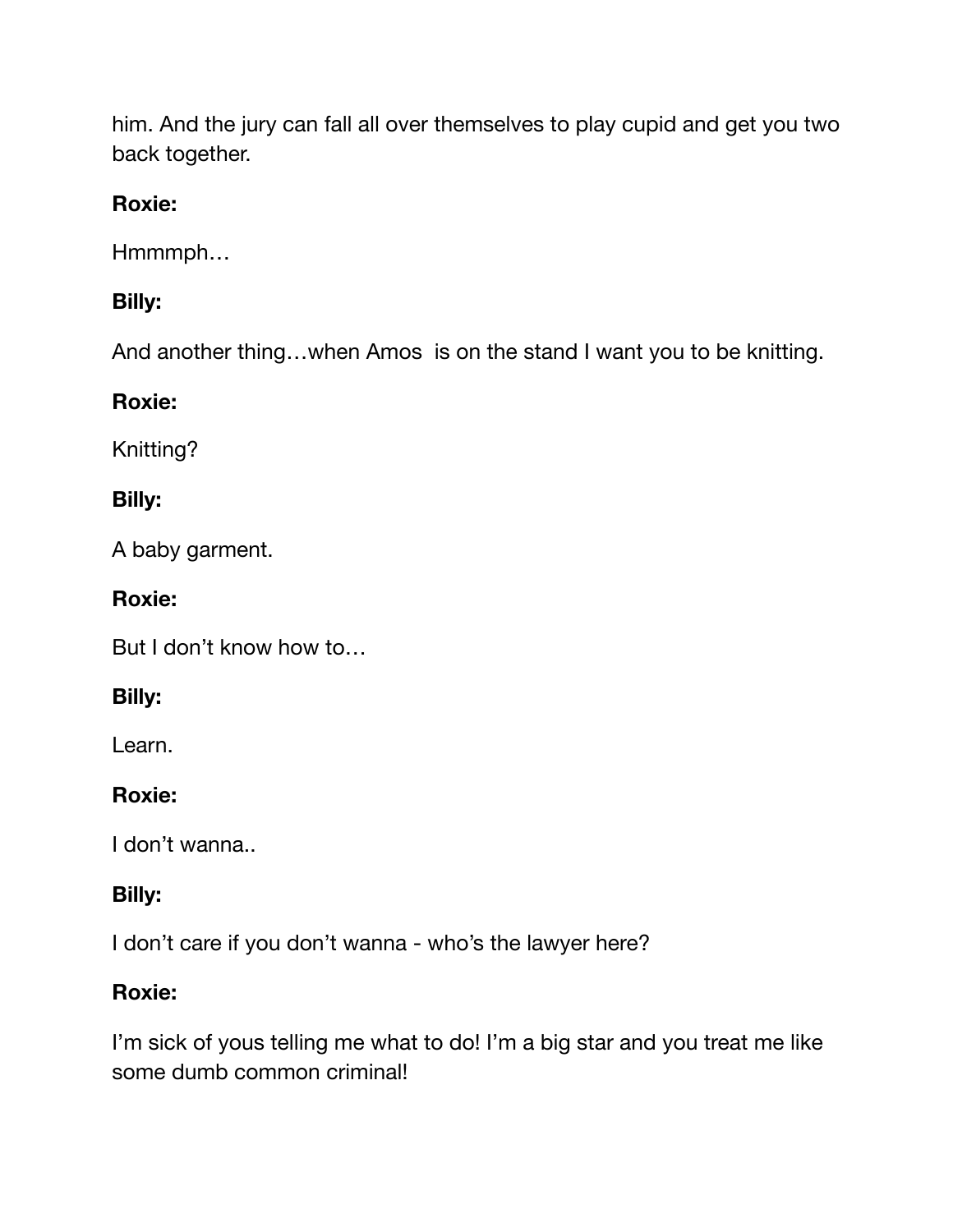him. And the jury can fall all over themselves to play cupid and get you two back together.

**Roxie:**

Hmmmph…

**Billy:**

And another thing…when Amos  is on the stand I want you to be knitting.

**Roxie:**

Knitting?

**Billy:**

A baby garment.

**Roxie:**

But I don't know how to…

**Billy:**

Learn.

**Roxie:**

I don't wanna..

**Billy:**

I don't care if you don't wanna - who's the lawyer here?

**Roxie:**

I'm sick of yous telling me what to do! I'm a big star and you treat me like some dumb common criminal!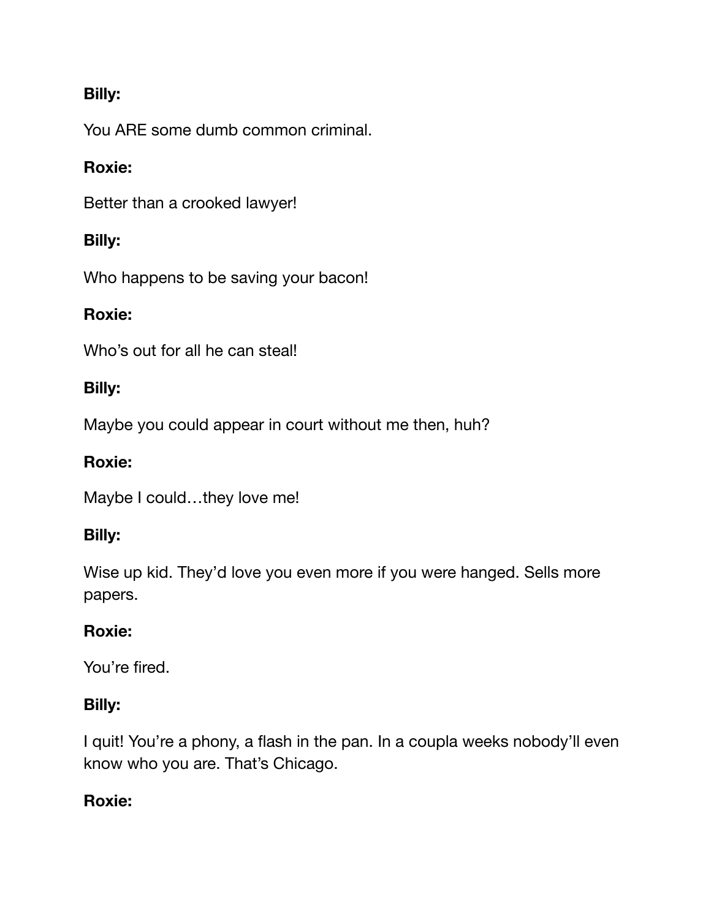**Billy:**

You ARE some dumb common criminal.

**Roxie:**

Better than a crooked lawyer!

**Billy:**

Who happens to be saving your bacon!

**Roxie:**

Who's out for all he can steal!

**Billy:**

Maybe you could appear in court without me then, huh?

**Roxie:**

Maybe I could…they love me!

**Billy:**

Wise up kid. They'd love you even more if you were hanged. Sells more papers.

**Roxie:**

You're fired.

**Billy:**

I quit! You're a phony, a flash in the pan. In a coupla weeks nobody'll even know who you are. That's Chicago.

**Roxie:**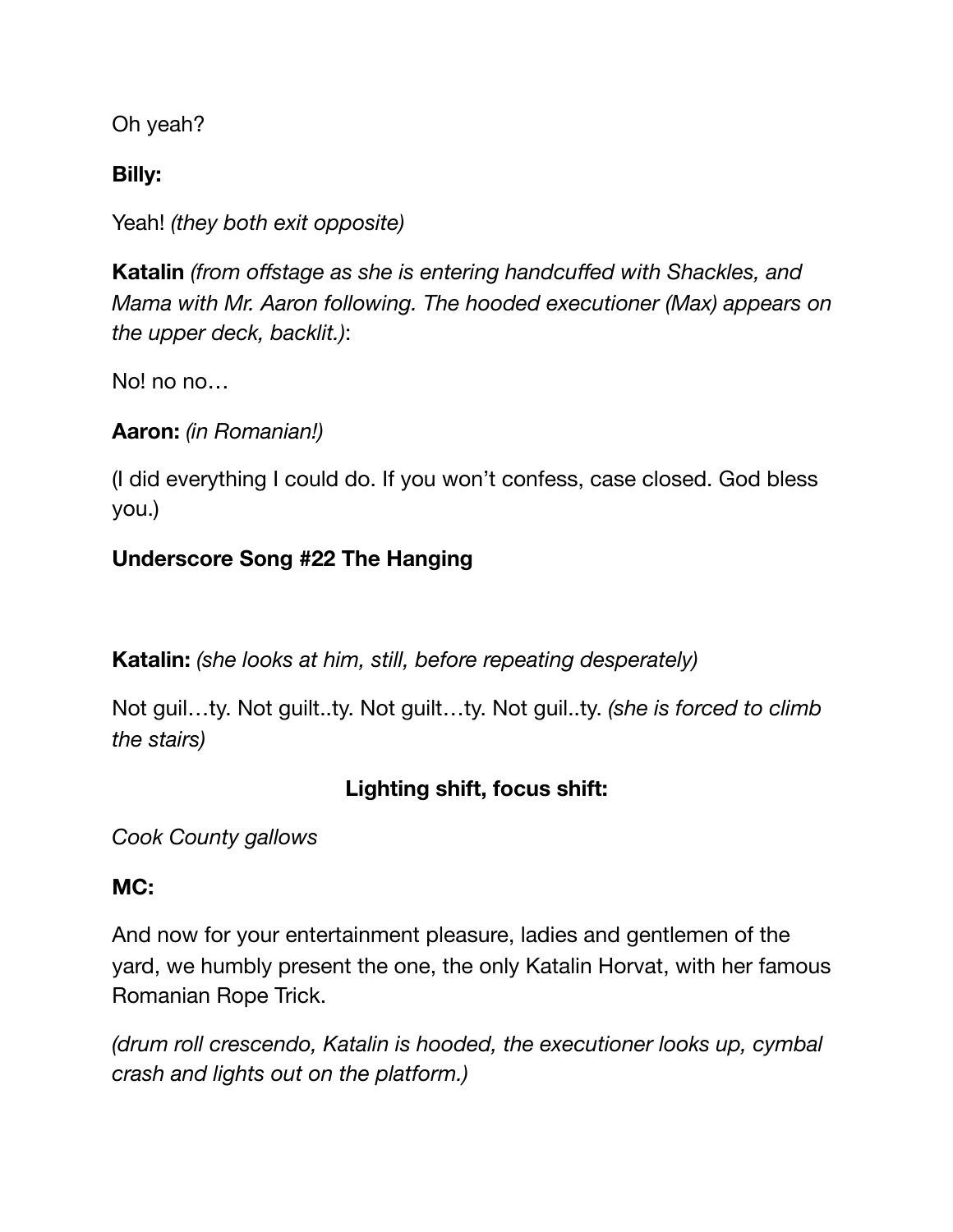Oh yeah?

**Billy:**

Yeah! *(they both exit opposite)*

**Katalin** *(from offstage as she is entering handcuffed with Shackles, and Mama with Mr. Aaron following. The hooded executioner (Max) appears on the upper deck, backlit.)*:

No! no no…

**Aaron:** *(in Romanian!)*

(I did everything I could do. If you won't confess, case closed. God bless you.)

**Underscore Song #22 The Hanging**

**Katalin:** *(she looks at him, still, before repeating desperately)*

Not guil…ty. Not guilt..ty. Not guilt…ty. Not guil..ty. *(she is forced to climb the stairs)*

**Lighting shift, focus shift:**

*Cook County gallows*

**MC:**

And now for your entertainment pleasure, ladies and gentlemen of the yard, we humbly present the one, the only Katalin Horvat, with her famous Romanian Rope Trick.

*(drum roll crescendo, Katalin is hooded, the executioner looks up, cymbal crash and lights out on the platform.)*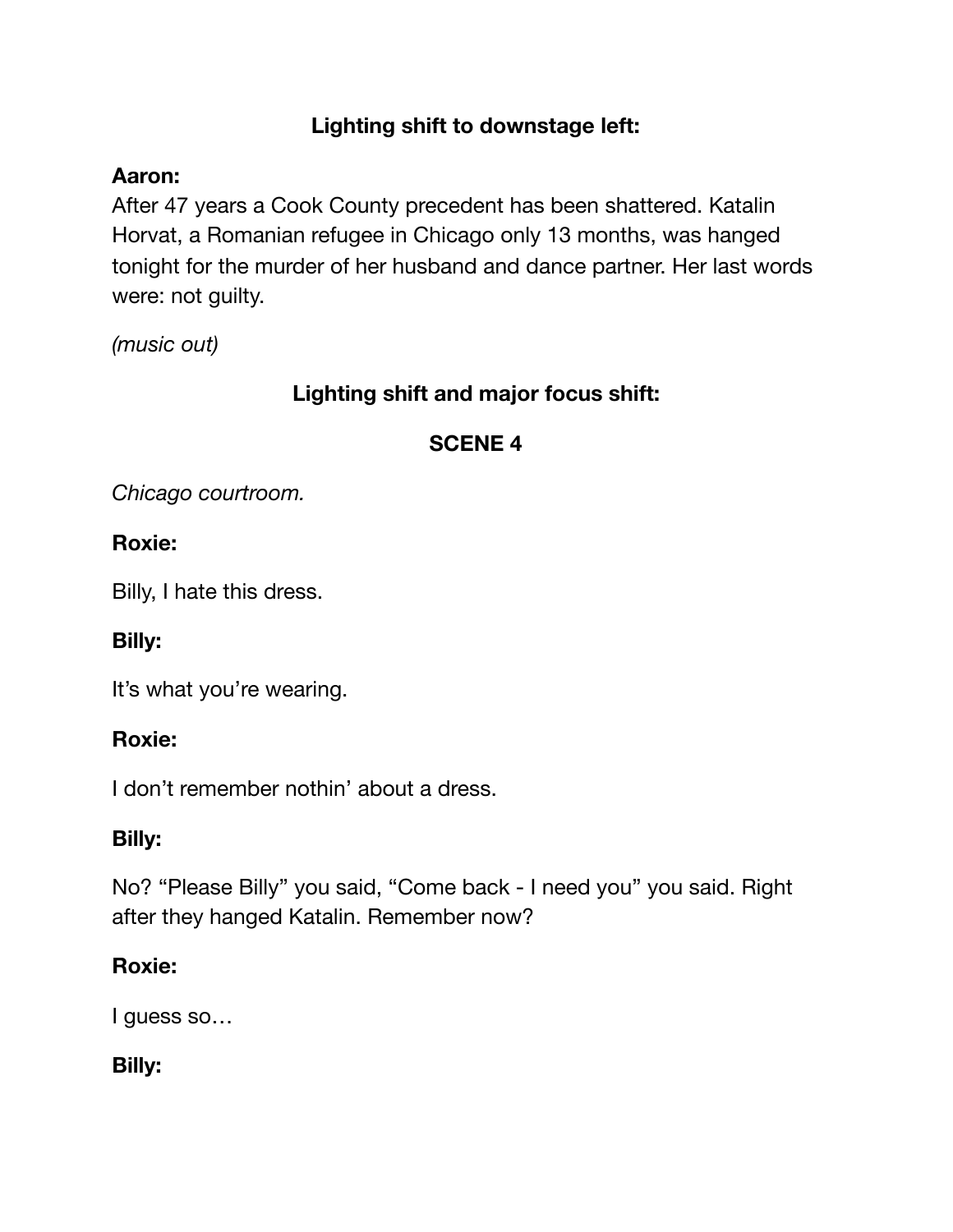**Lighting shift to downstage left:**

**Aaron:**
After 47 years a Cook County precedent has been shattered. Katalin Horvat, a Romanian refugee in Chicago only 13 months, was hanged tonight for the murder of her husband and dance partner. Her last words were: not guilty.

*(music out)*

**Lighting shift and major focus shift:**

**SCENE 4**

*Chicago courtroom.*

**Roxie:**

Billy, I hate this dress.

**Billy:**

It's what you're wearing.

**Roxie:**

I don't remember nothin' about a dress.

**Billy:**

No? "Please Billy" you said, "Come back - I need you" you said. Right after they hanged Katalin. Remember now?

**Roxie:**

I guess so…

**Billy:**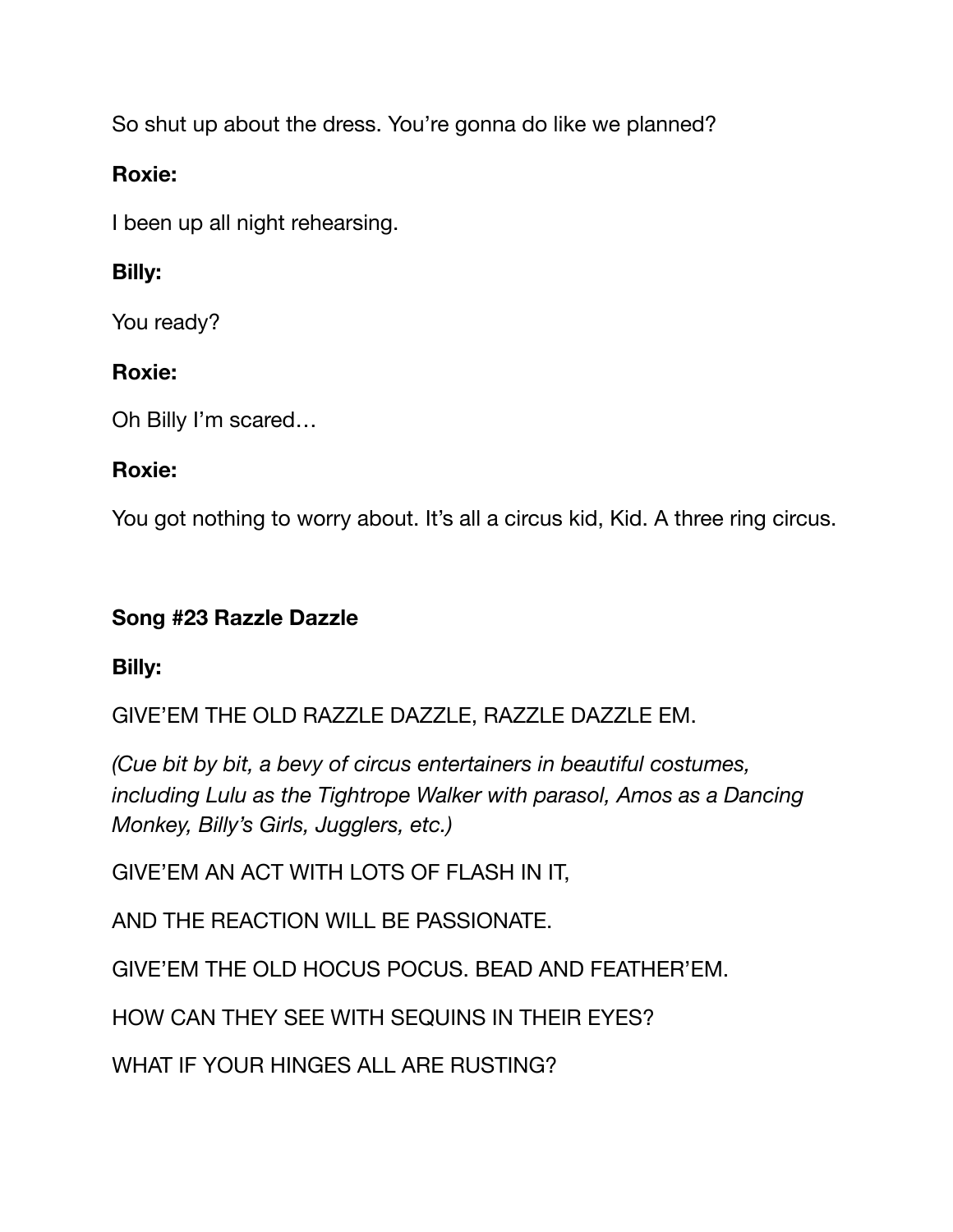So shut up about the dress. You're gonna do like we planned?

**Roxie:**

I been up all night rehearsing.

**Billy:**

You ready?

**Roxie:**

Oh Billy I'm scared…

**Roxie:**

You got nothing to worry about. It's all a circus kid, Kid. A three ring circus.

**Song #23 Razzle Dazzle**

**Billy:**

GIVE'EM THE OLD RAZZLE DAZZLE, RAZZLE DAZZLE EM.

*(Cue bit by bit, a bevy of circus entertainers in beautiful costumes, including Lulu as the Tightrope Walker with parasol, Amos as a Dancing Monkey, Billy's Girls, Jugglers, etc.)*

GIVE'EM AN ACT WITH LOTS OF FLASH IN IT,

AND THE REACTION WILL BE PASSIONATE.

GIVE'EM THE OLD HOCUS POCUS. BEAD AND FEATHER'EM.

HOW CAN THEY SEE WITH SEQUINS IN THEIR EYES?

WHAT IF YOUR HINGES ALL ARE RUSTING?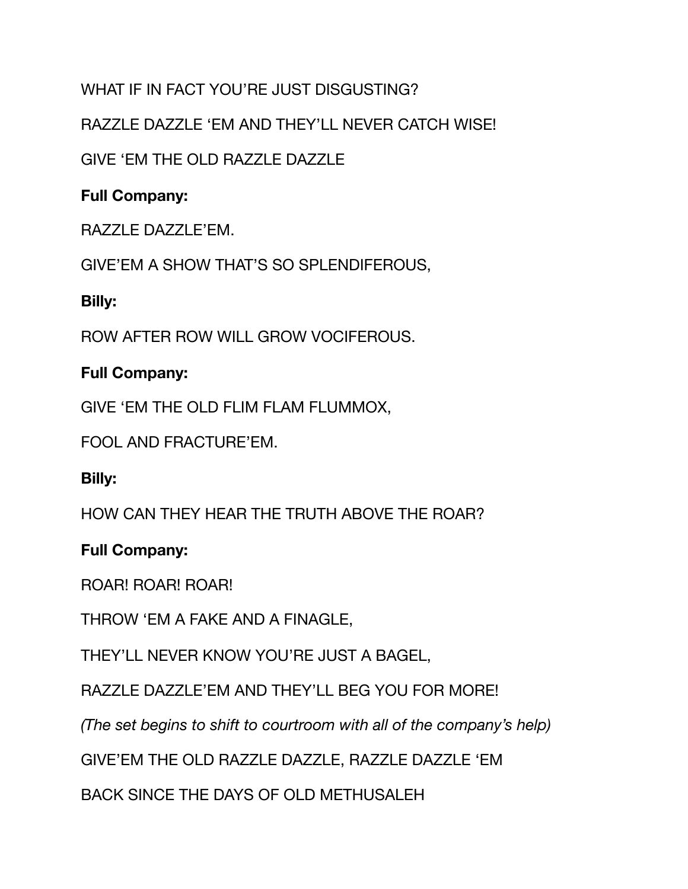WHAT IF IN FACT YOU'RE JUST DISGUSTING?

RAZZLE DAZZLE 'EM AND THEY'LL NEVER CATCH WISE!

GIVE 'EM THE OLD RAZZLE DAZZLE

**Full Company:**

RAZZLE DAZZLE'EM.

GIVE'EM A SHOW THAT'S SO SPLENDIFEROUS,

**Billy:**

ROW AFTER ROW WILL GROW VOCIFEROUS.

**Full Company:**

GIVE 'EM THE OLD FLIM FLAM FLUMMOX,

FOOL AND FRACTURE'EM.

**Billy:**

HOW CAN THEY HEAR THE TRUTH ABOVE THE ROAR?

**Full Company:**

ROAR! ROAR! ROAR!

THROW 'EM A FAKE AND A FINAGLE,

THEY'LL NEVER KNOW YOU'RE JUST A BAGEL,

RAZZLE DAZZLE'EM AND THEY'LL BEG YOU FOR MORE!

*(The set begins to shift to courtroom with all of the company's help)*

GIVE'EM THE OLD RAZZLE DAZZLE, RAZZLE DAZZLE 'EM

BACK SINCE THE DAYS OF OLD METHUSALEH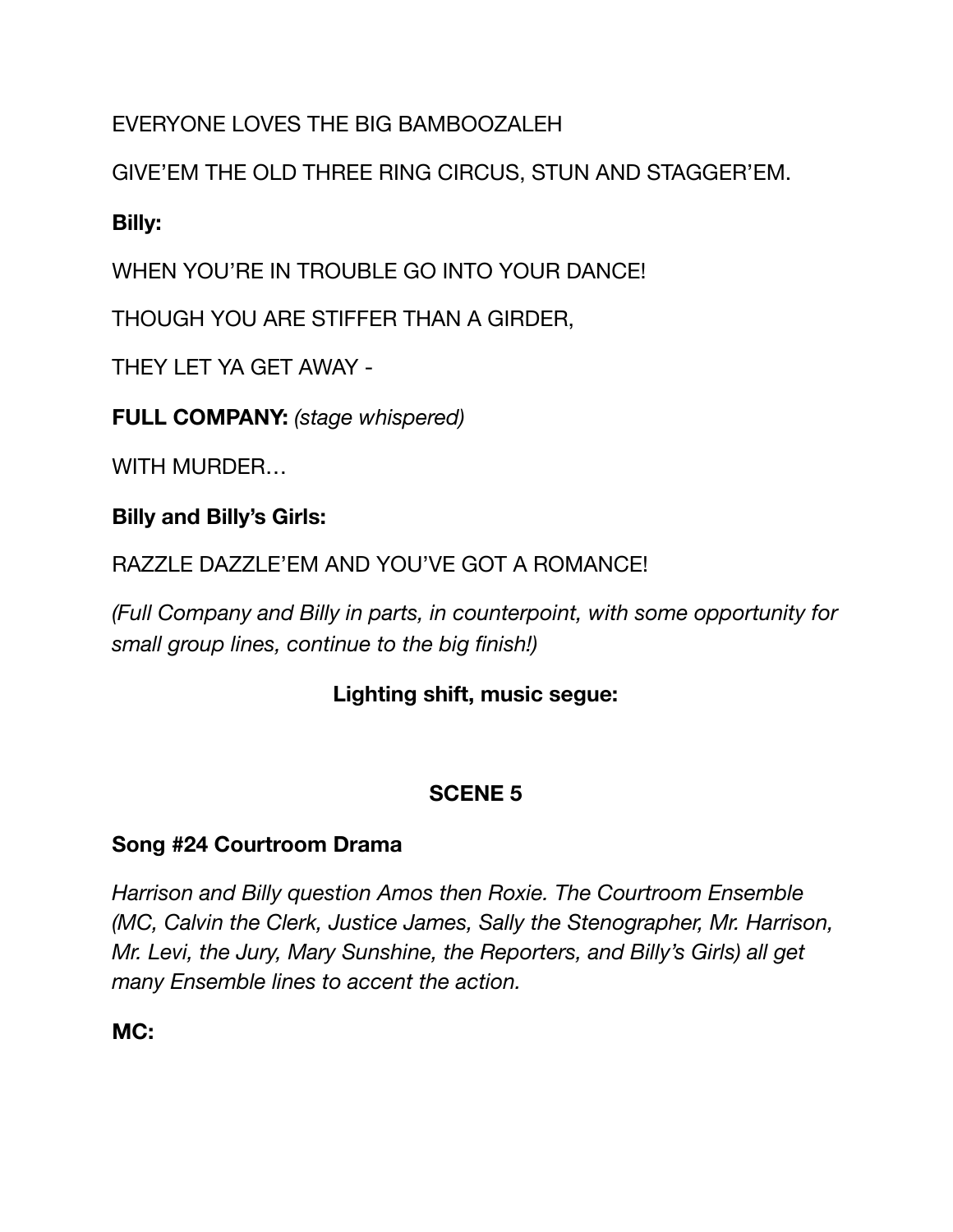EVERYONE LOVES THE BIG BAMBOOZALEH

GIVE'EM THE OLD THREE RING CIRCUS, STUN AND STAGGER'EM.

**Billy:**

WHEN YOU'RE IN TROUBLE GO INTO YOUR DANCE!

THOUGH YOU ARE STIFFER THAN A GIRDER,

THEY LET YA GET AWAY -

**FULL COMPANY:** *(stage whispered)*

WITH MURDER…

**Billy and Billy's Girls:**

RAZZLE DAZZLE'EM AND YOU'VE GOT A ROMANCE!

*(Full Company and Billy in parts, in counterpoint, with some opportunity for small group lines, continue to the big finish!)*

**Lighting shift, music segue:**

## SCENE 5

**Song #24 Courtroom Drama**

*Harrison and Billy question Amos then Roxie. The Courtroom Ensemble (MC, Calvin the Clerk, Justice James, Sally the Stenographer, Mr. Harrison, Mr. Levi, the Jury, Mary Sunshine, the Reporters, and Billy's Girls) all get many Ensemble lines to accent the action.*

**MC:**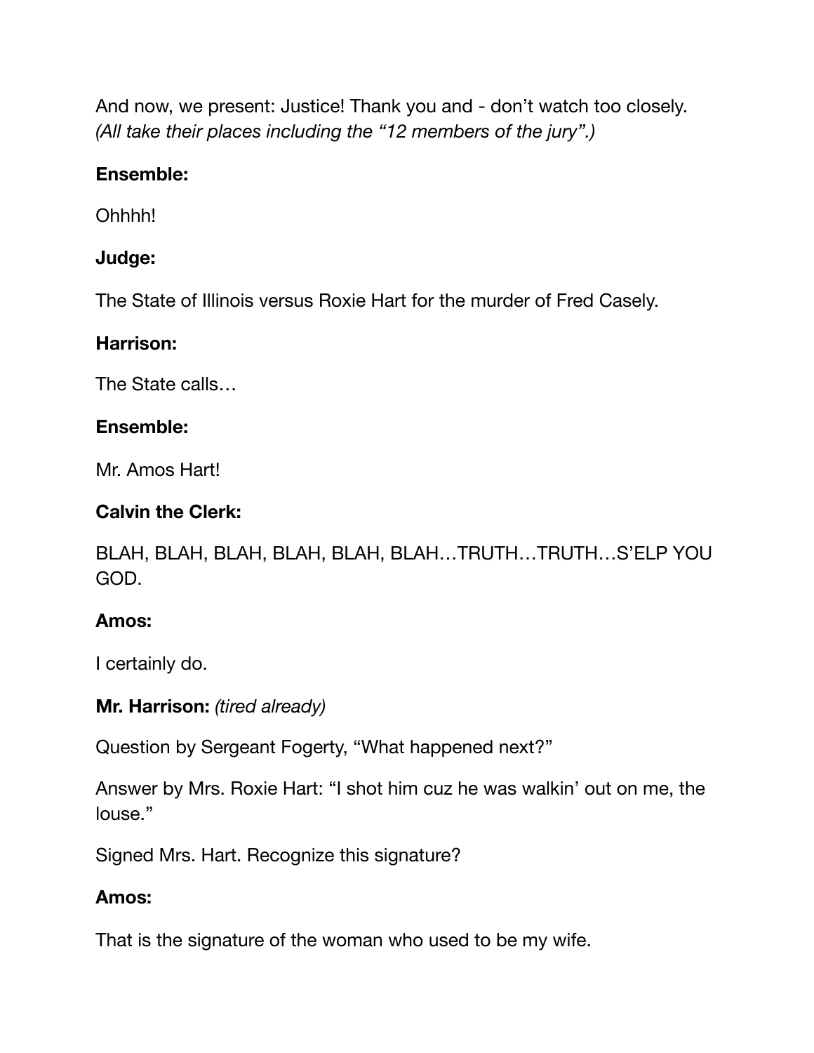And now, we present: Justice! Thank you and - don't watch too closely.
*(All take their places including the "12 members of the jury".)*

**Ensemble:**

Ohhhh!

**Judge:**

The State of Illinois versus Roxie Hart for the murder of Fred Casely.

**Harrison:**

The State calls…

**Ensemble:**

Mr. Amos Hart!

**Calvin the Clerk:**

BLAH, BLAH, BLAH, BLAH, BLAH, BLAH…TRUTH…TRUTH…S'ELP YOU GOD.

**Amos:**

I certainly do.

**Mr. Harrison:** *(tired already)*

Question by Sergeant Fogerty, "What happened next?"

Answer by Mrs. Roxie Hart: "I shot him cuz he was walkin' out on me, the louse."

Signed Mrs. Hart. Recognize this signature?

**Amos:**

That is the signature of the woman who used to be my wife.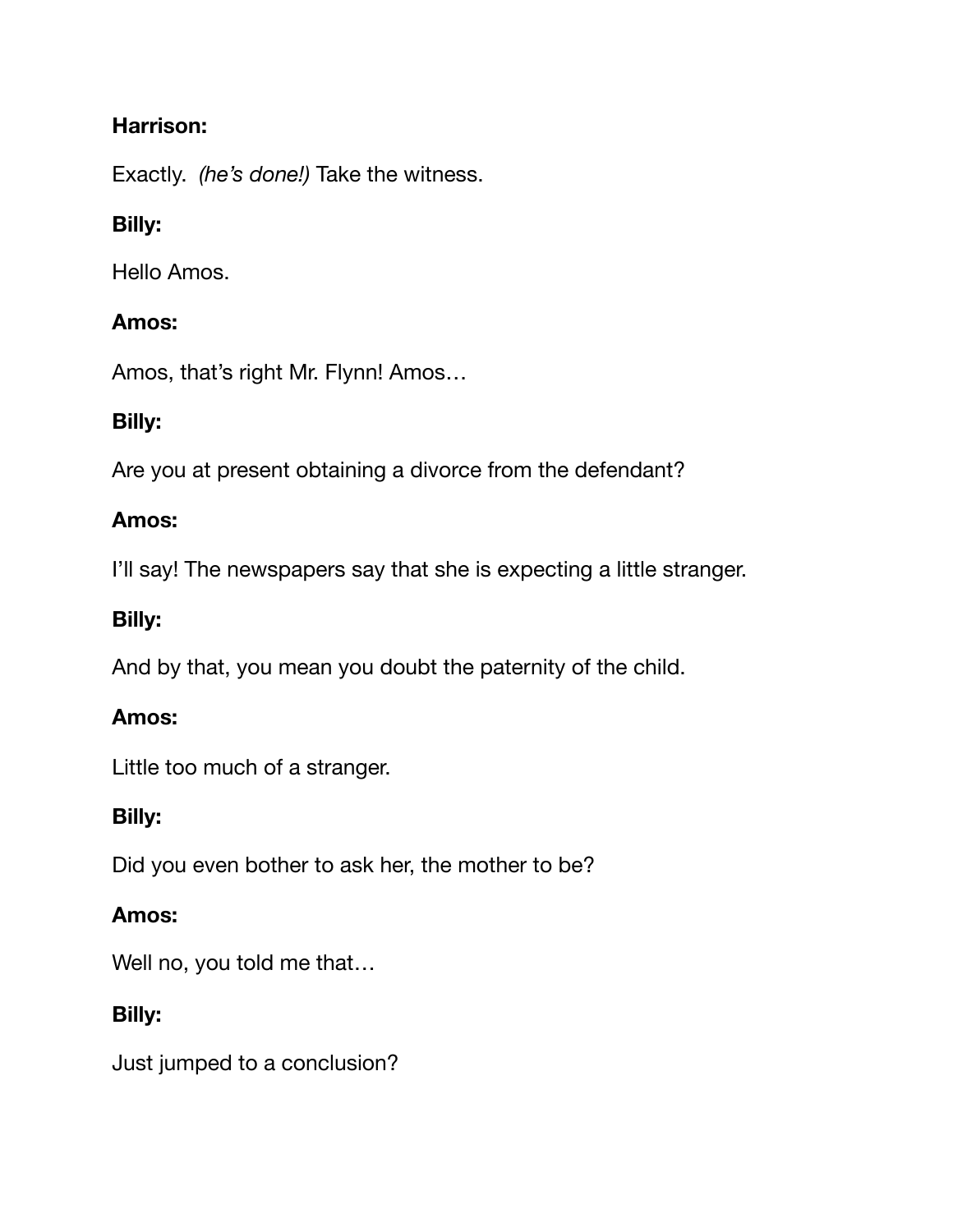**Harrison:**

Exactly. *(he's done!)* Take the witness.

**Billy:**

Hello Amos.

**Amos:**

Amos, that's right Mr. Flynn! Amos…

**Billy:**

Are you at present obtaining a divorce from the defendant?

**Amos:**

I'll say! The newspapers say that she is expecting a little stranger.

**Billy:**

And by that, you mean you doubt the paternity of the child.

**Amos:**

Little too much of a stranger.

**Billy:**

Did you even bother to ask her, the mother to be?

**Amos:**

Well no, you told me that…

**Billy:**

Just jumped to a conclusion?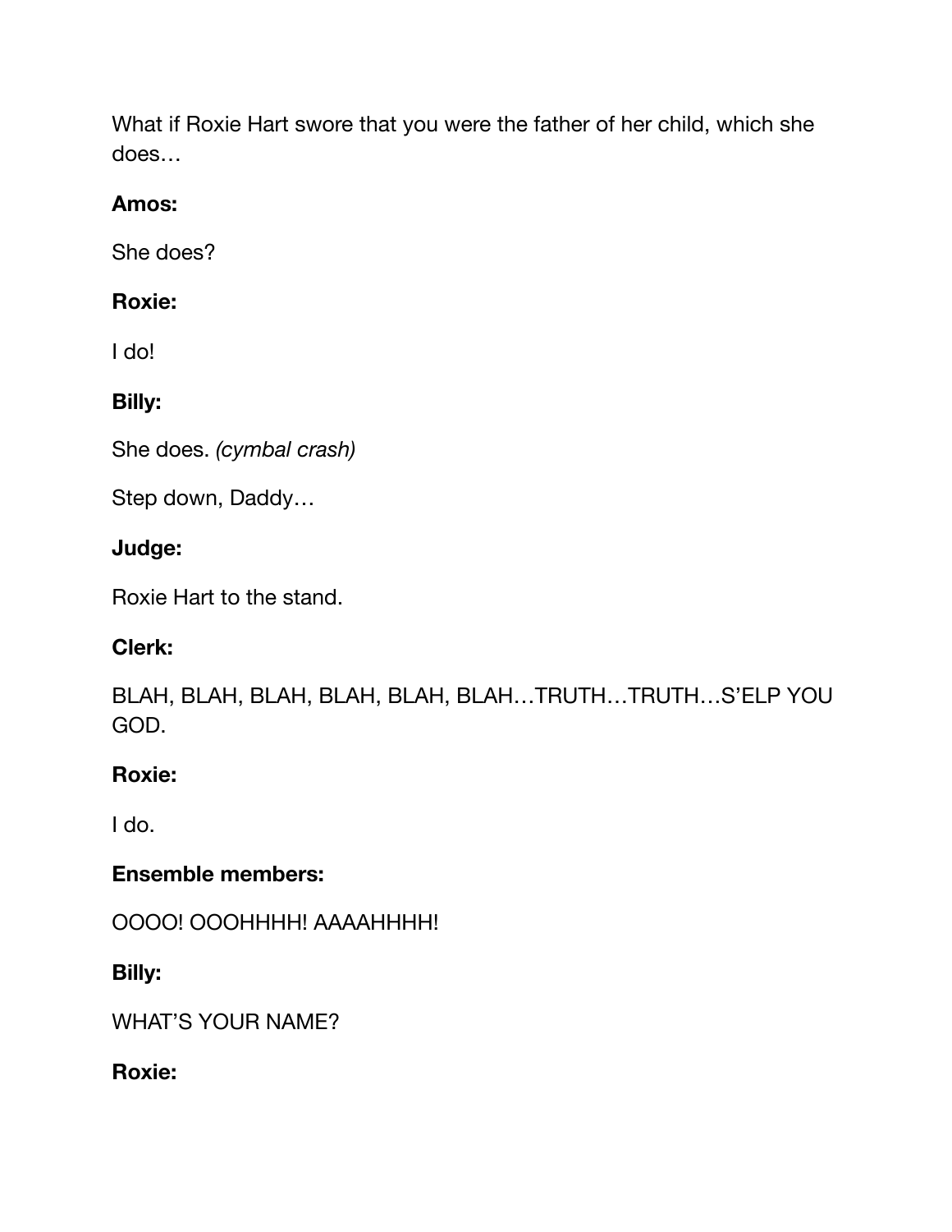What if Roxie Hart swore that you were the father of her child, which she does…

**Amos:**

She does?

**Roxie:**

I do!

**Billy:**

She does. *(cymbal crash)*

Step down, Daddy…

**Judge:**

Roxie Hart to the stand.

**Clerk:**

BLAH, BLAH, BLAH, BLAH, BLAH, BLAH…TRUTH…TRUTH…S'ELP YOU GOD.

**Roxie:**

I do.

**Ensemble members:**

OOOO! OOOHHHH! AAAAHHHH!

**Billy:**

WHAT'S YOUR NAME?

**Roxie:**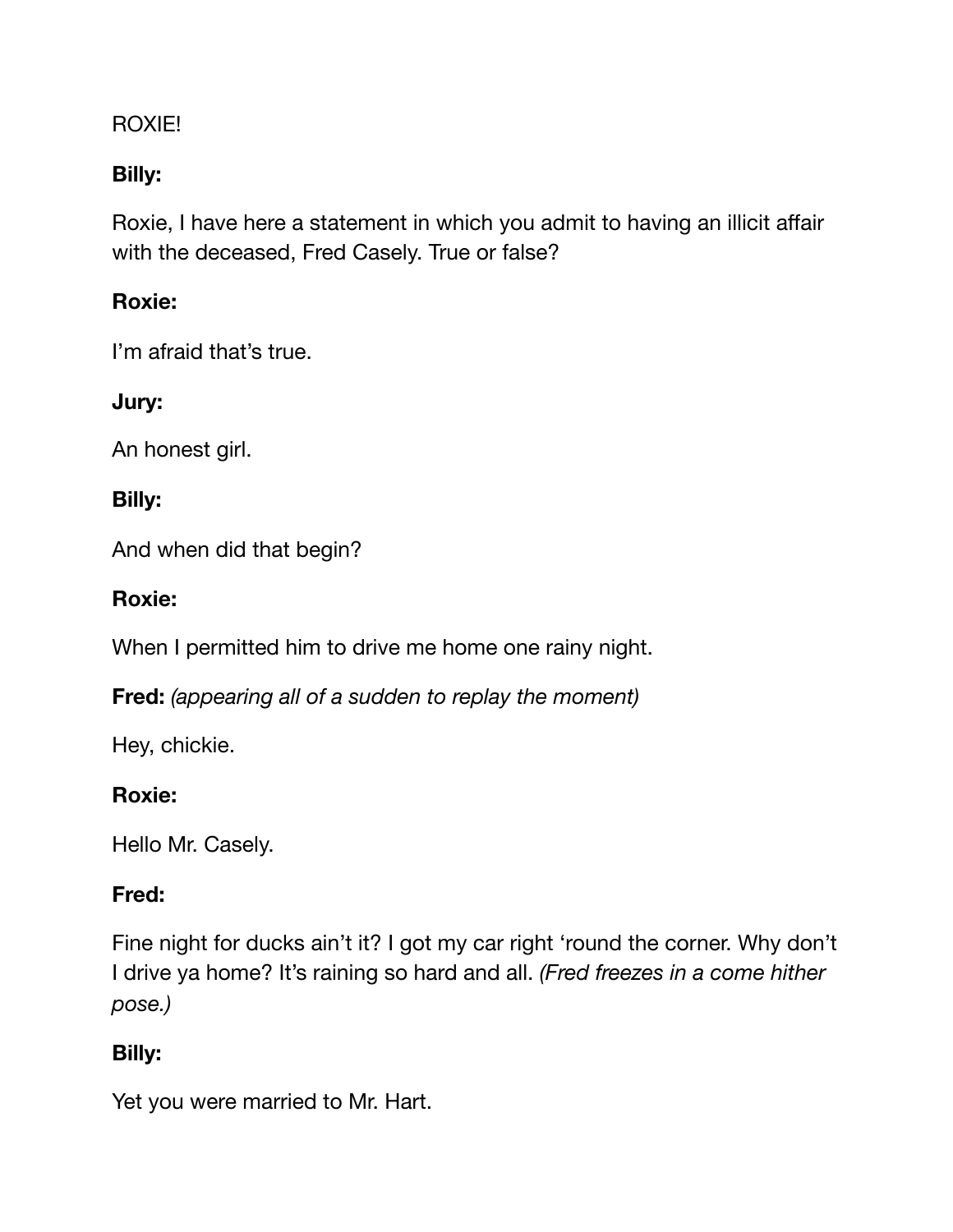ROXIE!

**Billy:**

Roxie, I have here a statement in which you admit to having an illicit affair with the deceased, Fred Casely. True or false?

**Roxie:**

I'm afraid that's true.

**Jury:**

An honest girl.

**Billy:**

And when did that begin?

**Roxie:**

When I permitted him to drive me home one rainy night.

**Fred:** *(appearing all of a sudden to replay the moment)*

Hey, chickie.

**Roxie:**

Hello Mr. Casely.

**Fred:**

Fine night for ducks ain't it? I got my car right 'round the corner. Why don't I drive ya home? It's raining so hard and all. *(Fred freezes in a come hither pose.)*

**Billy:**

Yet you were married to Mr. Hart.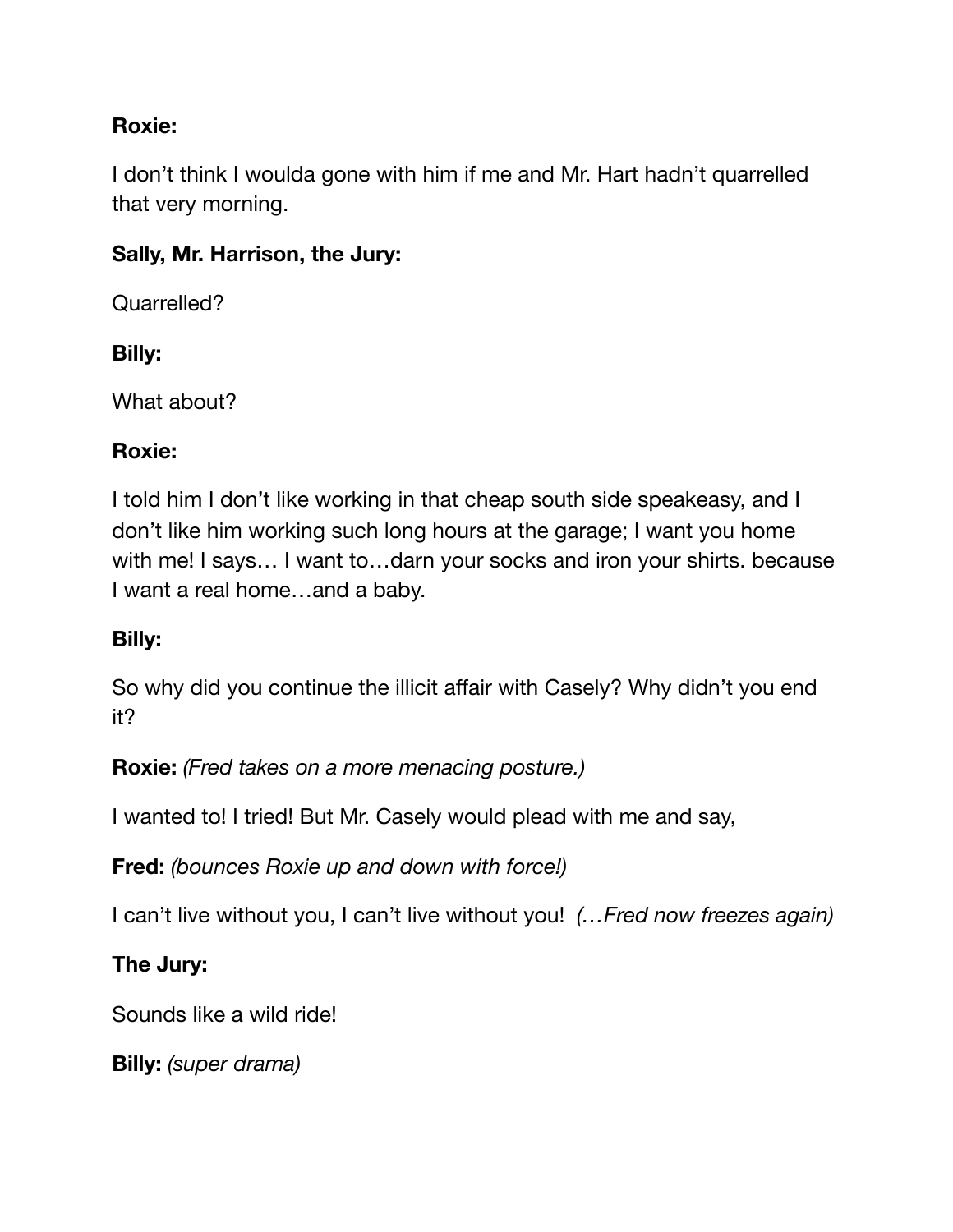**Roxie:**

I don't think I woulda gone with him if me and Mr. Hart hadn't quarrelled that very morning.

**Sally, Mr. Harrison, the Jury:**

Quarrelled?

**Billy:**

What about?

**Roxie:**

I told him I don't like working in that cheap south side speakeasy, and I don't like him working such long hours at the garage; I want you home with me! I says… I want to…darn your socks and iron your shirts. because I want a real home…and a baby.

**Billy:**

So why did you continue the illicit affair with Casely? Why didn't you end it?

**Roxie:** *(Fred takes on a more menacing posture.)*

I wanted to! I tried! But Mr. Casely would plead with me and say,

**Fred:** *(bounces Roxie up and down with force!)*

I can't live without you, I can't live without you! *(…Fred now freezes again)*

**The Jury:**

Sounds like a wild ride!

**Billy:** *(super drama)*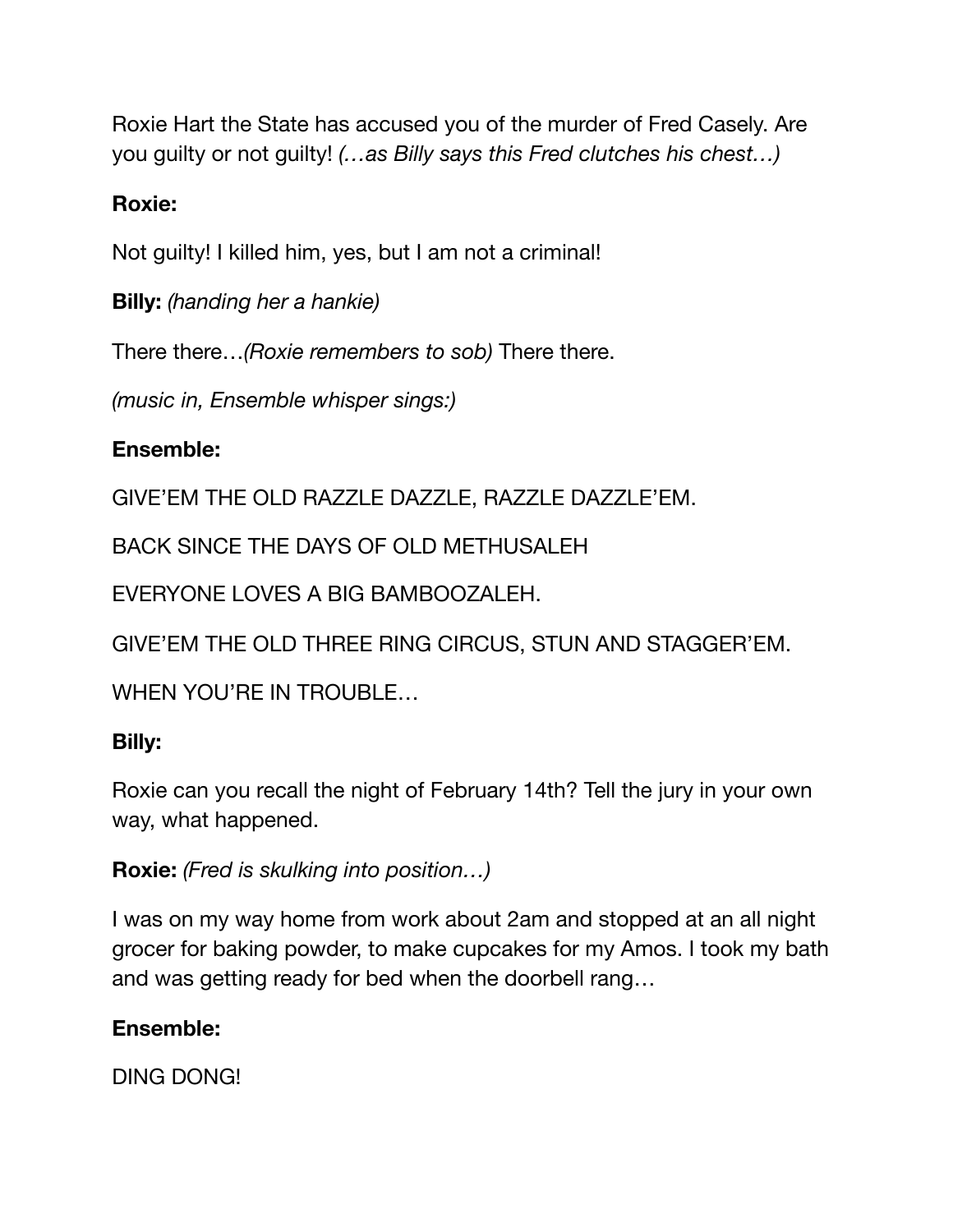Roxie Hart the State has accused you of the murder of Fred Casely. Are you guilty or not guilty! *(…as Billy says this Fred clutches his chest…)*

**Roxie:**

Not guilty! I killed him, yes, but I am not a criminal!

**Billy:** *(handing her a hankie)*

There there…*(Roxie remembers to sob)* There there.

*(music in, Ensemble whisper sings:)*

**Ensemble:**

GIVE'EM THE OLD RAZZLE DAZZLE, RAZZLE DAZZLE'EM.

BACK SINCE THE DAYS OF OLD METHUSALEH

EVERYONE LOVES A BIG BAMBOOZALEH.

GIVE'EM THE OLD THREE RING CIRCUS, STUN AND STAGGER'EM.

WHEN YOU'RE IN TROUBLE…

**Billy:**

Roxie can you recall the night of February 14th? Tell the jury in your own way, what happened.

**Roxie:** *(Fred is skulking into position…)*

I was on my way home from work about 2am and stopped at an all night grocer for baking powder, to make cupcakes for my Amos. I took my bath and was getting ready for bed when the doorbell rang…

**Ensemble:**

DING DONG!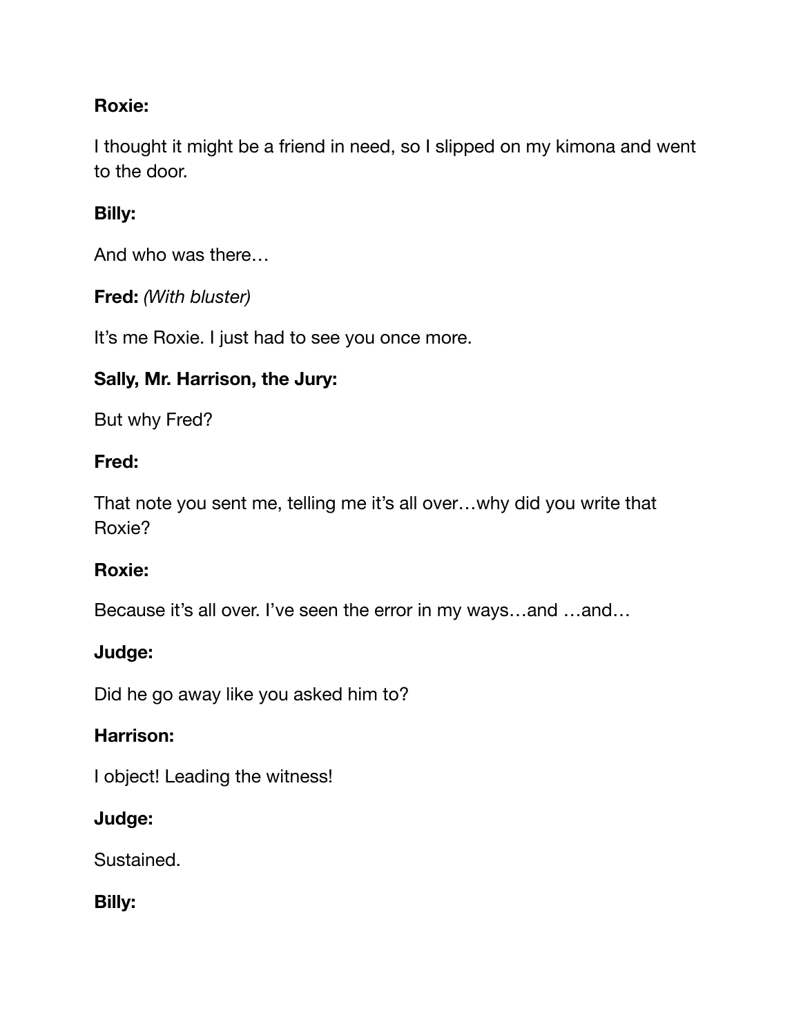**Roxie:**

I thought it might be a friend in need, so I slipped on my kimona and went to the door.

**Billy:**

And who was there…

**Fred:** *(With bluster)*

It's me Roxie. I just had to see you once more.

**Sally, Mr. Harrison, the Jury:**

But why Fred?

**Fred:**

That note you sent me, telling me it's all over…why did you write that Roxie?

**Roxie:**

Because it's all over. I've seen the error in my ways…and …and…

**Judge:**

Did he go away like you asked him to?

**Harrison:**

I object! Leading the witness!

**Judge:**

Sustained.

**Billy:**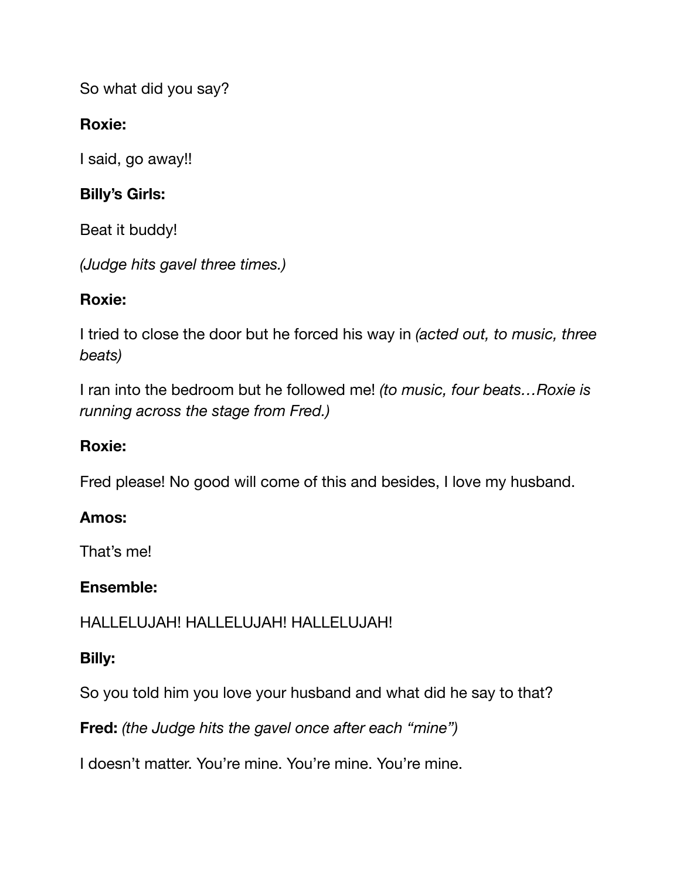So what did you say?

**Roxie:**

I said, go away!!

**Billy's Girls:**

Beat it buddy!

*(Judge hits gavel three times.)*

**Roxie:**

I tried to close the door but he forced his way in *(acted out, to music, three beats)*

I ran into the bedroom but he followed me! *(to music, four beats…Roxie is running across the stage from Fred.)*

**Roxie:**

Fred please! No good will come of this and besides, I love my husband.

**Amos:**

That's me!

**Ensemble:**

HALLELUJAH! HALLELUJAH! HALLELUJAH!

**Billy:**

So you told him you love your husband and what did he say to that?

**Fred:** *(the Judge hits the gavel once after each "mine")*

I doesn't matter. You're mine. You're mine. You're mine.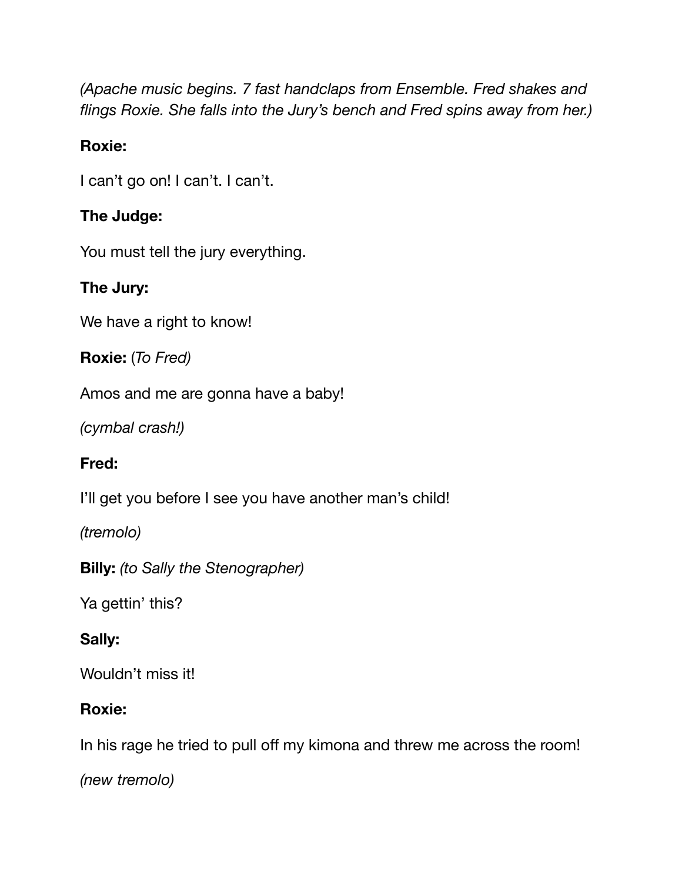*(Apache music begins. 7 fast handclaps from Ensemble. Fred shakes and flings Roxie. She falls into the Jury's bench and Fred spins away from her.)*

**Roxie:**

I can't go on! I can't. I can't.

**The Judge:**

You must tell the jury everything.

**The Jury:**

We have a right to know!

**Roxie:** (*To Fred)*

Amos and me are gonna have a baby!

*(cymbal crash!)*

**Fred:**

I'll get you before I see you have another man's child!

*(tremolo)*

**Billy:** *(to Sally the Stenographer)*

Ya gettin' this?

**Sally:**

Wouldn't miss it!

**Roxie:**

In his rage he tried to pull off my kimona and threw me across the room!

*(new tremolo)*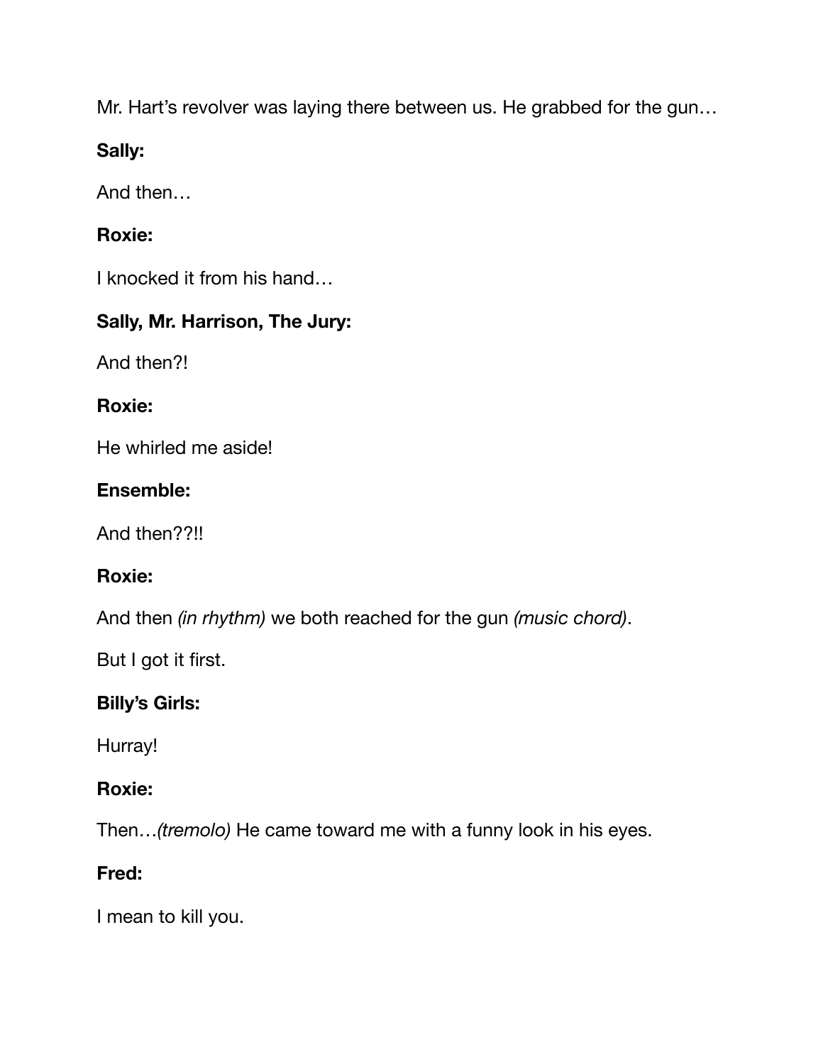Mr. Hart's revolver was laying there between us. He grabbed for the gun…

**Sally:**

And then…

**Roxie:**

I knocked it from his hand…

**Sally, Mr. Harrison, The Jury:**

And then?!

**Roxie:**

He whirled me aside!

**Ensemble:**

And then??!!

**Roxie:**

And then *(in rhythm)* we both reached for the gun *(music chord)*.

But I got it first.

**Billy's Girls:**

Hurray!

**Roxie:**

Then…*(tremolo)* He came toward me with a funny look in his eyes.

**Fred:**

I mean to kill you.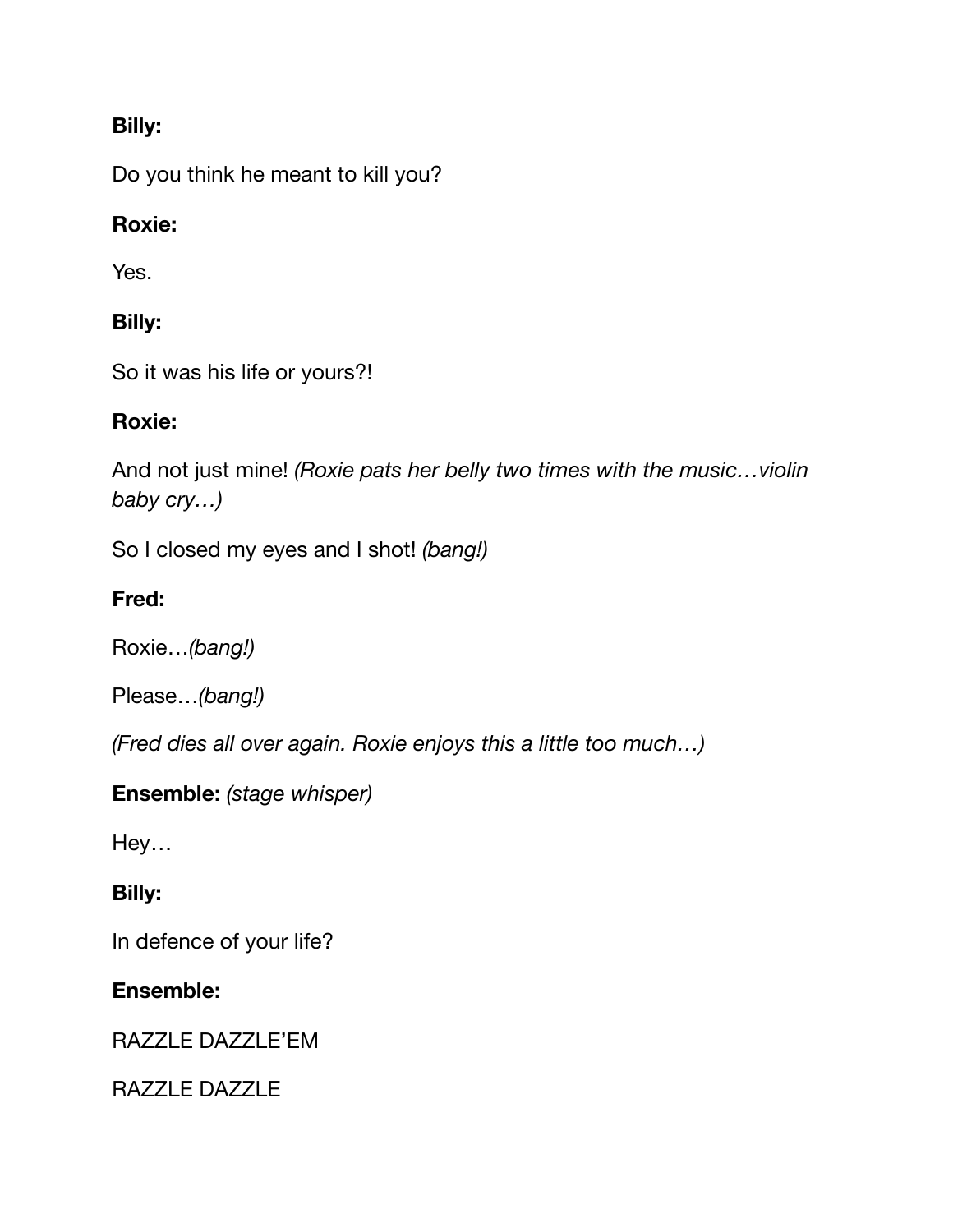**Billy:**

Do you think he meant to kill you?

**Roxie:**

Yes.

**Billy:**

So it was his life or yours?!

**Roxie:**

And not just mine! *(Roxie pats her belly two times with the music…violin baby cry…)*

So I closed my eyes and I shot! *(bang!)*

**Fred:**

Roxie…*(bang!)*

Please…*(bang!)*

*(Fred dies all over again. Roxie enjoys this a little too much…)*

**Ensemble:** *(stage whisper)*

Hey…

**Billy:**

In defence of your life?

**Ensemble:**

RAZZLE DAZZLE'EM

RAZZLE DAZZLE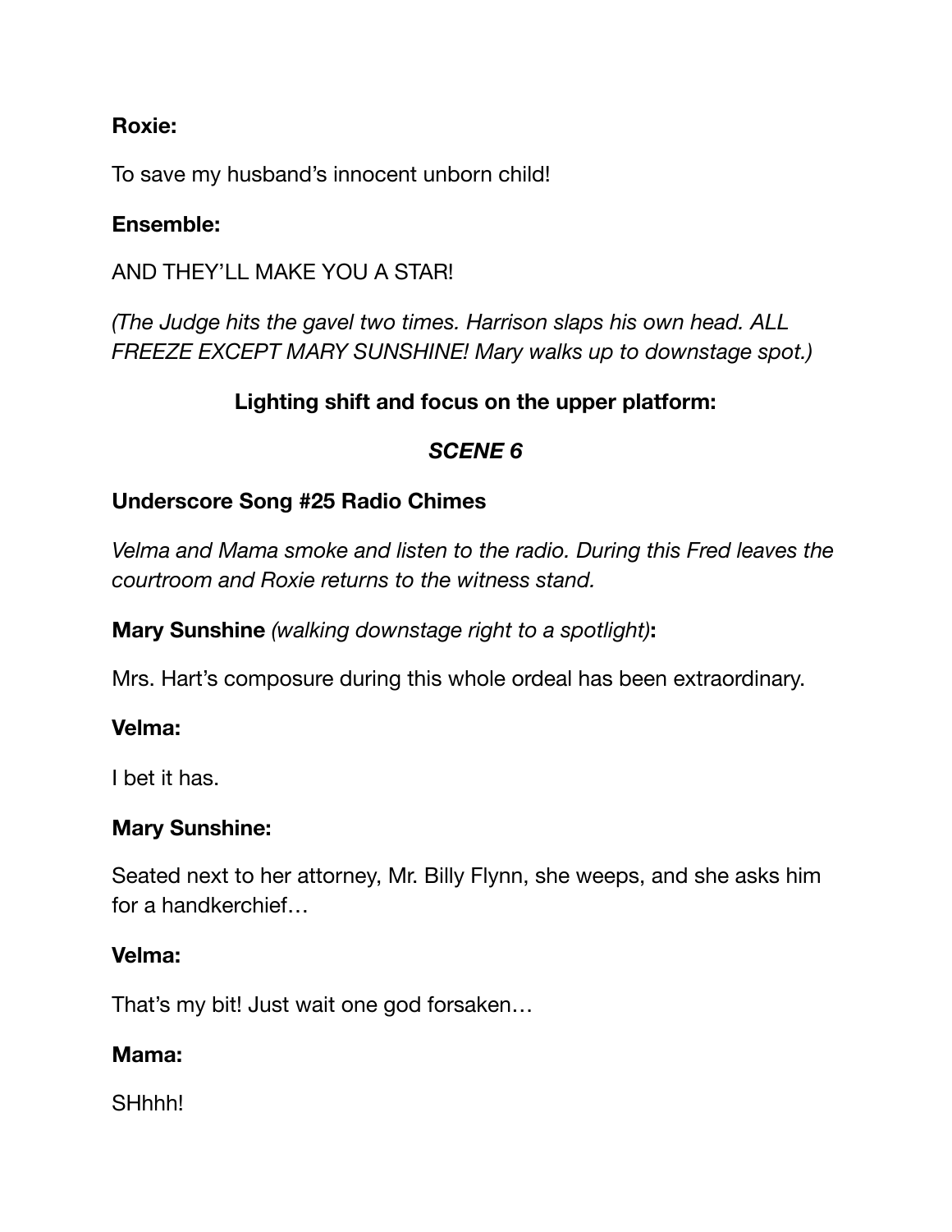**Roxie:**

To save my husband's innocent unborn child!

**Ensemble:**

AND THEY'LL MAKE YOU A STAR!

*(The Judge hits the gavel two times. Harrison slaps his own head. ALL FREEZE EXCEPT MARY SUNSHINE! Mary walks up to downstage spot.)*

**Lighting shift and focus on the upper platform:**

***SCENE 6***

**Underscore Song #25 Radio Chimes**

*Velma and Mama smoke and listen to the radio. During this Fred leaves the courtroom and Roxie returns to the witness stand.*

**Mary Sunshine** *(walking downstage right to a spotlight)***:**

Mrs. Hart's composure during this whole ordeal has been extraordinary.

**Velma:**

I bet it has.

**Mary Sunshine:**

Seated next to her attorney, Mr. Billy Flynn, she weeps, and she asks him for a handkerchief…

**Velma:**

That's my bit! Just wait one god forsaken…

**Mama:**

SHhhh!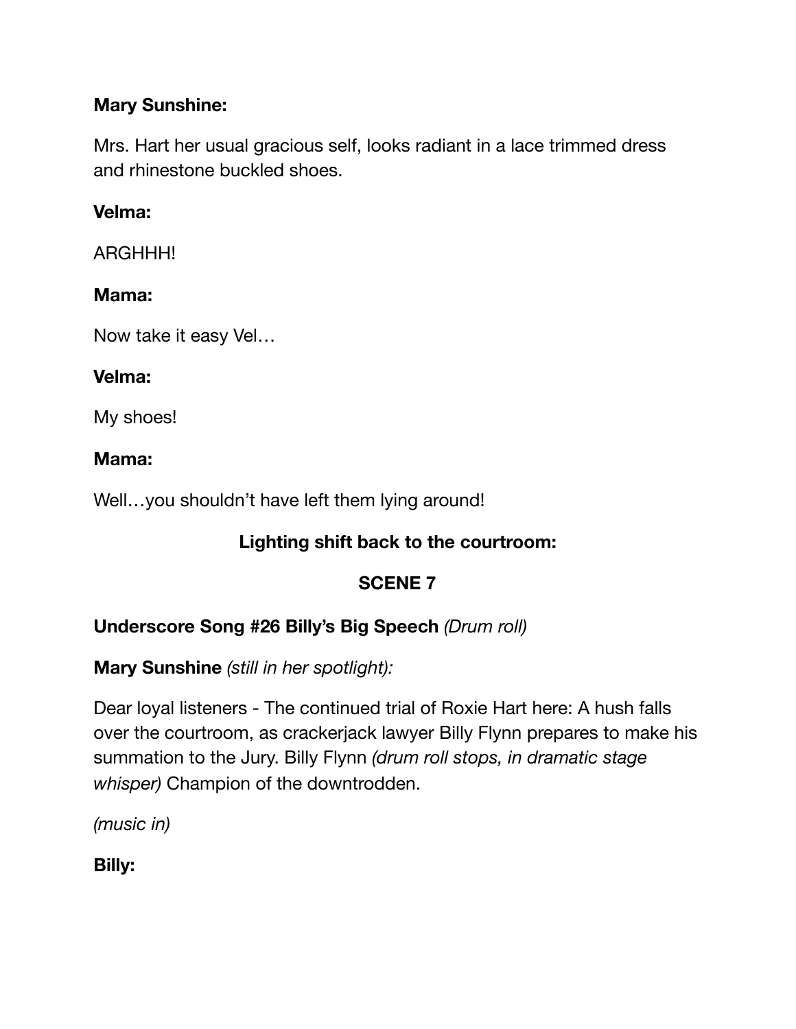**Mary Sunshine:**

Mrs. Hart her usual gracious self, looks radiant in a lace trimmed dress and rhinestone buckled shoes.

**Velma:**

ARGHHH!

**Mama:**

Now take it easy Vel…

**Velma:**

My shoes!

**Mama:**

Well…you shouldn't have left them lying around!

**Lighting shift back to the courtroom:**

**SCENE 7**

**Underscore Song #26 Billy's Big Speech** *(Drum roll)*

**Mary Sunshine** *(still in her spotlight):*

Dear loyal listeners - The continued trial of Roxie Hart here: A hush falls over the courtroom, as crackerjack lawyer Billy Flynn prepares to make his summation to the Jury. Billy Flynn *(drum roll stops, in dramatic stage whisper)* Champion of the downtrodden.

*(music in)*

**Billy:**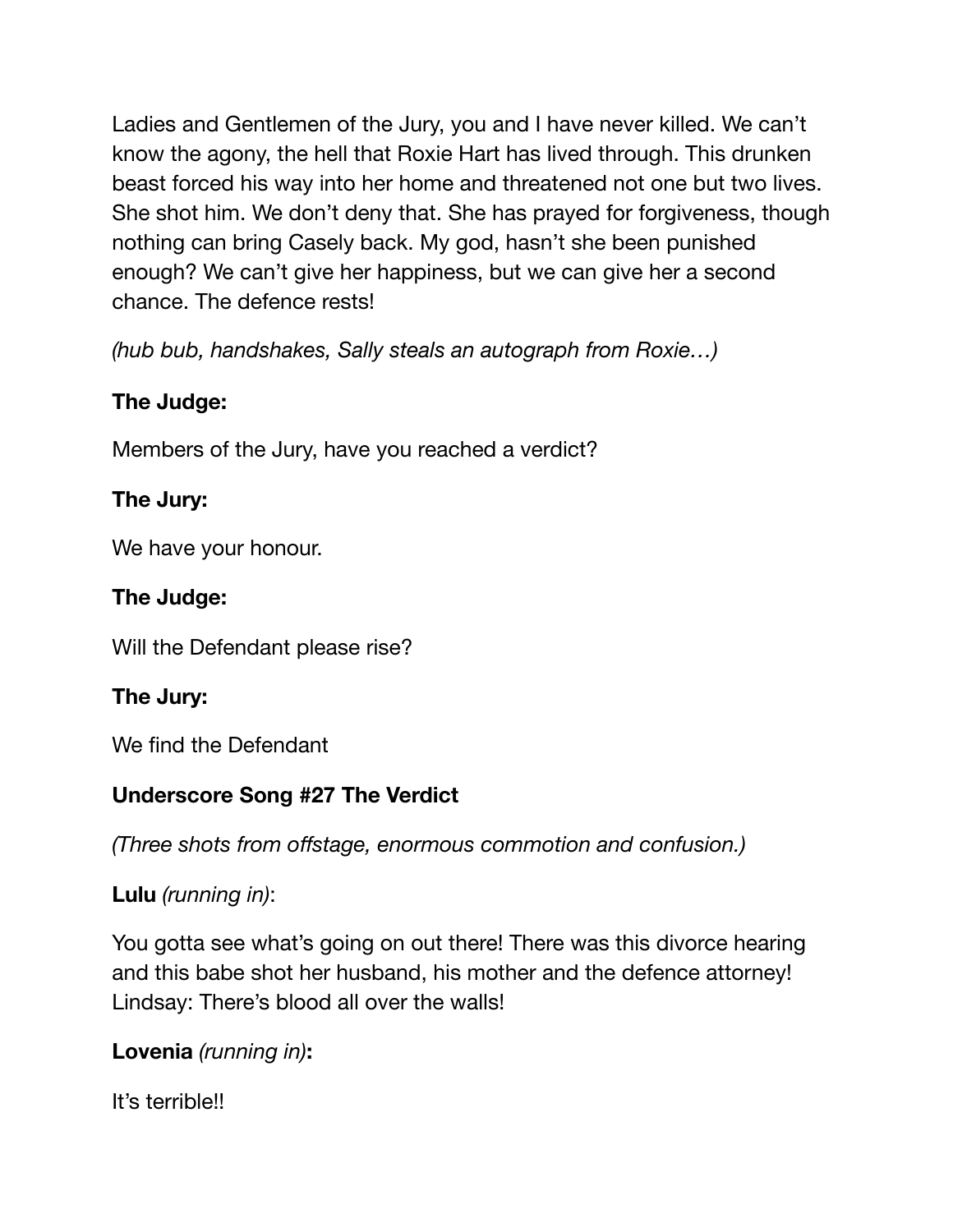Ladies and Gentlemen of the Jury, you and I have never killed. We can't know the agony, the hell that Roxie Hart has lived through. This drunken beast forced his way into her home and threatened not one but two lives. She shot him. We don't deny that. She has prayed for forgiveness, though nothing can bring Casely back. My god, hasn't she been punished enough? We can't give her happiness, but we can give her a second chance. The defence rests!

*(hub bub, handshakes, Sally steals an autograph from Roxie…)*

**The Judge:**

Members of the Jury, have you reached a verdict?

**The Jury:**

We have your honour.

**The Judge:**

Will the Defendant please rise?

**The Jury:**

We find the Defendant

**Underscore Song #27 The Verdict**

*(Three shots from offstage, enormous commotion and confusion.)*

**Lulu** *(running in)*:

You gotta see what's going on out there! There was this divorce hearing and this babe shot her husband, his mother and the defence attorney! Lindsay: There's blood all over the walls!

**Lovenia** *(running in)***:**

It's terrible!!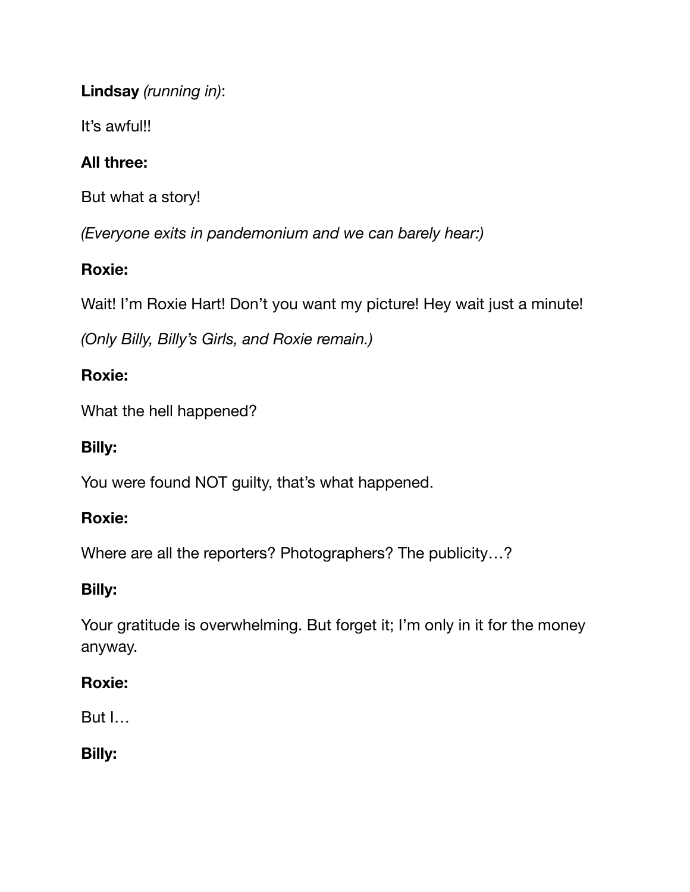**Lindsay** *(running in)*:

It's awful!!

**All three:**

But what a story!

*(Everyone exits in pandemonium and we can barely hear:)*

**Roxie:**

Wait! I'm Roxie Hart! Don't you want my picture! Hey wait just a minute!

*(Only Billy, Billy's Girls, and Roxie remain.)*

**Roxie:**

What the hell happened?

**Billy:**

You were found NOT guilty, that's what happened.

**Roxie:**

Where are all the reporters? Photographers? The publicity…?

**Billy:**

Your gratitude is overwhelming. But forget it; I'm only in it for the money anyway.

**Roxie:**

But I…

**Billy:**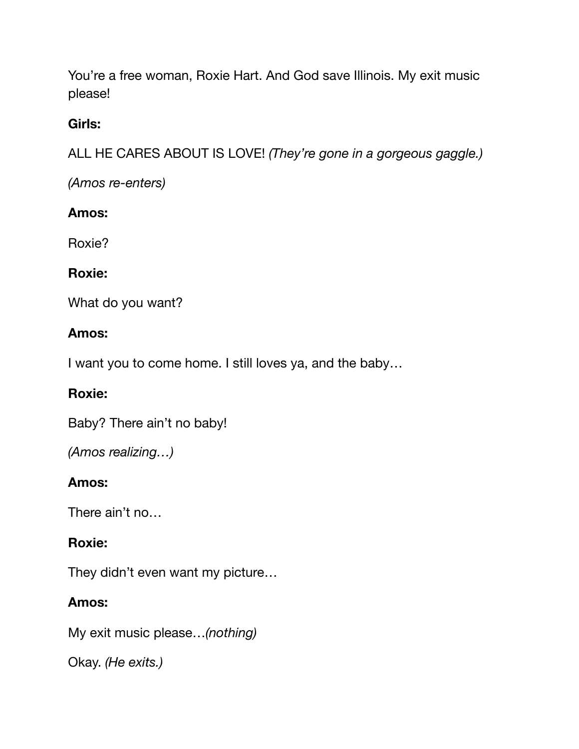You're a free woman, Roxie Hart. And God save Illinois. My exit music please!

**Girls:**

ALL HE CARES ABOUT IS LOVE! *(They're gone in a gorgeous gaggle.)*

*(Amos re-enters)*

**Amos:**

Roxie?

**Roxie:**

What do you want?

**Amos:**

I want you to come home. I still loves ya, and the baby…

**Roxie:**

Baby? There ain't no baby!

*(Amos realizing…)*

**Amos:**

There ain't no…

**Roxie:**

They didn't even want my picture…

**Amos:**

My exit music please…*(nothing)*

Okay. *(He exits.)*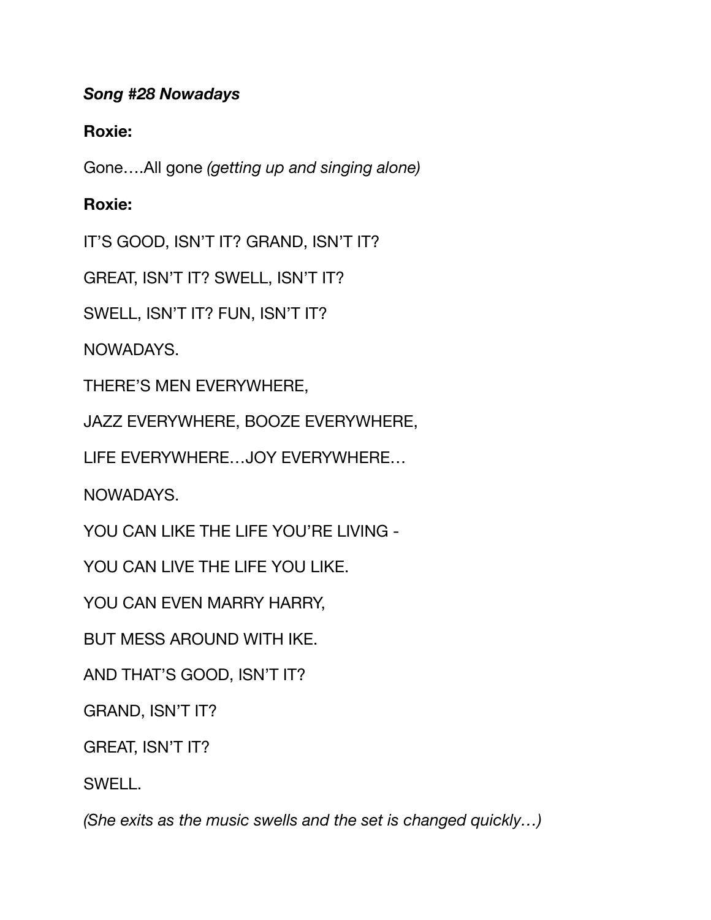***Song #28 Nowadays***

**Roxie:**

Gone….All gone *(getting up and singing alone)*

**Roxie:**

IT'S GOOD, ISN'T IT? GRAND, ISN'T IT?

GREAT, ISN'T IT? SWELL, ISN'T IT?

SWELL, ISN'T IT? FUN, ISN'T IT?

NOWADAYS.

THERE'S MEN EVERYWHERE,

JAZZ EVERYWHERE, BOOZE EVERYWHERE,

LIFE EVERYWHERE…JOY EVERYWHERE…

NOWADAYS.

YOU CAN LIKE THE LIFE YOU'RE LIVING -

YOU CAN LIVE THE LIFE YOU LIKE.

YOU CAN EVEN MARRY HARRY,

BUT MESS AROUND WITH IKE.

AND THAT'S GOOD, ISN'T IT?

GRAND, ISN'T IT?

GREAT, ISN'T IT?

SWELL.

*(She exits as the music swells and the set is changed quickly…)*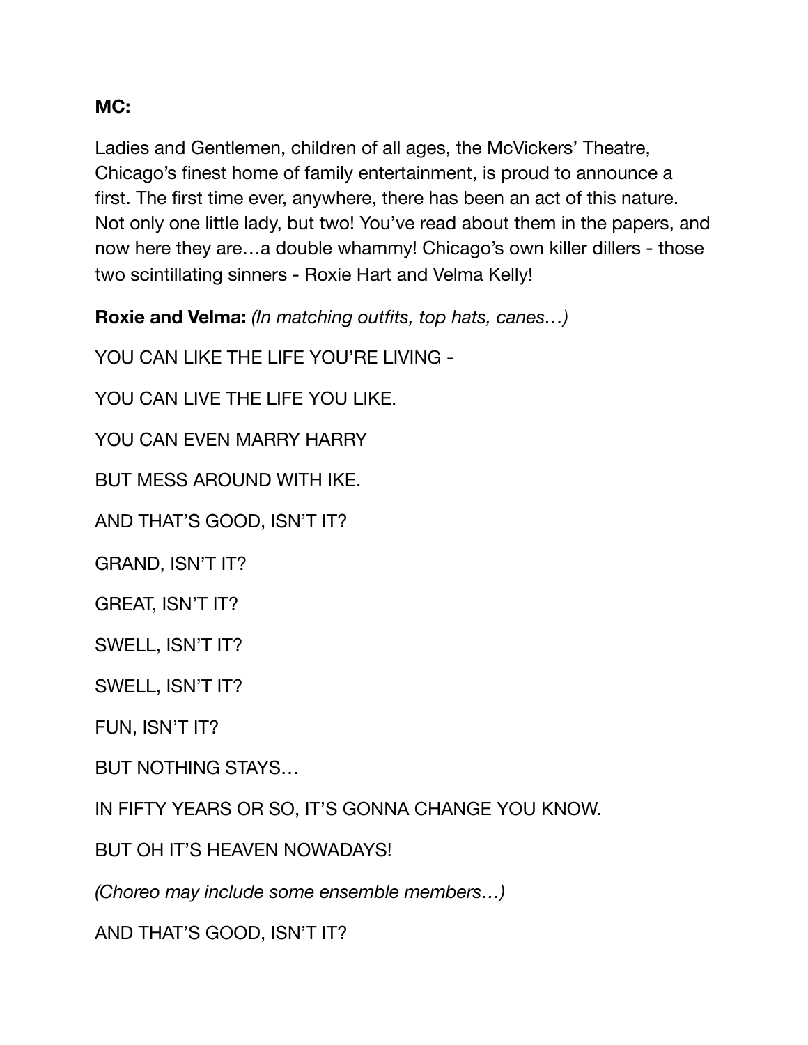**MC:**

Ladies and Gentlemen, children of all ages, the McVickers' Theatre, Chicago's finest home of family entertainment, is proud to announce a first. The first time ever, anywhere, there has been an act of this nature. Not only one little lady, but two! You've read about them in the papers, and now here they are…a double whammy! Chicago's own killer dillers - those two scintillating sinners - Roxie Hart and Velma Kelly!

**Roxie and Velma:** *(In matching outfits, top hats, canes…)*

YOU CAN LIKE THE LIFE YOU'RE LIVING -

YOU CAN LIVE THE LIFE YOU LIKE.

YOU CAN EVEN MARRY HARRY

BUT MESS AROUND WITH IKE.

AND THAT'S GOOD, ISN'T IT?

GRAND, ISN'T IT?

GREAT, ISN'T IT?

SWELL, ISN'T IT?

SWELL, ISN'T IT?

FUN, ISN'T IT?

BUT NOTHING STAYS…

IN FIFTY YEARS OR SO, IT'S GONNA CHANGE YOU KNOW.

BUT OH IT'S HEAVEN NOWADAYS!

*(Choreo may include some ensemble members…)*

AND THAT'S GOOD, ISN'T IT?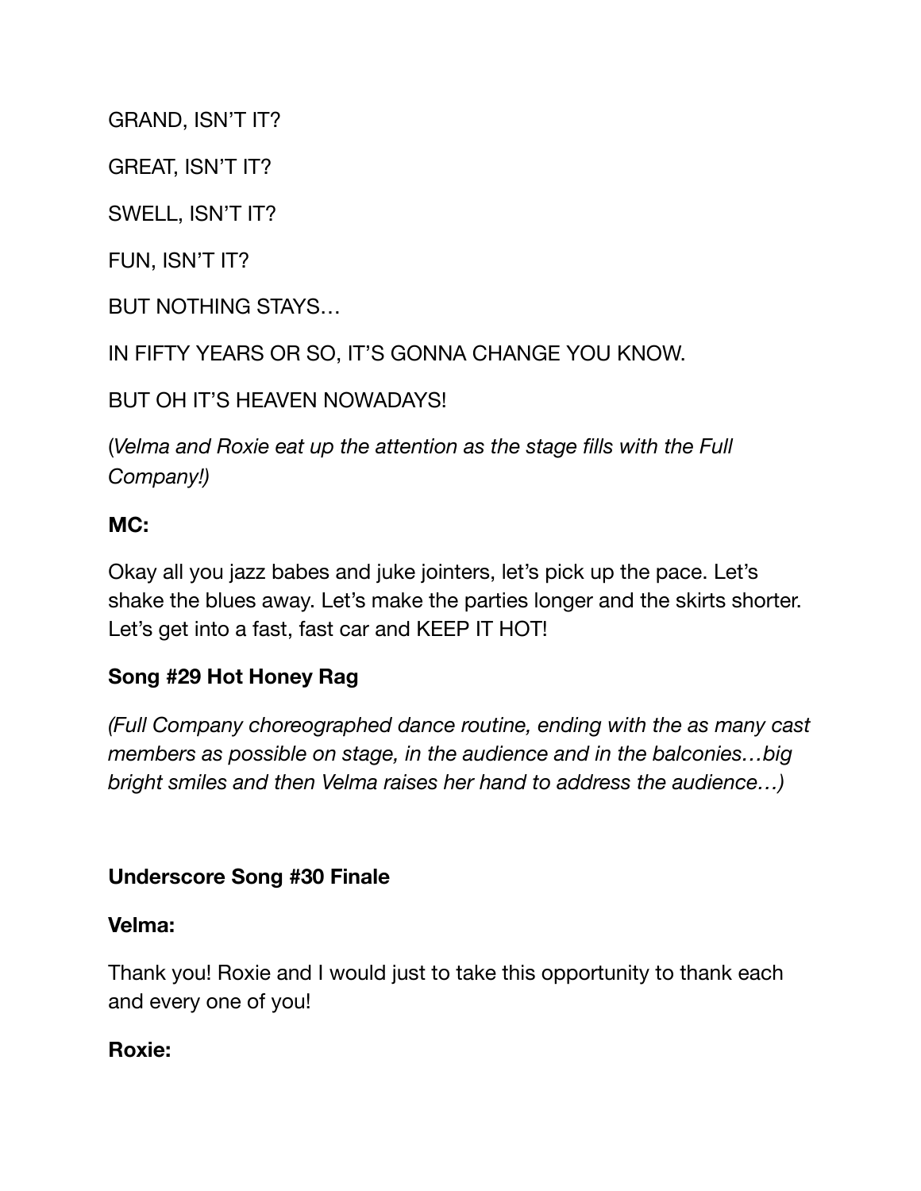GRAND, ISN'T IT?

GREAT, ISN'T IT?

SWELL, ISN'T IT?

FUN, ISN'T IT?

BUT NOTHING STAYS…

IN FIFTY YEARS OR SO, IT'S GONNA CHANGE YOU KNOW.

BUT OH IT'S HEAVEN NOWADAYS!

(*Velma and Roxie eat up the attention as the stage fills with the Full Company!)*

**MC:**

Okay all you jazz babes and juke jointers, let's pick up the pace. Let's shake the blues away. Let's make the parties longer and the skirts shorter. Let's get into a fast, fast car and KEEP IT HOT!

**Song #29 Hot Honey Rag**

*(Full Company choreographed dance routine, ending with the as many cast members as possible on stage, in the audience and in the balconies…big bright smiles and then Velma raises her hand to address the audience…)*

**Underscore Song #30 Finale**

**Velma:**

Thank you! Roxie and I would just to take this opportunity to thank each and every one of you!

**Roxie:**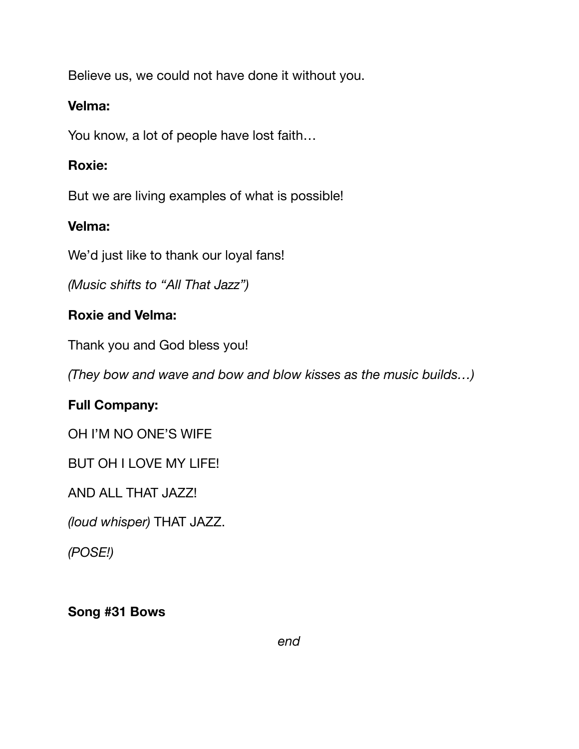Believe us, we could not have done it without you.

**Velma:**

You know, a lot of people have lost faith…

**Roxie:**

But we are living examples of what is possible!

**Velma:**

We'd just like to thank our loyal fans!

*(Music shifts to "All That Jazz")*

**Roxie and Velma:**

Thank you and God bless you!

*(They bow and wave and bow and blow kisses as the music builds…)*

**Full Company:**

OH I'M NO ONE'S WIFE

BUT OH I LOVE MY LIFE!

AND ALL THAT JAZZ!

*(loud whisper)* THAT JAZZ.

*(POSE!)*

**Song #31 Bows**

*end*